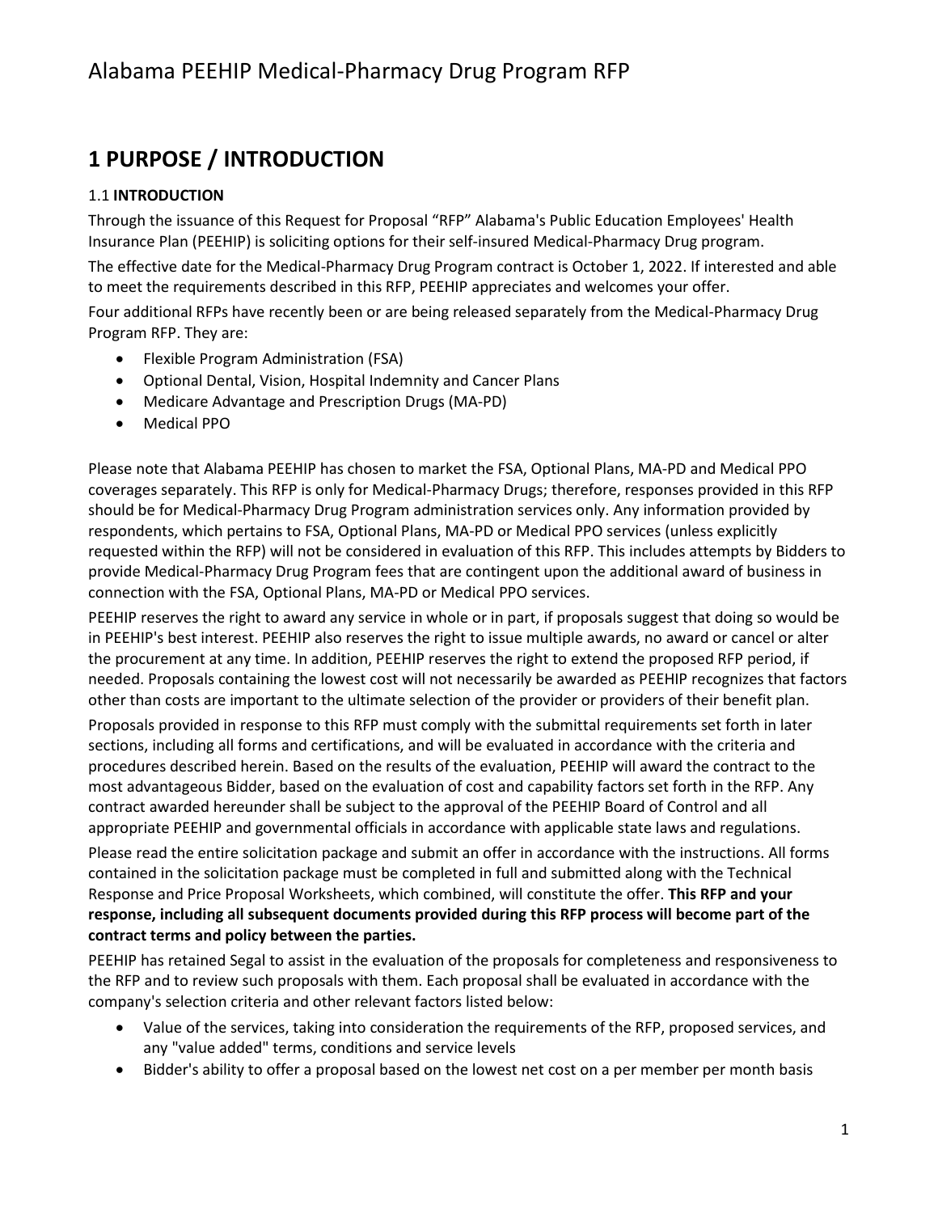# 1 PURPOSE / INTRODUCTION

## 1.1 INTRODUCTION

Through the issuance of this Request for Proposal "RFP" Alabama's Public Education Employees' Health Insurance Plan (PEEHIP) is soliciting options for their self-insured Medical-Pharmacy Drug program.

The effective date for the Medical-Pharmacy Drug Program contract is October 1, 2022. If interested and able to meet the requirements described in this RFP, PEEHIP appreciates and welcomes your offer.

Four additional RFPs have recently been or are being released separately from the Medical-Pharmacy Drug Program RFP. They are:

- Flexible Program Administration (FSA)
- Optional Dental, Vision, Hospital Indemnity and Cancer Plans
- Medicare Advantage and Prescription Drugs (MA-PD)
- Medical PPO

Please note that Alabama PEEHIP has chosen to market the FSA, Optional Plans, MA-PD and Medical PPO coverages separately. This RFP is only for Medical-Pharmacy Drugs; therefore, responses provided in this RFP should be for Medical-Pharmacy Drug Program administration services only. Any information provided by respondents, which pertains to FSA, Optional Plans, MA-PD or Medical PPO services (unless explicitly requested within the RFP) will not be considered in evaluation of this RFP. This includes attempts by Bidders to provide Medical-Pharmacy Drug Program fees that are contingent upon the additional award of business in connection with the FSA, Optional Plans, MA-PD or Medical PPO services.

PEEHIP reserves the right to award any service in whole or in part, if proposals suggest that doing so would be in PEEHIP's best interest. PEEHIP also reserves the right to issue multiple awards, no award or cancel or alter the procurement at any time. In addition, PEEHIP reserves the right to extend the proposed RFP period, if needed. Proposals containing the lowest cost will not necessarily be awarded as PEEHIP recognizes that factors other than costs are important to the ultimate selection of the provider or providers of their benefit plan.

Proposals provided in response to this RFP must comply with the submittal requirements set forth in later sections, including all forms and certifications, and will be evaluated in accordance with the criteria and procedures described herein. Based on the results of the evaluation, PEEHIP will award the contract to the most advantageous Bidder, based on the evaluation of cost and capability factors set forth in the RFP. Any contract awarded hereunder shall be subject to the approval of the PEEHIP Board of Control and all appropriate PEEHIP and governmental officials in accordance with applicable state laws and regulations.

Please read the entire solicitation package and submit an offer in accordance with the instructions. All forms contained in the solicitation package must be completed in full and submitted along with the Technical Response and Price Proposal Worksheets, which combined, will constitute the offer. **This RFP and your response, including all subsequent documents provided during this RFP process will become part of the contract terms and policy between the parties.**

PEEHIP has retained Segal to assist in the evaluation of the proposals for completeness and responsiveness to the RFP and to review such proposals with them. Each proposal shall be evaluated in accordance with the company's selection criteria and other relevant factors listed below:

- Value of the services, taking into consideration the requirements of the RFP, proposed services, and any "value added" terms, conditions and service levels
- Bidder's ability to offer a proposal based on the lowest net cost on a per member per month basis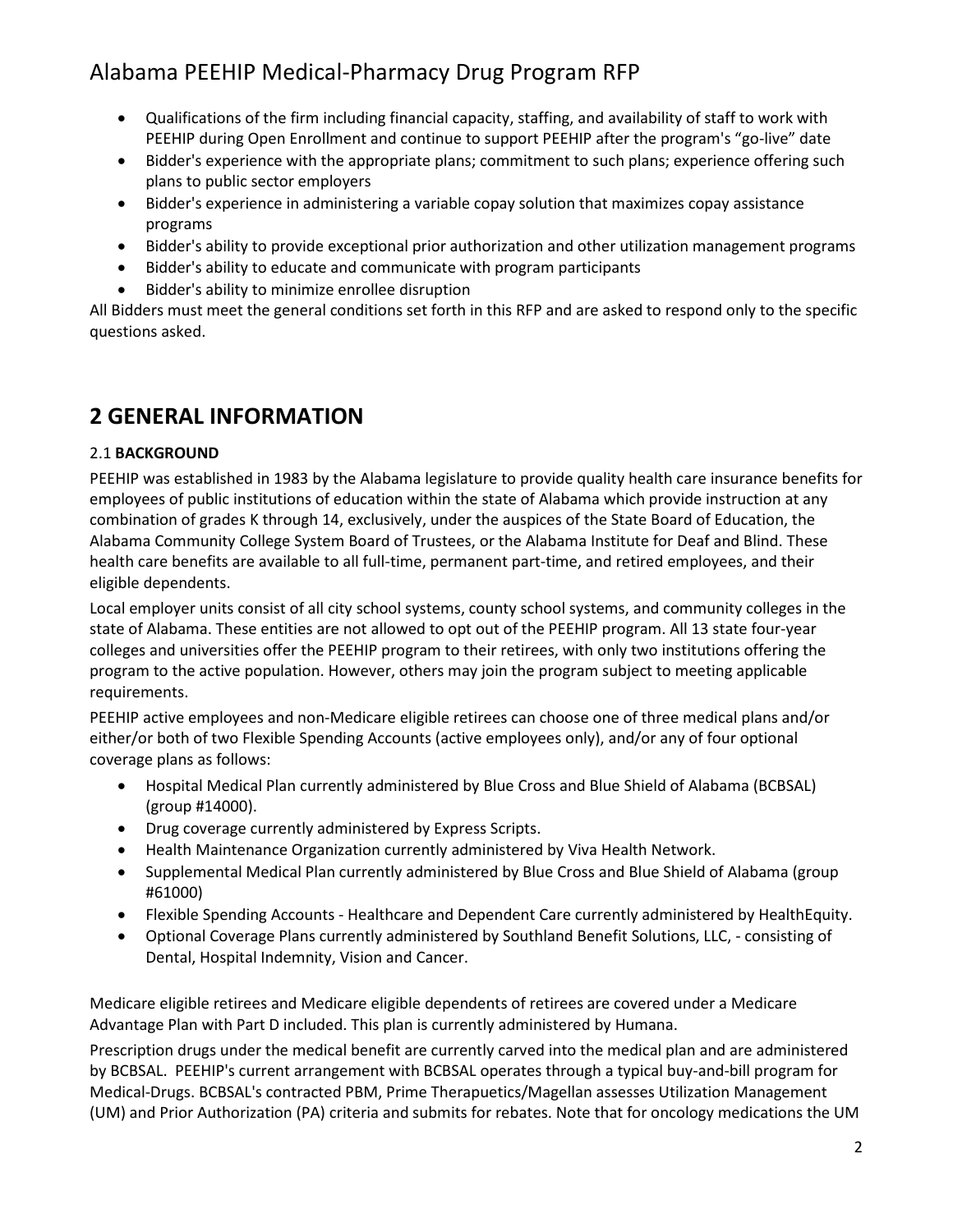- Qualifications of the firm including financial capacity, staffing, and availability of staff to work with PEEHIP during Open Enrollment and continue to support PEEHIP after the program's "go-live" date
- Bidder's experience with the appropriate plans; commitment to such plans; experience offering such plans to public sector employers
- Bidder's experience in administering a variable copay solution that maximizes copay assistance programs
- Bidder's ability to provide exceptional prior authorization and other utilization management programs
- Bidder's ability to educate and communicate with program participants
- Bidder's ability to minimize enrollee disruption

All Bidders must meet the general conditions set forth in this RFP and are asked to respond only to the specific questions asked.

# 2 GENERAL INFORMATION

## 2.1 BACKGROUND

PEEHIP was established in 1983 by the Alabama legislature to provide quality health care insurance benefits for employees of public institutions of education within the state of Alabama which provide instruction at any combination of grades K through 14, exclusively, under the auspices of the State Board of Education, the Alabama Community College System Board of Trustees, or the Alabama Institute for Deaf and Blind. These health care benefits are available to all full-time, permanent part-time, and retired employees, and their eligible dependents.

Local employer units consist of all city school systems, county school systems, and community colleges in the state of Alabama. These entities are not allowed to opt out of the PEEHIP program. All 13 state four-year colleges and universities offer the PEEHIP program to their retirees, with only two institutions offering the program to the active population. However, others may join the program subject to meeting applicable requirements.

PEEHIP active employees and non-Medicare eligible retirees can choose one of three medical plans and/or either/or both of two Flexible Spending Accounts (active employees only), and/or any of four optional coverage plans as follows:

- Hospital Medical Plan currently administered by Blue Cross and Blue Shield of Alabama (BCBSAL) (group #14000).
- Drug coverage currently administered by Express Scripts.
- Health Maintenance Organization currently administered by Viva Health Network.
- Supplemental Medical Plan currently administered by Blue Cross and Blue Shield of Alabama (group #61000)
- Flexible Spending Accounts - Healthcare and Dependent Care currently administered by HealthEquity.
- Optional Coverage Plans currently administered by Southland Benefit Solutions, LLC, - consisting of Dental, Hospital Indemnity, Vision and Cancer.

Medicare eligible retirees and Medicare eligible dependents of retirees are covered under a Medicare Advantage Plan with Part D included. This plan is currently administered by Humana.

Prescription drugs under the medical benefit are currently carved into the medical plan and are administered by BCBSAL. PEEHIP's current arrangement with BCBSAL operates through a typical buy-and-bill program for Medical-Drugs. BCBSAL's contracted PBM, Prime Therapuetics/Magellan assesses Utilization Management (UM) and Prior Authorization (PA) criteria and submits for rebates. Note that for oncology medications the UM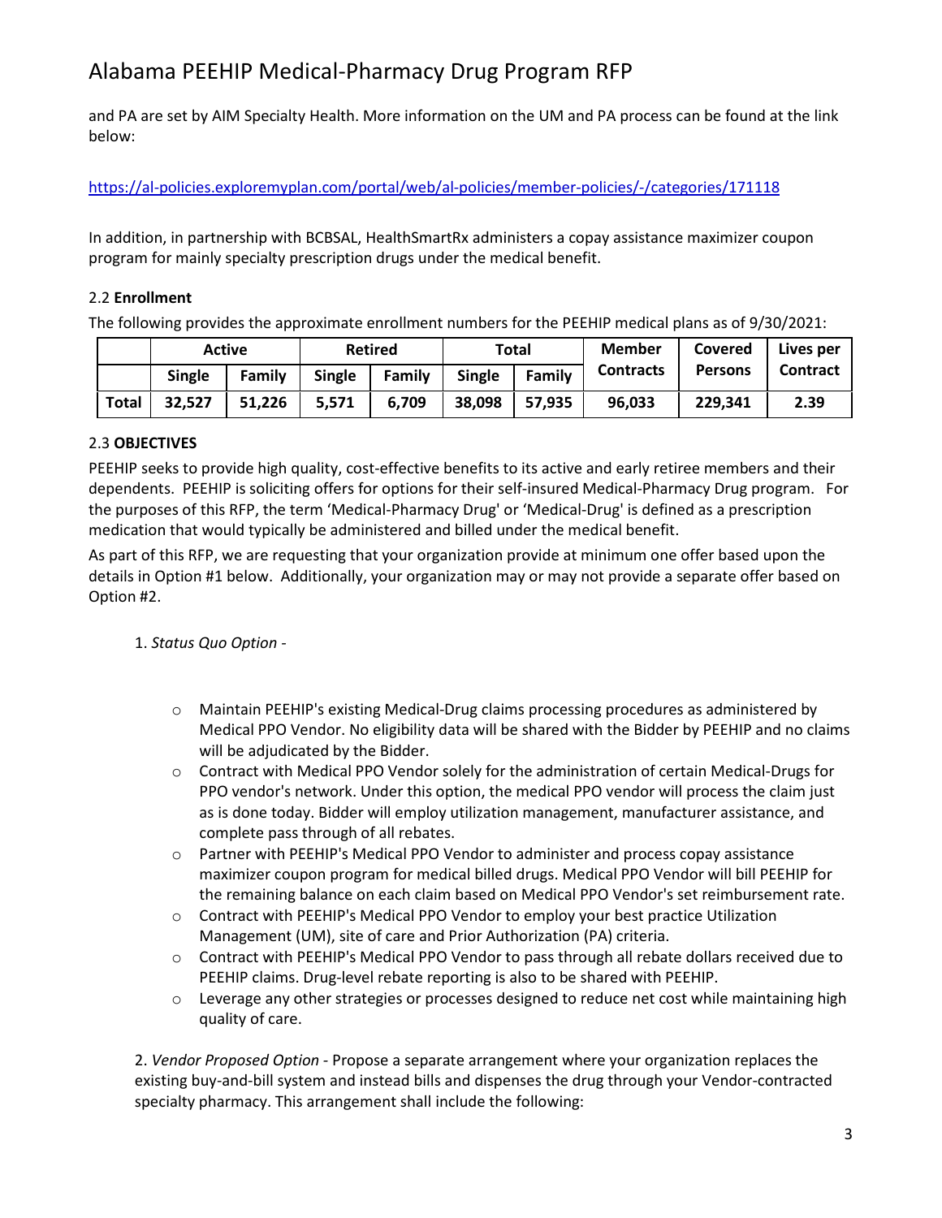and PA are set by AIM Specialty Health. More information on the UM and PA process can be found at the link below:

https://al-policies.exploremyplan.com/portal/web/al-policies/member-policies/-/categories/171118

In addition, in partnership with BCBSAL, HealthSmartRx administers a copay assistance maximizer coupon program for mainly specialty prescription drugs under the medical benefit.

### 2.2 **Enrollment**

The following provides the approximate enrollment numbers for the PEEHIP medical plans as of 9/30/2021:

| | Active | | Retired | | Total | | Member Contracts | Covered Persons | Lives per Contract |
|---|---|---|---|---|---|---|---|---|---|
| | **Single** | **Family** | **Single** | **Family** | **Single** | **Family** | | | |
| **Total** | **32,527** | **51,226** | **5,571** | **6,709** | **38,098** | **57,935** | **96,033** | **229,341** | **2.39** |

### 2.3 **OBJECTIVES**

PEEHIP seeks to provide high quality, cost-effective benefits to its active and early retiree members and their dependents. PEEHIP is soliciting offers for options for their self-insured Medical-Pharmacy Drug program. For the purposes of this RFP, the term 'Medical-Pharmacy Drug' or 'Medical-Drug' is defined as a prescription medication that would typically be administered and billed under the medical benefit.

As part of this RFP, we are requesting that your organization provide at minimum one offer based upon the details in Option #1 below. Additionally, your organization may or may not provide a separate offer based on Option #2.

1. *Status Quo Option* -

   - Maintain PEEHIP's existing Medical-Drug claims processing procedures as administered by Medical PPO Vendor. No eligibility data will be shared with the Bidder by PEEHIP and no claims will be adjudicated by the Bidder.
   - Contract with Medical PPO Vendor solely for the administration of certain Medical-Drugs for PPO vendor's network. Under this option, the medical PPO vendor will process the claim just as is done today. Bidder will employ utilization management, manufacturer assistance, and complete pass through of all rebates.
   - Partner with PEEHIP's Medical PPO Vendor to administer and process copay assistance maximizer coupon program for medical billed drugs. Medical PPO Vendor will bill PEEHIP for the remaining balance on each claim based on Medical PPO Vendor's set reimbursement rate.
   - Contract with PEEHIP's Medical PPO Vendor to employ your best practice Utilization Management (UM), site of care and Prior Authorization (PA) criteria.
   - Contract with PEEHIP's Medical PPO Vendor to pass through all rebate dollars received due to PEEHIP claims. Drug-level rebate reporting is also to be shared with PEEHIP.
   - Leverage any other strategies or processes designed to reduce net cost while maintaining high quality of care.

2. *Vendor Proposed Option* - Propose a separate arrangement where your organization replaces the existing buy-and-bill system and instead bills and dispenses the drug through your Vendor-contracted specialty pharmacy. This arrangement shall include the following: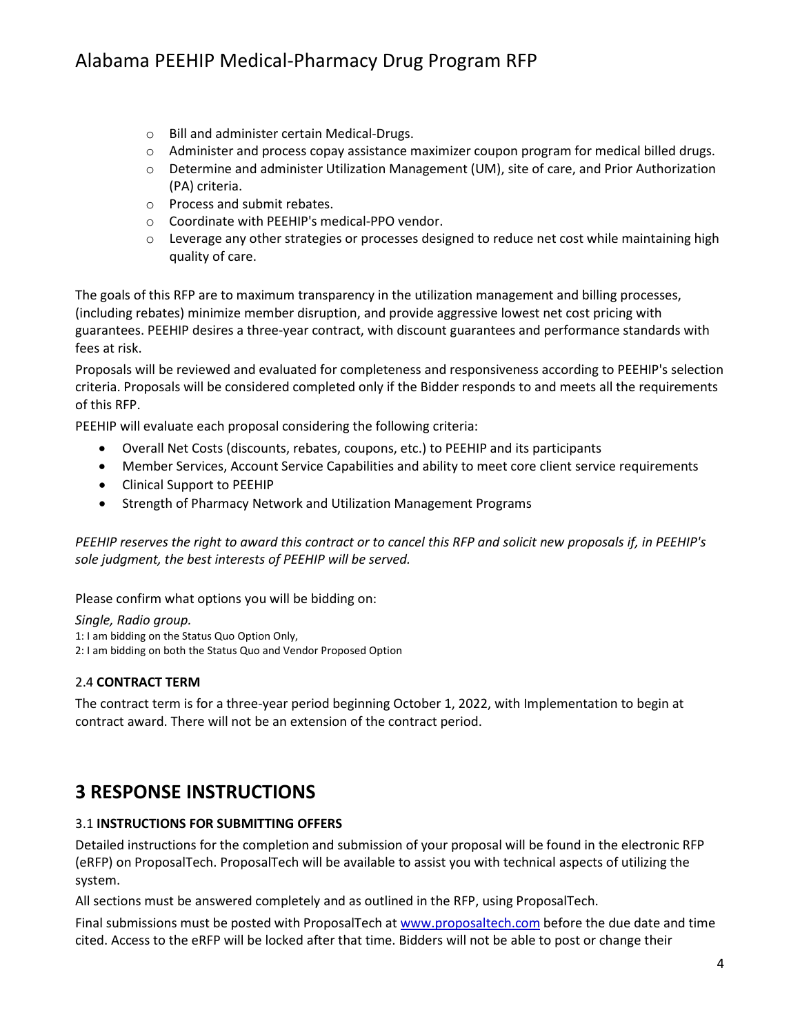- Bill and administer certain Medical-Drugs.
- Administer and process copay assistance maximizer coupon program for medical billed drugs.
- Determine and administer Utilization Management (UM), site of care, and Prior Authorization (PA) criteria.
- Process and submit rebates.
- Coordinate with PEEHIP's medical-PPO vendor.
- Leverage any other strategies or processes designed to reduce net cost while maintaining high quality of care.

The goals of this RFP are to maximum transparency in the utilization management and billing processes, (including rebates) minimize member disruption, and provide aggressive lowest net cost pricing with guarantees. PEEHIP desires a three-year contract, with discount guarantees and performance standards with fees at risk.

Proposals will be reviewed and evaluated for completeness and responsiveness according to PEEHIP's selection criteria. Proposals will be considered completed only if the Bidder responds to and meets all the requirements of this RFP.

PEEHIP will evaluate each proposal considering the following criteria:

- Overall Net Costs (discounts, rebates, coupons, etc.) to PEEHIP and its participants
- Member Services, Account Service Capabilities and ability to meet core client service requirements
- Clinical Support to PEEHIP
- Strength of Pharmacy Network and Utilization Management Programs

*PEEHIP reserves the right to award this contract or to cancel this RFP and solicit new proposals if, in PEEHIP's sole judgment, the best interests of PEEHIP will be served.*

Please confirm what options you will be bidding on:

*Single, Radio group.*

1: I am bidding on the Status Quo Option Only,

2: I am bidding on both the Status Quo and Vendor Proposed Option

### 2.4 **CONTRACT TERM**

The contract term is for a three-year period beginning October 1, 2022, with Implementation to begin at contract award. There will not be an extension of the contract period.

## 3 RESPONSE INSTRUCTIONS

### 3.1 **INSTRUCTIONS FOR SUBMITTING OFFERS**

Detailed instructions for the completion and submission of your proposal will be found in the electronic RFP (eRFP) on ProposalTech. ProposalTech will be available to assist you with technical aspects of utilizing the system.

All sections must be answered completely and as outlined in the RFP, using ProposalTech.

Final submissions must be posted with ProposalTech at [www.proposaltech.com](http://www.proposaltech.com) before the due date and time cited. Access to the eRFP will be locked after that time. Bidders will not be able to post or change their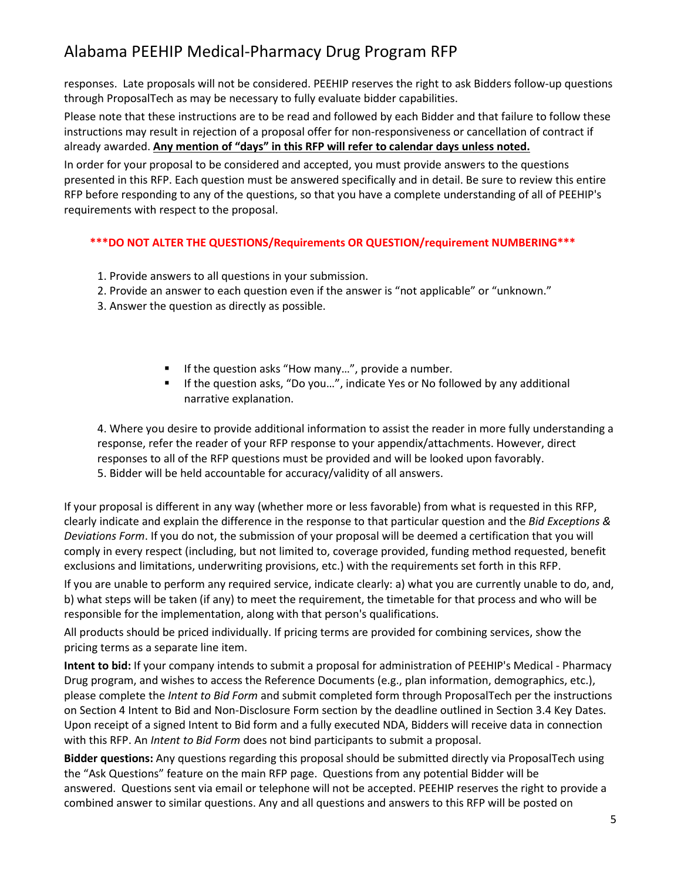responses. Late proposals will not be considered. PEEHIP reserves the right to ask Bidders follow-up questions through ProposalTech as may be necessary to fully evaluate bidder capabilities.

Please note that these instructions are to be read and followed by each Bidder and that failure to follow these instructions may result in rejection of a proposal offer for non-responsiveness or cancellation of contract if already awarded. **Any mention of "days" in this RFP will refer to calendar days unless noted.**

In order for your proposal to be considered and accepted, you must provide answers to the questions presented in this RFP. Each question must be answered specifically and in detail. Be sure to review this entire RFP before responding to any of the questions, so that you have a complete understanding of all of PEEHIP's requirements with respect to the proposal.

**\*\*\*DO NOT ALTER THE QUESTIONS/Requirements OR QUESTION/requirement NUMBERING\*\*\***

1. Provide answers to all questions in your submission.
2. Provide an answer to each question even if the answer is "not applicable" or "unknown."
3. Answer the question as directly as possible.
   - If the question asks "How many…", provide a number.
   - If the question asks, "Do you…", indicate Yes or No followed by any additional narrative explanation.
4. Where you desire to provide additional information to assist the reader in more fully understanding a response, refer the reader of your RFP response to your appendix/attachments. However, direct responses to all of the RFP questions must be provided and will be looked upon favorably.
5. Bidder will be held accountable for accuracy/validity of all answers.

If your proposal is different in any way (whether more or less favorable) from what is requested in this RFP, clearly indicate and explain the difference in the response to that particular question and the *Bid Exceptions & Deviations Form*. If you do not, the submission of your proposal will be deemed a certification that you will comply in every respect (including, but not limited to, coverage provided, funding method requested, benefit exclusions and limitations, underwriting provisions, etc.) with the requirements set forth in this RFP.

If you are unable to perform any required service, indicate clearly: a) what you are currently unable to do, and, b) what steps will be taken (if any) to meet the requirement, the timetable for that process and who will be responsible for the implementation, along with that person's qualifications.

All products should be priced individually. If pricing terms are provided for combining services, show the pricing terms as a separate line item.

**Intent to bid:** If your company intends to submit a proposal for administration of PEEHIP's Medical - Pharmacy Drug program, and wishes to access the Reference Documents (e.g., plan information, demographics, etc.), please complete the *Intent to Bid Form* and submit completed form through ProposalTech per the instructions on Section 4 Intent to Bid and Non-Disclosure Form section by the deadline outlined in Section 3.4 Key Dates. Upon receipt of a signed Intent to Bid form and a fully executed NDA, Bidders will receive data in connection with this RFP. An *Intent to Bid Form* does not bind participants to submit a proposal.

**Bidder questions:** Any questions regarding this proposal should be submitted directly via ProposalTech using the "Ask Questions" feature on the main RFP page. Questions from any potential Bidder will be answered. Questions sent via email or telephone will not be accepted. PEEHIP reserves the right to provide a combined answer to similar questions. Any and all questions and answers to this RFP will be posted on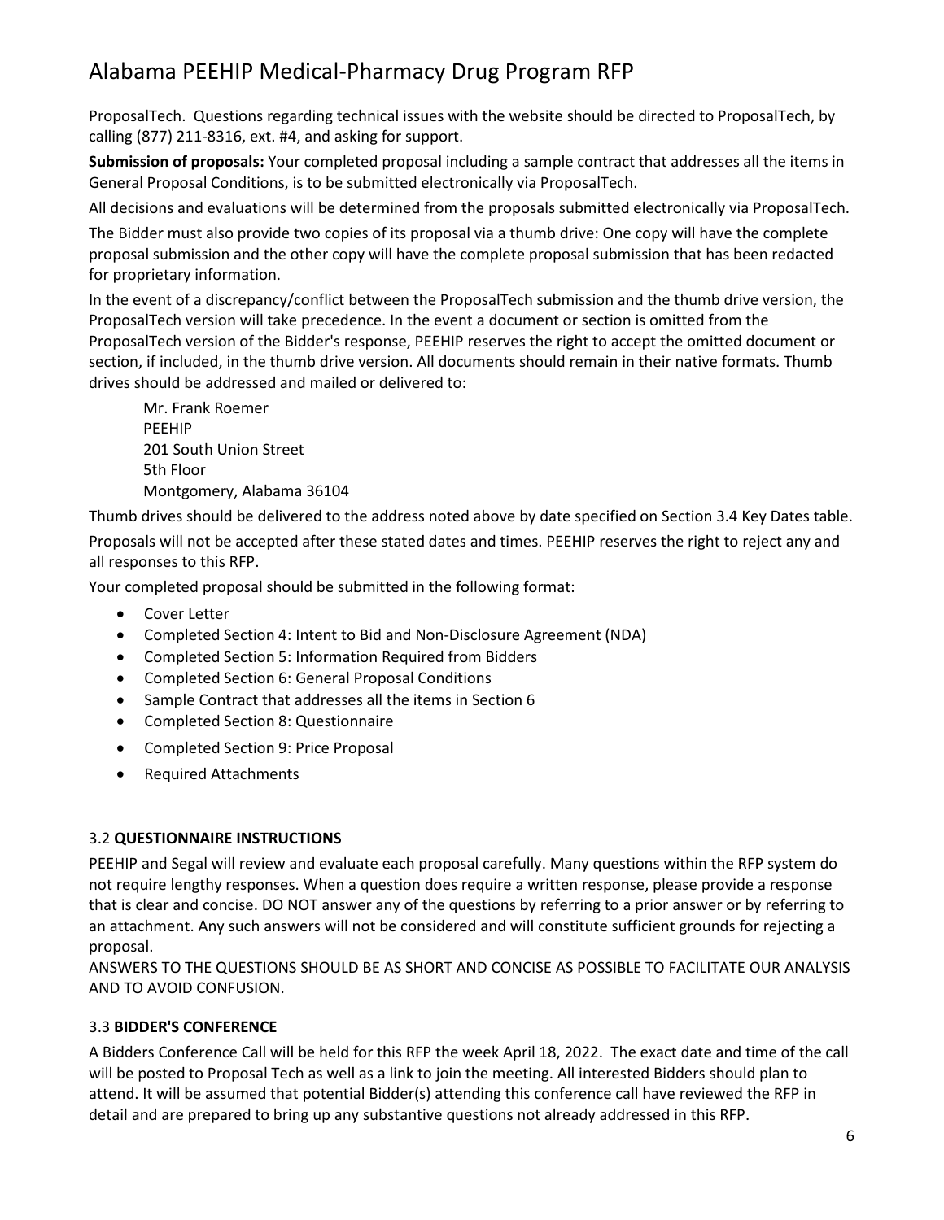ProposalTech. Questions regarding technical issues with the website should be directed to ProposalTech, by calling (877) 211-8316, ext. #4, and asking for support.

**Submission of proposals:** Your completed proposal including a sample contract that addresses all the items in General Proposal Conditions, is to be submitted electronically via ProposalTech.

All decisions and evaluations will be determined from the proposals submitted electronically via ProposalTech.

The Bidder must also provide two copies of its proposal via a thumb drive: One copy will have the complete proposal submission and the other copy will have the complete proposal submission that has been redacted for proprietary information.

In the event of a discrepancy/conflict between the ProposalTech submission and the thumb drive version, the ProposalTech version will take precedence. In the event a document or section is omitted from the ProposalTech version of the Bidder's response, PEEHIP reserves the right to accept the omitted document or section, if included, in the thumb drive version. All documents should remain in their native formats. Thumb drives should be addressed and mailed or delivered to:

Mr. Frank Roemer
PEEHIP
201 South Union Street
5th Floor
Montgomery, Alabama 36104

Thumb drives should be delivered to the address noted above by date specified on Section 3.4 Key Dates table.

Proposals will not be accepted after these stated dates and times. PEEHIP reserves the right to reject any and all responses to this RFP.

Your completed proposal should be submitted in the following format:

- Cover Letter
- Completed Section 4: Intent to Bid and Non-Disclosure Agreement (NDA)
- Completed Section 5: Information Required from Bidders
- Completed Section 6: General Proposal Conditions
- Sample Contract that addresses all the items in Section 6
- Completed Section 8: Questionnaire
- Completed Section 9: Price Proposal
- Required Attachments

### 3.2 **QUESTIONNAIRE INSTRUCTIONS**

PEEHIP and Segal will review and evaluate each proposal carefully. Many questions within the RFP system do not require lengthy responses. When a question does require a written response, please provide a response that is clear and concise. DO NOT answer any of the questions by referring to a prior answer or by referring to an attachment. Any such answers will not be considered and will constitute sufficient grounds for rejecting a proposal.

ANSWERS TO THE QUESTIONS SHOULD BE AS SHORT AND CONCISE AS POSSIBLE TO FACILITATE OUR ANALYSIS AND TO AVOID CONFUSION.

### 3.3 **BIDDER'S CONFERENCE**

A Bidders Conference Call will be held for this RFP the week April 18, 2022. The exact date and time of the call will be posted to Proposal Tech as well as a link to join the meeting. All interested Bidders should plan to attend. It will be assumed that potential Bidder(s) attending this conference call have reviewed the RFP in detail and are prepared to bring up any substantive questions not already addressed in this RFP.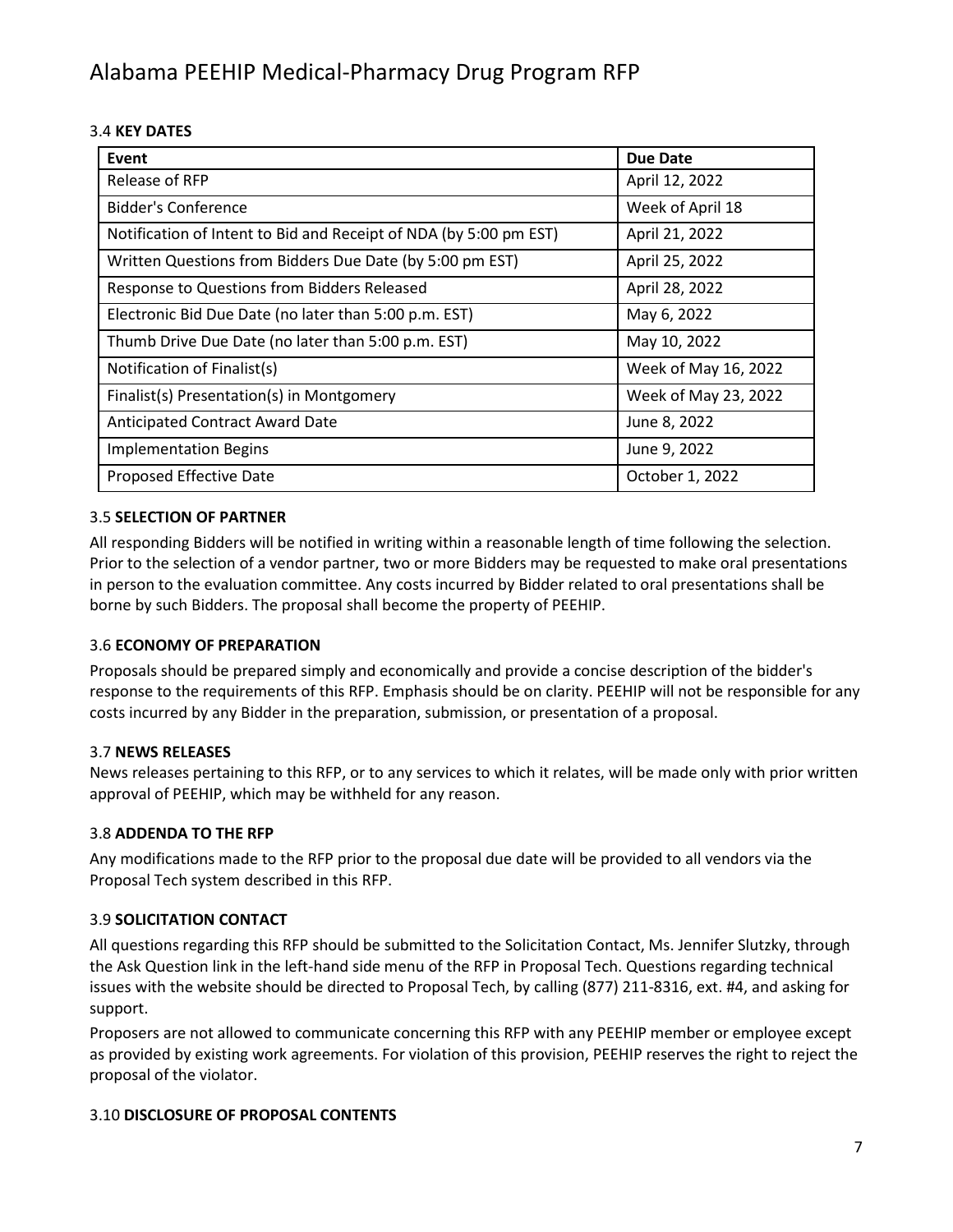### 3.4 **KEY DATES**

| Event | Due Date |
|---|---|
| Release of RFP | April 12, 2022 |
| Bidder's Conference | Week of April 18 |
| Notification of Intent to Bid and Receipt of NDA (by 5:00 pm EST) | April 21, 2022 |
| Written Questions from Bidders Due Date (by 5:00 pm EST) | April 25, 2022 |
| Response to Questions from Bidders Released | April 28, 2022 |
| Electronic Bid Due Date (no later than 5:00 p.m. EST) | May 6, 2022 |
| Thumb Drive Due Date (no later than 5:00 p.m. EST) | May 10, 2022 |
| Notification of Finalist(s) | Week of May 16, 2022 |
| Finalist(s) Presentation(s) in Montgomery | Week of May 23, 2022 |
| Anticipated Contract Award Date | June 8, 2022 |
| Implementation Begins | June 9, 2022 |
| Proposed Effective Date | October 1, 2022 |

### 3.5 **SELECTION OF PARTNER**

All responding Bidders will be notified in writing within a reasonable length of time following the selection. Prior to the selection of a vendor partner, two or more Bidders may be requested to make oral presentations in person to the evaluation committee. Any costs incurred by Bidder related to oral presentations shall be borne by such Bidders. The proposal shall become the property of PEEHIP.

### 3.6 **ECONOMY OF PREPARATION**

Proposals should be prepared simply and economically and provide a concise description of the bidder's response to the requirements of this RFP. Emphasis should be on clarity. PEEHIP will not be responsible for any costs incurred by any Bidder in the preparation, submission, or presentation of a proposal.

### 3.7 **NEWS RELEASES**

News releases pertaining to this RFP, or to any services to which it relates, will be made only with prior written approval of PEEHIP, which may be withheld for any reason.

### 3.8 **ADDENDA TO THE RFP**

Any modifications made to the RFP prior to the proposal due date will be provided to all vendors via the Proposal Tech system described in this RFP.

### 3.9 **SOLICITATION CONTACT**

All questions regarding this RFP should be submitted to the Solicitation Contact, Ms. Jennifer Slutzky, through the Ask Question link in the left-hand side menu of the RFP in Proposal Tech. Questions regarding technical issues with the website should be directed to Proposal Tech, by calling (877) 211-8316, ext. #4, and asking for support.

Proposers are not allowed to communicate concerning this RFP with any PEEHIP member or employee except as provided by existing work agreements. For violation of this provision, PEEHIP reserves the right to reject the proposal of the violator.

### 3.10 **DISCLOSURE OF PROPOSAL CONTENTS**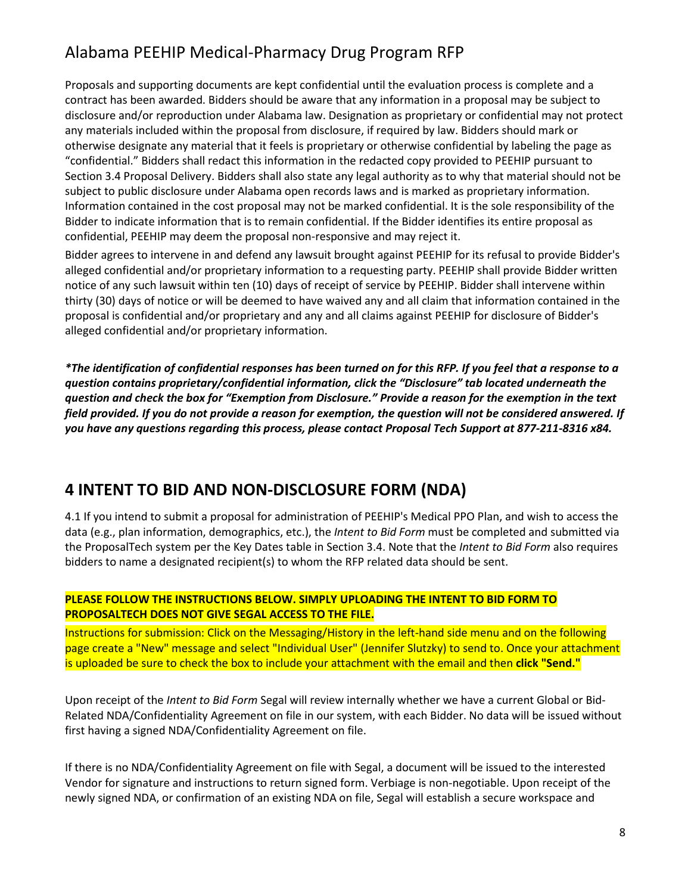Proposals and supporting documents are kept confidential until the evaluation process is complete and a contract has been awarded. Bidders should be aware that any information in a proposal may be subject to disclosure and/or reproduction under Alabama law. Designation as proprietary or confidential may not protect any materials included within the proposal from disclosure, if required by law. Bidders should mark or otherwise designate any material that it feels is proprietary or otherwise confidential by labeling the page as "confidential." Bidders shall redact this information in the redacted copy provided to PEEHIP pursuant to Section 3.4 Proposal Delivery. Bidders shall also state any legal authority as to why that material should not be subject to public disclosure under Alabama open records laws and is marked as proprietary information. Information contained in the cost proposal may not be marked confidential. It is the sole responsibility of the Bidder to indicate information that is to remain confidential. If the Bidder identifies its entire proposal as confidential, PEEHIP may deem the proposal non-responsive and may reject it.

Bidder agrees to intervene in and defend any lawsuit brought against PEEHIP for its refusal to provide Bidder's alleged confidential and/or proprietary information to a requesting party. PEEHIP shall provide Bidder written notice of any such lawsuit within ten (10) days of receipt of service by PEEHIP. Bidder shall intervene within thirty (30) days of notice or will be deemed to have waived any and all claim that information contained in the proposal is confidential and/or proprietary and any and all claims against PEEHIP for disclosure of Bidder's alleged confidential and/or proprietary information.

***The identification of confidential responses has been turned on for this RFP. If you feel that a response to a question contains proprietary/confidential information, click the "Disclosure" tab located underneath the question and check the box for "Exemption from Disclosure." Provide a reason for the exemption in the text field provided. If you do not provide a reason for exemption, the question will not be considered answered. If you have any questions regarding this process, please contact Proposal Tech Support at 877-211-8316 x84.***

## 4 INTENT TO BID AND NON-DISCLOSURE FORM (NDA)

4.1 If you intend to submit a proposal for administration of PEEHIP's Medical PPO Plan, and wish to access the data (e.g., plan information, demographics, etc.), the *Intent to Bid Form* must be completed and submitted via the ProposalTech system per the Key Dates table in Section 3.4. Note that the *Intent to Bid Form* also requires bidders to name a designated recipient(s) to whom the RFP related data should be sent.

**PLEASE FOLLOW THE INSTRUCTIONS BELOW. SIMPLY UPLOADING THE INTENT TO BID FORM TO PROPOSALTECH DOES NOT GIVE SEGAL ACCESS TO THE FILE.**

Instructions for submission: Click on the Messaging/History in the left-hand side menu and on the following page create a "New" message and select "Individual User" (Jennifer Slutzky) to send to. Once your attachment is uploaded be sure to check the box to include your attachment with the email and then **click "Send."**

Upon receipt of the *Intent to Bid Form* Segal will review internally whether we have a current Global or Bid-Related NDA/Confidentiality Agreement on file in our system, with each Bidder. No data will be issued without first having a signed NDA/Confidentiality Agreement on file.

If there is no NDA/Confidentiality Agreement on file with Segal, a document will be issued to the interested Vendor for signature and instructions to return signed form. Verbiage is non-negotiable. Upon receipt of the newly signed NDA, or confirmation of an existing NDA on file, Segal will establish a secure workspace and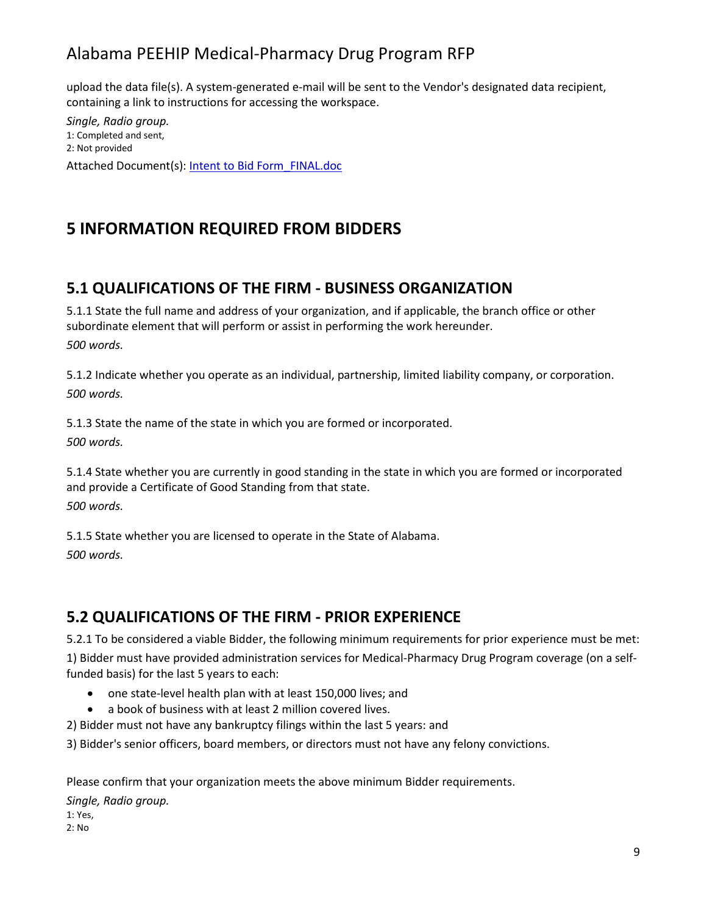upload the data file(s). A system-generated e-mail will be sent to the Vendor's designated data recipient, containing a link to instructions for accessing the workspace.

*Single, Radio group.*
1: Completed and sent,
2: Not provided

Attached Document(s): [Intent to Bid Form_FINAL.doc]

# 5 INFORMATION REQUIRED FROM BIDDERS

## 5.1 QUALIFICATIONS OF THE FIRM - BUSINESS ORGANIZATION

5.1.1 State the full name and address of your organization, and if applicable, the branch office or other subordinate element that will perform or assist in performing the work hereunder.
*500 words.*

5.1.2 Indicate whether you operate as an individual, partnership, limited liability company, or corporation.
*500 words.*

5.1.3 State the name of the state in which you are formed or incorporated.
*500 words.*

5.1.4 State whether you are currently in good standing in the state in which you are formed or incorporated and provide a Certificate of Good Standing from that state.
*500 words.*

5.1.5 State whether you are licensed to operate in the State of Alabama.
*500 words.*

## 5.2 QUALIFICATIONS OF THE FIRM - PRIOR EXPERIENCE

5.2.1 To be considered a viable Bidder, the following minimum requirements for prior experience must be met:

1) Bidder must have provided administration services for Medical-Pharmacy Drug Program coverage (on a self-funded basis) for the last 5 years to each:

- one state-level health plan with at least 150,000 lives; and
- a book of business with at least 2 million covered lives.

2) Bidder must not have any bankruptcy filings within the last 5 years: and

3) Bidder's senior officers, board members, or directors must not have any felony convictions.

Please confirm that your organization meets the above minimum Bidder requirements.

*Single, Radio group.*
1: Yes,
2: No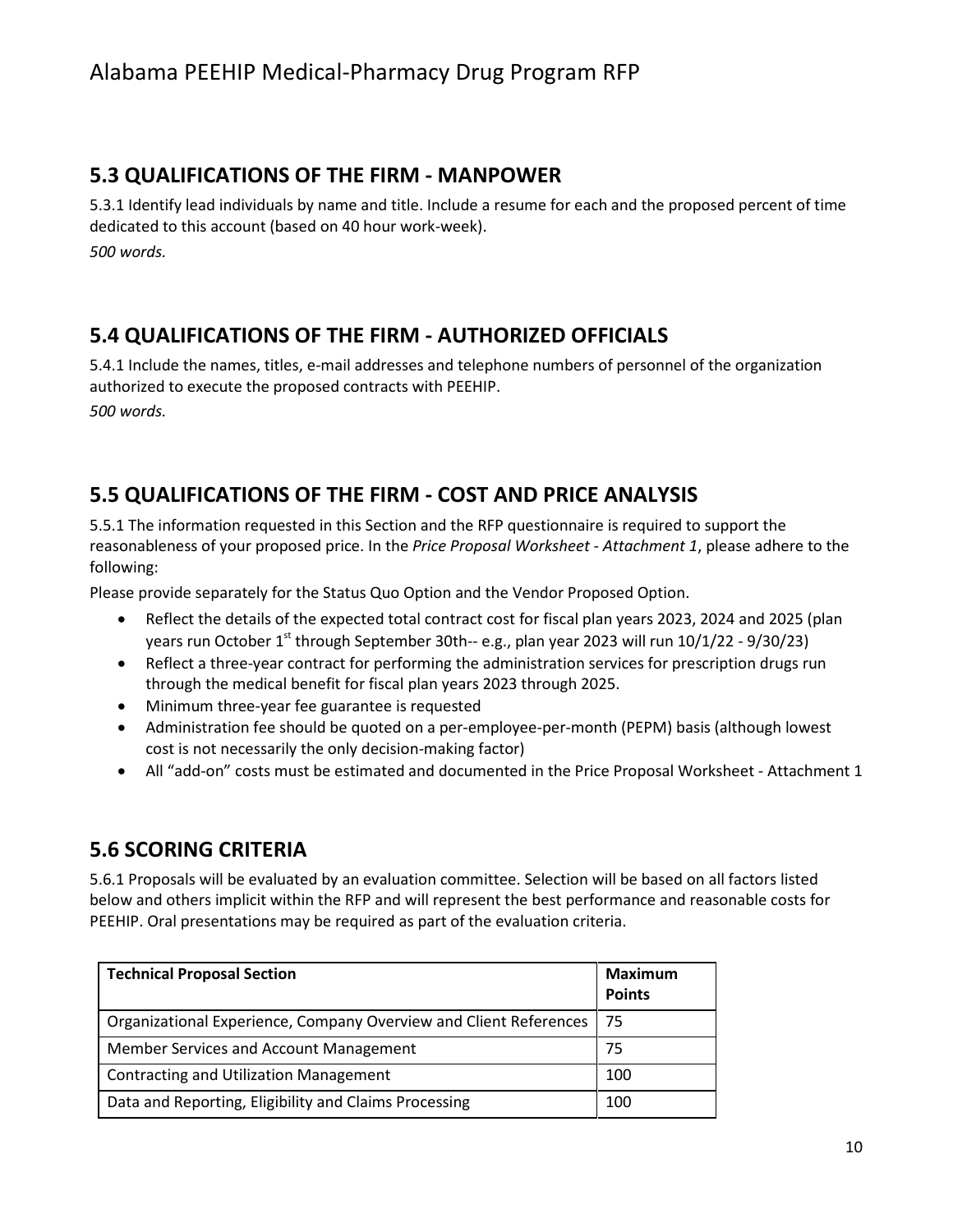## 5.3 QUALIFICATIONS OF THE FIRM - MANPOWER

5.3.1 Identify lead individuals by name and title. Include a resume for each and the proposed percent of time dedicated to this account (based on 40 hour work-week).

*500 words.*

## 5.4 QUALIFICATIONS OF THE FIRM - AUTHORIZED OFFICIALS

5.4.1 Include the names, titles, e-mail addresses and telephone numbers of personnel of the organization authorized to execute the proposed contracts with PEEHIP.

*500 words.*

## 5.5 QUALIFICATIONS OF THE FIRM - COST AND PRICE ANALYSIS

5.5.1 The information requested in this Section and the RFP questionnaire is required to support the reasonableness of your proposed price. In the *Price Proposal Worksheet - Attachment 1*, please adhere to the following:

Please provide separately for the Status Quo Option and the Vendor Proposed Option.

- Reflect the details of the expected total contract cost for fiscal plan years 2023, 2024 and 2025 (plan years run October 1st through September 30th-- e.g., plan year 2023 will run 10/1/22 - 9/30/23)
- Reflect a three-year contract for performing the administration services for prescription drugs run through the medical benefit for fiscal plan years 2023 through 2025.
- Minimum three-year fee guarantee is requested
- Administration fee should be quoted on a per-employee-per-month (PEPM) basis (although lowest cost is not necessarily the only decision-making factor)
- All "add-on" costs must be estimated and documented in the Price Proposal Worksheet - Attachment 1

## 5.6 SCORING CRITERIA

5.6.1 Proposals will be evaluated by an evaluation committee. Selection will be based on all factors listed below and others implicit within the RFP and will represent the best performance and reasonable costs for PEEHIP. Oral presentations may be required as part of the evaluation criteria.

| Technical Proposal Section | Maximum Points |
|---|---|
| Organizational Experience, Company Overview and Client References | 75 |
| Member Services and Account Management | 75 |
| Contracting and Utilization Management | 100 |
| Data and Reporting, Eligibility and Claims Processing | 100 |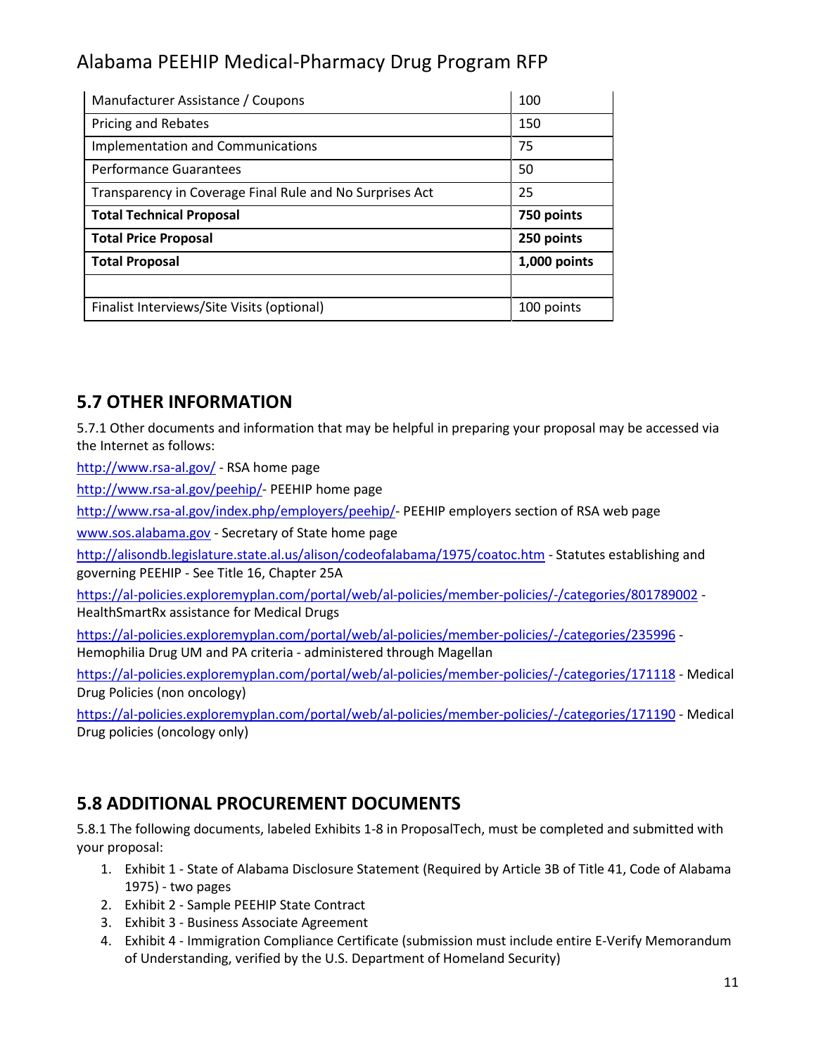| | |
|---|---|
| Manufacturer Assistance / Coupons | 100 |
| Pricing and Rebates | 150 |
| Implementation and Communications | 75 |
| Performance Guarantees | 50 |
| Transparency in Coverage Final Rule and No Surprises Act | 25 |
| **Total Technical Proposal** | **750 points** |
| **Total Price Proposal** | **250 points** |
| **Total Proposal** | **1,000 points** |
| | |
| Finalist Interviews/Site Visits (optional) | 100 points |

## 5.7 OTHER INFORMATION

5.7.1 Other documents and information that may be helpful in preparing your proposal may be accessed via the Internet as follows:

http://www.rsa-al.gov/ - RSA home page

http://www.rsa-al.gov/peehip/- PEEHIP home page

http://www.rsa-al.gov/index.php/employers/peehip/- PEEHIP employers section of RSA web page

www.sos.alabama.gov - Secretary of State home page

http://alisondb.legislature.state.al.us/alison/codeofalabama/1975/coatoc.htm - Statutes establishing and governing PEEHIP - See Title 16, Chapter 25A

https://al-policies.exploremyplan.com/portal/web/al-policies/member-policies/-/categories/801789002 - HealthSmartRx assistance for Medical Drugs

https://al-policies.exploremyplan.com/portal/web/al-policies/member-policies/-/categories/235996 - Hemophilia Drug UM and PA criteria - administered through Magellan

https://al-policies.exploremyplan.com/portal/web/al-policies/member-policies/-/categories/171118 - Medical Drug Policies (non oncology)

https://al-policies.exploremyplan.com/portal/web/al-policies/member-policies/-/categories/171190 - Medical Drug policies (oncology only)

## 5.8 ADDITIONAL PROCUREMENT DOCUMENTS

5.8.1 The following documents, labeled Exhibits 1-8 in ProposalTech, must be completed and submitted with your proposal:

1. Exhibit 1 - State of Alabama Disclosure Statement (Required by Article 3B of Title 41, Code of Alabama 1975) - two pages
2. Exhibit 2 - Sample PEEHIP State Contract
3. Exhibit 3 - Business Associate Agreement
4. Exhibit 4 - Immigration Compliance Certificate (submission must include entire E-Verify Memorandum of Understanding, verified by the U.S. Department of Homeland Security)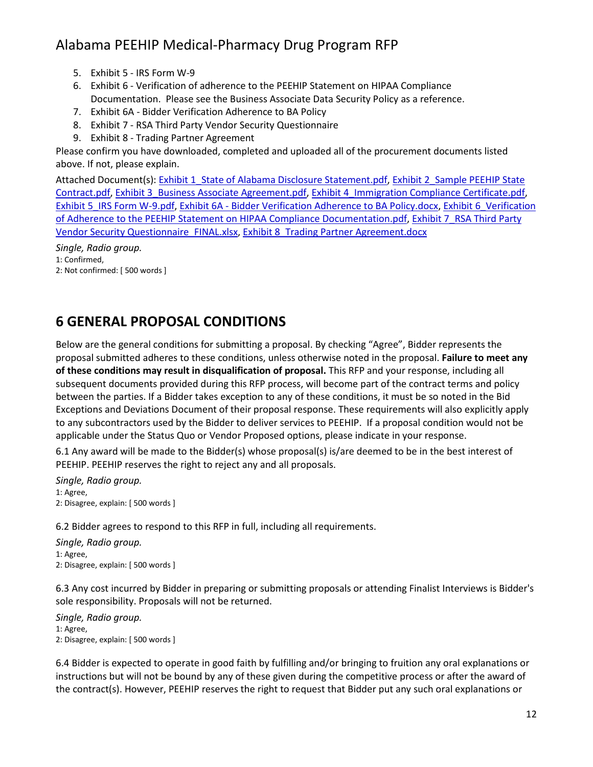5. Exhibit 5 - IRS Form W-9
6. Exhibit 6 - Verification of adherence to the PEEHIP Statement on HIPAA Compliance Documentation. Please see the Business Associate Data Security Policy as a reference.
7. Exhibit 6A - Bidder Verification Adherence to BA Policy
8. Exhibit 7 - RSA Third Party Vendor Security Questionnaire
9. Exhibit 8 - Trading Partner Agreement

Please confirm you have downloaded, completed and uploaded all of the procurement documents listed above. If not, please explain.

Attached Document(s): Exhibit 1_State of Alabama Disclosure Statement.pdf, Exhibit 2_Sample PEEHIP State Contract.pdf, Exhibit 3_Business Associate Agreement.pdf, Exhibit 4_Immigration Compliance Certificate.pdf, Exhibit 5_IRS Form W-9.pdf, Exhibit 6A - Bidder Verification Adherence to BA Policy.docx, Exhibit 6_Verification of Adherence to the PEEHIP Statement on HIPAA Compliance Documentation.pdf, Exhibit 7_RSA Third Party Vendor Security Questionnaire_FINAL.xlsx, Exhibit 8_Trading Partner Agreement.docx

*Single, Radio group.*
1: Confirmed,
2: Not confirmed: [ 500 words ]

## 6 GENERAL PROPOSAL CONDITIONS

Below are the general conditions for submitting a proposal. By checking "Agree", Bidder represents the proposal submitted adheres to these conditions, unless otherwise noted in the proposal. **Failure to meet any of these conditions may result in disqualification of proposal.** This RFP and your response, including all subsequent documents provided during this RFP process, will become part of the contract terms and policy between the parties. If a Bidder takes exception to any of these conditions, it must be so noted in the Bid Exceptions and Deviations Document of their proposal response. These requirements will also explicitly apply to any subcontractors used by the Bidder to deliver services to PEEHIP. If a proposal condition would not be applicable under the Status Quo or Vendor Proposed options, please indicate in your response.

6.1 Any award will be made to the Bidder(s) whose proposal(s) is/are deemed to be in the best interest of PEEHIP. PEEHIP reserves the right to reject any and all proposals.

*Single, Radio group.*
1: Agree,
2: Disagree, explain: [ 500 words ]

6.2 Bidder agrees to respond to this RFP in full, including all requirements.

*Single, Radio group.*
1: Agree,
2: Disagree, explain: [ 500 words ]

6.3 Any cost incurred by Bidder in preparing or submitting proposals or attending Finalist Interviews is Bidder's sole responsibility. Proposals will not be returned.

*Single, Radio group.*
1: Agree,
2: Disagree, explain: [ 500 words ]

6.4 Bidder is expected to operate in good faith by fulfilling and/or bringing to fruition any oral explanations or instructions but will not be bound by any of these given during the competitive process or after the award of the contract(s). However, PEEHIP reserves the right to request that Bidder put any such oral explanations or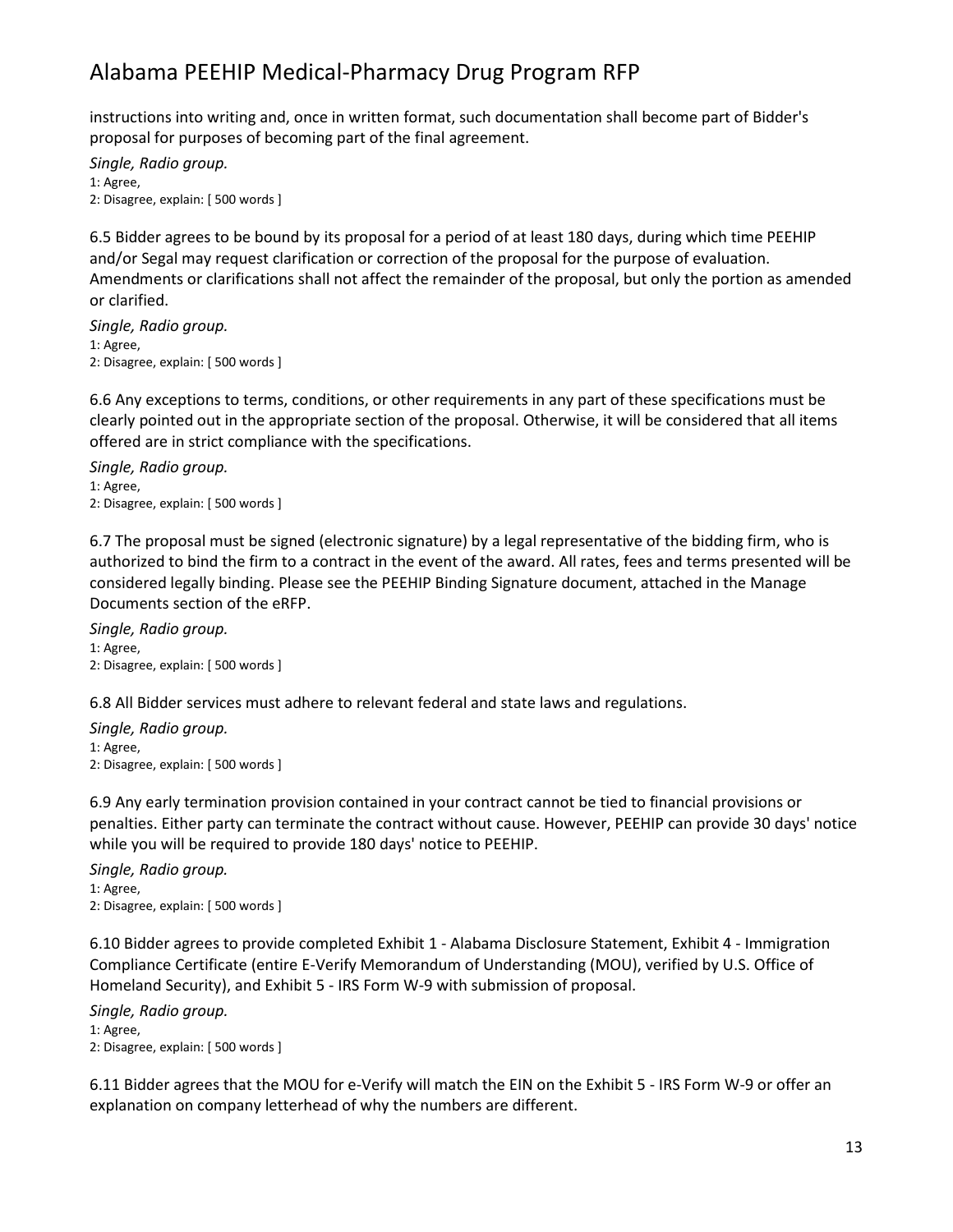instructions into writing and, once in written format, such documentation shall become part of Bidder's proposal for purposes of becoming part of the final agreement.

*Single, Radio group.*
1: Agree,
2: Disagree, explain: [ 500 words ]

6.5 Bidder agrees to be bound by its proposal for a period of at least 180 days, during which time PEEHIP and/or Segal may request clarification or correction of the proposal for the purpose of evaluation. Amendments or clarifications shall not affect the remainder of the proposal, but only the portion as amended or clarified.

*Single, Radio group.*
1: Agree,
2: Disagree, explain: [ 500 words ]

6.6 Any exceptions to terms, conditions, or other requirements in any part of these specifications must be clearly pointed out in the appropriate section of the proposal. Otherwise, it will be considered that all items offered are in strict compliance with the specifications.

*Single, Radio group.*
1: Agree,
2: Disagree, explain: [ 500 words ]

6.7 The proposal must be signed (electronic signature) by a legal representative of the bidding firm, who is authorized to bind the firm to a contract in the event of the award. All rates, fees and terms presented will be considered legally binding. Please see the PEEHIP Binding Signature document, attached in the Manage Documents section of the eRFP.

*Single, Radio group.*
1: Agree,
2: Disagree, explain: [ 500 words ]

6.8 All Bidder services must adhere to relevant federal and state laws and regulations.

*Single, Radio group.*
1: Agree,
2: Disagree, explain: [ 500 words ]

6.9 Any early termination provision contained in your contract cannot be tied to financial provisions or penalties. Either party can terminate the contract without cause. However, PEEHIP can provide 30 days' notice while you will be required to provide 180 days' notice to PEEHIP.

*Single, Radio group.*
1: Agree,
2: Disagree, explain: [ 500 words ]

6.10 Bidder agrees to provide completed Exhibit 1 - Alabama Disclosure Statement, Exhibit 4 - Immigration Compliance Certificate (entire E-Verify Memorandum of Understanding (MOU), verified by U.S. Office of Homeland Security), and Exhibit 5 - IRS Form W-9 with submission of proposal.

*Single, Radio group.*
1: Agree,
2: Disagree, explain: [ 500 words ]

6.11 Bidder agrees that the MOU for e-Verify will match the EIN on the Exhibit 5 - IRS Form W-9 or offer an explanation on company letterhead of why the numbers are different.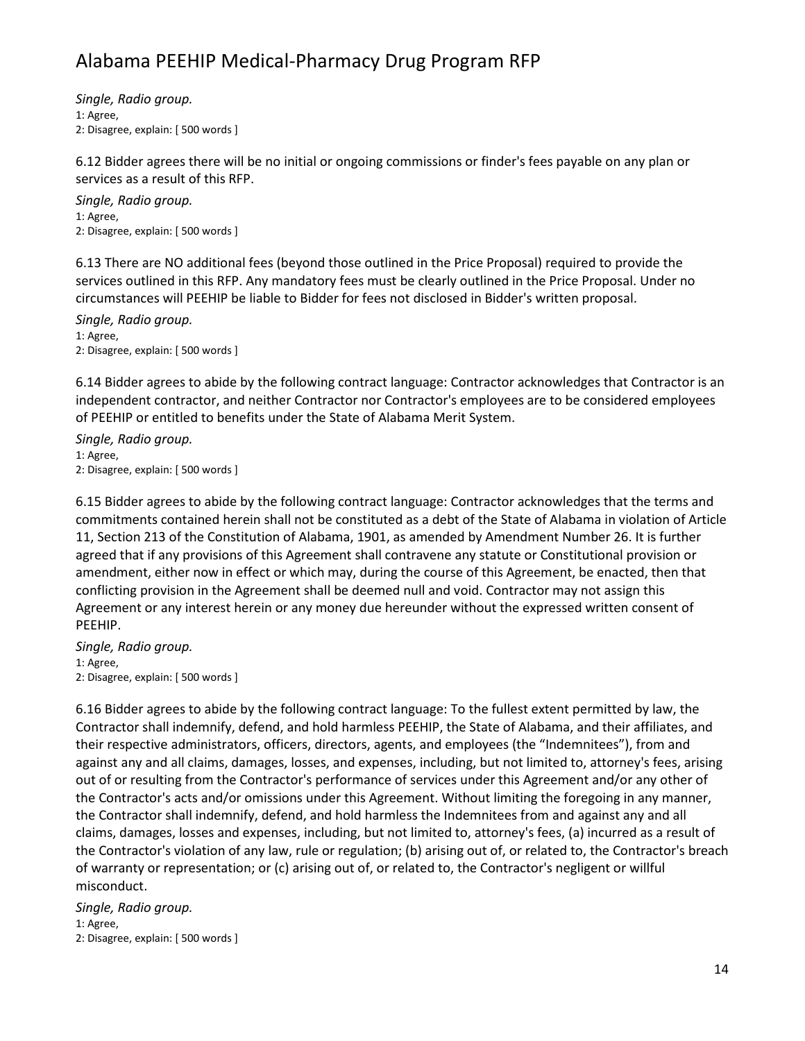*Single, Radio group.*
1: Agree,
2: Disagree, explain: [ 500 words ]

6.12 Bidder agrees there will be no initial or ongoing commissions or finder's fees payable on any plan or services as a result of this RFP.

*Single, Radio group.*
1: Agree,
2: Disagree, explain: [ 500 words ]

6.13 There are NO additional fees (beyond those outlined in the Price Proposal) required to provide the services outlined in this RFP. Any mandatory fees must be clearly outlined in the Price Proposal. Under no circumstances will PEEHIP be liable to Bidder for fees not disclosed in Bidder's written proposal.

*Single, Radio group.*
1: Agree,
2: Disagree, explain: [ 500 words ]

6.14 Bidder agrees to abide by the following contract language: Contractor acknowledges that Contractor is an independent contractor, and neither Contractor nor Contractor's employees are to be considered employees of PEEHIP or entitled to benefits under the State of Alabama Merit System.

*Single, Radio group.*
1: Agree,
2: Disagree, explain: [ 500 words ]

6.15 Bidder agrees to abide by the following contract language: Contractor acknowledges that the terms and commitments contained herein shall not be constituted as a debt of the State of Alabama in violation of Article 11, Section 213 of the Constitution of Alabama, 1901, as amended by Amendment Number 26. It is further agreed that if any provisions of this Agreement shall contravene any statute or Constitutional provision or amendment, either now in effect or which may, during the course of this Agreement, be enacted, then that conflicting provision in the Agreement shall be deemed null and void. Contractor may not assign this Agreement or any interest herein or any money due hereunder without the expressed written consent of PEEHIP.

*Single, Radio group.*
1: Agree,
2: Disagree, explain: [ 500 words ]

6.16 Bidder agrees to abide by the following contract language: To the fullest extent permitted by law, the Contractor shall indemnify, defend, and hold harmless PEEHIP, the State of Alabama, and their affiliates, and their respective administrators, officers, directors, agents, and employees (the "Indemnitees"), from and against any and all claims, damages, losses, and expenses, including, but not limited to, attorney's fees, arising out of or resulting from the Contractor's performance of services under this Agreement and/or any other of the Contractor's acts and/or omissions under this Agreement. Without limiting the foregoing in any manner, the Contractor shall indemnify, defend, and hold harmless the Indemnitees from and against any and all claims, damages, losses and expenses, including, but not limited to, attorney's fees, (a) incurred as a result of the Contractor's violation of any law, rule or regulation; (b) arising out of, or related to, the Contractor's breach of warranty or representation; or (c) arising out of, or related to, the Contractor's negligent or willful misconduct.

*Single, Radio group.*
1: Agree,
2: Disagree, explain: [ 500 words ]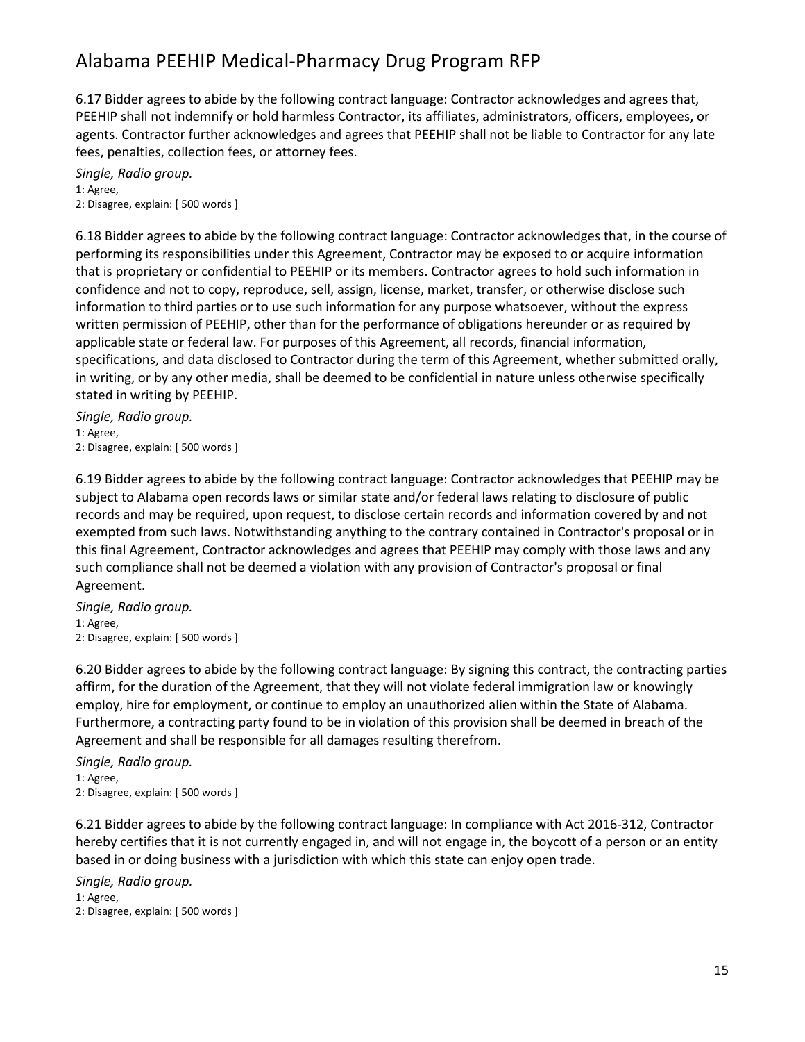6.17 Bidder agrees to abide by the following contract language: Contractor acknowledges and agrees that, PEEHIP shall not indemnify or hold harmless Contractor, its affiliates, administrators, officers, employees, or agents. Contractor further acknowledges and agrees that PEEHIP shall not be liable to Contractor for any late fees, penalties, collection fees, or attorney fees.

*Single, Radio group.*
1: Agree,
2: Disagree, explain: [ 500 words ]

6.18 Bidder agrees to abide by the following contract language: Contractor acknowledges that, in the course of performing its responsibilities under this Agreement, Contractor may be exposed to or acquire information that is proprietary or confidential to PEEHIP or its members. Contractor agrees to hold such information in confidence and not to copy, reproduce, sell, assign, license, market, transfer, or otherwise disclose such information to third parties or to use such information for any purpose whatsoever, without the express written permission of PEEHIP, other than for the performance of obligations hereunder or as required by applicable state or federal law. For purposes of this Agreement, all records, financial information, specifications, and data disclosed to Contractor during the term of this Agreement, whether submitted orally, in writing, or by any other media, shall be deemed to be confidential in nature unless otherwise specifically stated in writing by PEEHIP.

*Single, Radio group.*
1: Agree,
2: Disagree, explain: [ 500 words ]

6.19 Bidder agrees to abide by the following contract language: Contractor acknowledges that PEEHIP may be subject to Alabama open records laws or similar state and/or federal laws relating to disclosure of public records and may be required, upon request, to disclose certain records and information covered by and not exempted from such laws. Notwithstanding anything to the contrary contained in Contractor's proposal or in this final Agreement, Contractor acknowledges and agrees that PEEHIP may comply with those laws and any such compliance shall not be deemed a violation with any provision of Contractor's proposal or final Agreement.

*Single, Radio group.*
1: Agree,
2: Disagree, explain: [ 500 words ]

6.20 Bidder agrees to abide by the following contract language: By signing this contract, the contracting parties affirm, for the duration of the Agreement, that they will not violate federal immigration law or knowingly employ, hire for employment, or continue to employ an unauthorized alien within the State of Alabama. Furthermore, a contracting party found to be in violation of this provision shall be deemed in breach of the Agreement and shall be responsible for all damages resulting therefrom.

*Single, Radio group.*
1: Agree,
2: Disagree, explain: [ 500 words ]

6.21 Bidder agrees to abide by the following contract language: In compliance with Act 2016-312, Contractor hereby certifies that it is not currently engaged in, and will not engage in, the boycott of a person or an entity based in or doing business with a jurisdiction with which this state can enjoy open trade.

*Single, Radio group.*
1: Agree,
2: Disagree, explain: [ 500 words ]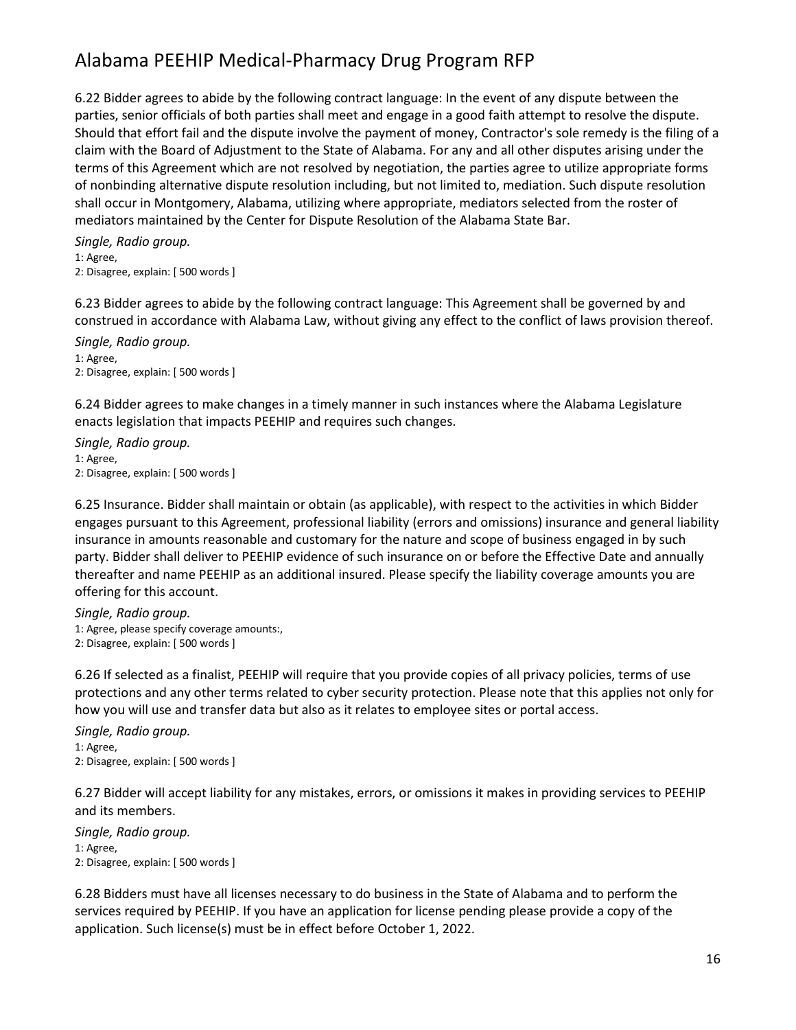6.22 Bidder agrees to abide by the following contract language: In the event of any dispute between the parties, senior officials of both parties shall meet and engage in a good faith attempt to resolve the dispute. Should that effort fail and the dispute involve the payment of money, Contractor's sole remedy is the filing of a claim with the Board of Adjustment to the State of Alabama. For any and all other disputes arising under the terms of this Agreement which are not resolved by negotiation, the parties agree to utilize appropriate forms of nonbinding alternative dispute resolution including, but not limited to, mediation. Such dispute resolution shall occur in Montgomery, Alabama, utilizing where appropriate, mediators selected from the roster of mediators maintained by the Center for Dispute Resolution of the Alabama State Bar.

*Single, Radio group.*
1: Agree,
2: Disagree, explain: [ 500 words ]

6.23 Bidder agrees to abide by the following contract language: This Agreement shall be governed by and construed in accordance with Alabama Law, without giving any effect to the conflict of laws provision thereof.

*Single, Radio group.*
1: Agree,
2: Disagree, explain: [ 500 words ]

6.24 Bidder agrees to make changes in a timely manner in such instances where the Alabama Legislature enacts legislation that impacts PEEHIP and requires such changes.

*Single, Radio group.*
1: Agree,
2: Disagree, explain: [ 500 words ]

6.25 Insurance. Bidder shall maintain or obtain (as applicable), with respect to the activities in which Bidder engages pursuant to this Agreement, professional liability (errors and omissions) insurance and general liability insurance in amounts reasonable and customary for the nature and scope of business engaged in by such party. Bidder shall deliver to PEEHIP evidence of such insurance on or before the Effective Date and annually thereafter and name PEEHIP as an additional insured. Please specify the liability coverage amounts you are offering for this account.

*Single, Radio group.*
1: Agree, please specify coverage amounts:,
2: Disagree, explain: [ 500 words ]

6.26 If selected as a finalist, PEEHIP will require that you provide copies of all privacy policies, terms of use protections and any other terms related to cyber security protection. Please note that this applies not only for how you will use and transfer data but also as it relates to employee sites or portal access.

*Single, Radio group.*
1: Agree,
2: Disagree, explain: [ 500 words ]

6.27 Bidder will accept liability for any mistakes, errors, or omissions it makes in providing services to PEEHIP and its members.

*Single, Radio group.*
1: Agree,
2: Disagree, explain: [ 500 words ]

6.28 Bidders must have all licenses necessary to do business in the State of Alabama and to perform the services required by PEEHIP. If you have an application for license pending please provide a copy of the application. Such license(s) must be in effect before October 1, 2022.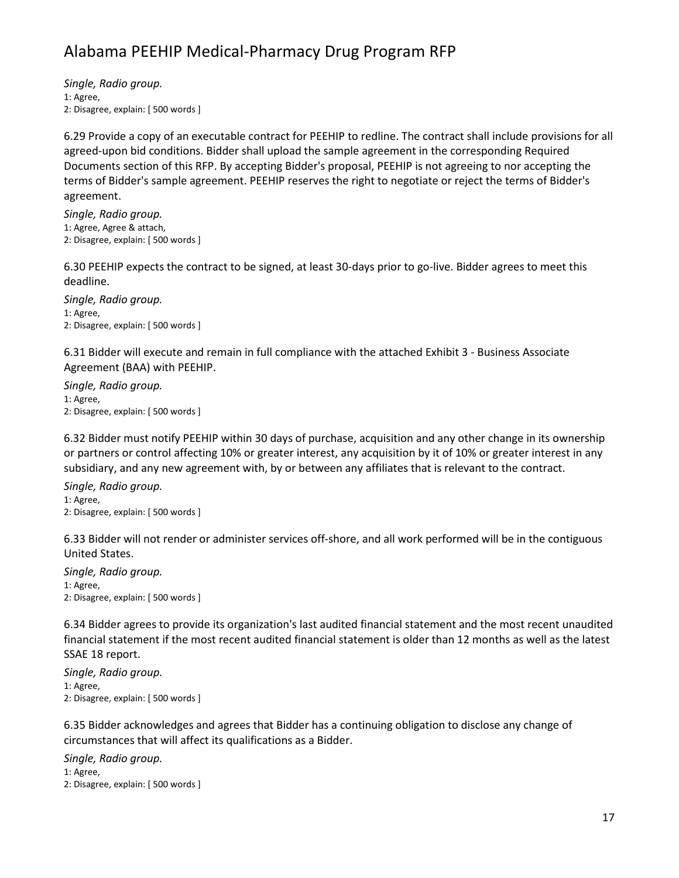*Single, Radio group.*
1: Agree,
2: Disagree, explain: [ 500 words ]

6.29 Provide a copy of an executable contract for PEEHIP to redline. The contract shall include provisions for all agreed-upon bid conditions. Bidder shall upload the sample agreement in the corresponding Required Documents section of this RFP. By accepting Bidder's proposal, PEEHIP is not agreeing to nor accepting the terms of Bidder's sample agreement. PEEHIP reserves the right to negotiate or reject the terms of Bidder's agreement.

*Single, Radio group.*
1: Agree, Agree & attach,
2: Disagree, explain: [ 500 words ]

6.30 PEEHIP expects the contract to be signed, at least 30-days prior to go-live. Bidder agrees to meet this deadline.

*Single, Radio group.*
1: Agree,
2: Disagree, explain: [ 500 words ]

6.31 Bidder will execute and remain in full compliance with the attached Exhibit 3 - Business Associate Agreement (BAA) with PEEHIP.

*Single, Radio group.*
1: Agree,
2: Disagree, explain: [ 500 words ]

6.32 Bidder must notify PEEHIP within 30 days of purchase, acquisition and any other change in its ownership or partners or control affecting 10% or greater interest, any acquisition by it of 10% or greater interest in any subsidiary, and any new agreement with, by or between any affiliates that is relevant to the contract.

*Single, Radio group.*
1: Agree,
2: Disagree, explain: [ 500 words ]

6.33 Bidder will not render or administer services off-shore, and all work performed will be in the contiguous United States.

*Single, Radio group.*
1: Agree,
2: Disagree, explain: [ 500 words ]

6.34 Bidder agrees to provide its organization's last audited financial statement and the most recent unaudited financial statement if the most recent audited financial statement is older than 12 months as well as the latest SSAE 18 report.

*Single, Radio group.*
1: Agree,
2: Disagree, explain: [ 500 words ]

6.35 Bidder acknowledges and agrees that Bidder has a continuing obligation to disclose any change of circumstances that will affect its qualifications as a Bidder.

*Single, Radio group.*
1: Agree,
2: Disagree, explain: [ 500 words ]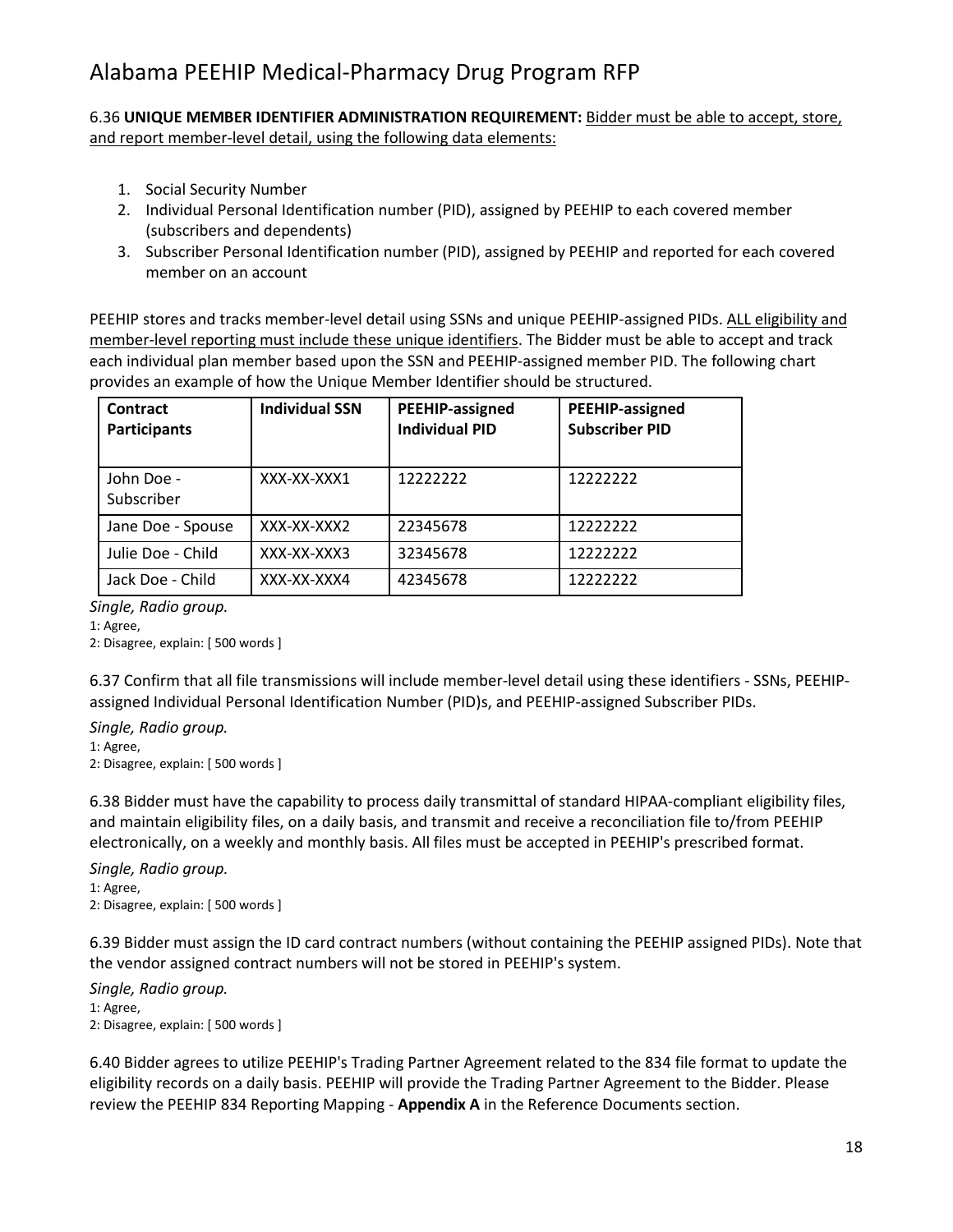6.36 **UNIQUE MEMBER IDENTIFIER ADMINISTRATION REQUIREMENT:** Bidder must be able to accept, store, and report member-level detail, using the following data elements:

1. Social Security Number
2. Individual Personal Identification number (PID), assigned by PEEHIP to each covered member (subscribers and dependents)
3. Subscriber Personal Identification number (PID), assigned by PEEHIP and reported for each covered member on an account

PEEHIP stores and tracks member-level detail using SSNs and unique PEEHIP-assigned PIDs. ALL eligibility and member-level reporting must include these unique identifiers. The Bidder must be able to accept and track each individual plan member based upon the SSN and PEEHIP-assigned member PID. The following chart provides an example of how the Unique Member Identifier should be structured.

| Contract Participants | Individual SSN | PEEHIP-assigned Individual PID | PEEHIP-assigned Subscriber PID |
|---|---|---|---|
| John Doe - Subscriber | XXX-XX-XXX1 | 12222222 | 12222222 |
| Jane Doe - Spouse | XXX-XX-XXX2 | 22345678 | 12222222 |
| Julie Doe - Child | XXX-XX-XXX3 | 32345678 | 12222222 |
| Jack Doe - Child | XXX-XX-XXX4 | 42345678 | 12222222 |

*Single, Radio group.*
1: Agree,
2: Disagree, explain: [ 500 words ]

6.37 Confirm that all file transmissions will include member-level detail using these identifiers - SSNs, PEEHIP-assigned Individual Personal Identification Number (PID)s, and PEEHIP-assigned Subscriber PIDs.

*Single, Radio group.*
1: Agree,
2: Disagree, explain: [ 500 words ]

6.38 Bidder must have the capability to process daily transmittal of standard HIPAA-compliant eligibility files, and maintain eligibility files, on a daily basis, and transmit and receive a reconciliation file to/from PEEHIP electronically, on a weekly and monthly basis. All files must be accepted in PEEHIP's prescribed format.

*Single, Radio group.*
1: Agree,
2: Disagree, explain: [ 500 words ]

6.39 Bidder must assign the ID card contract numbers (without containing the PEEHIP assigned PIDs). Note that the vendor assigned contract numbers will not be stored in PEEHIP's system.

*Single, Radio group.*
1: Agree,
2: Disagree, explain: [ 500 words ]

6.40 Bidder agrees to utilize PEEHIP's Trading Partner Agreement related to the 834 file format to update the eligibility records on a daily basis. PEEHIP will provide the Trading Partner Agreement to the Bidder. Please review the PEEHIP 834 Reporting Mapping - **Appendix A** in the Reference Documents section.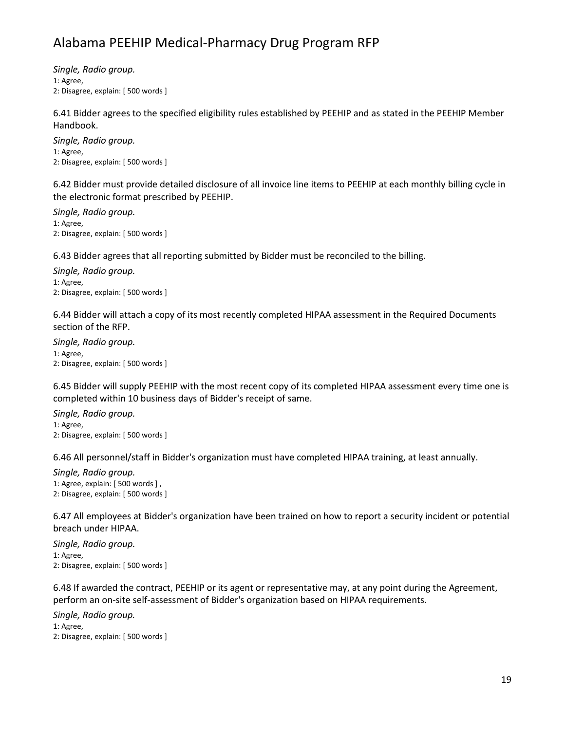*Single, Radio group.*
1: Agree,
2: Disagree, explain: [ 500 words ]

6.41 Bidder agrees to the specified eligibility rules established by PEEHIP and as stated in the PEEHIP Member Handbook.

*Single, Radio group.*
1: Agree,
2: Disagree, explain: [ 500 words ]

6.42 Bidder must provide detailed disclosure of all invoice line items to PEEHIP at each monthly billing cycle in the electronic format prescribed by PEEHIP.

*Single, Radio group.*
1: Agree,
2: Disagree, explain: [ 500 words ]

6.43 Bidder agrees that all reporting submitted by Bidder must be reconciled to the billing.

*Single, Radio group.*
1: Agree,
2: Disagree, explain: [ 500 words ]

6.44 Bidder will attach a copy of its most recently completed HIPAA assessment in the Required Documents section of the RFP.

*Single, Radio group.*
1: Agree,
2: Disagree, explain: [ 500 words ]

6.45 Bidder will supply PEEHIP with the most recent copy of its completed HIPAA assessment every time one is completed within 10 business days of Bidder's receipt of same.

*Single, Radio group.*
1: Agree,
2: Disagree, explain: [ 500 words ]

6.46 All personnel/staff in Bidder's organization must have completed HIPAA training, at least annually.

*Single, Radio group.*
1: Agree, explain: [ 500 words ] ,
2: Disagree, explain: [ 500 words ]

6.47 All employees at Bidder's organization have been trained on how to report a security incident or potential breach under HIPAA.

*Single, Radio group.*
1: Agree,
2: Disagree, explain: [ 500 words ]

6.48 If awarded the contract, PEEHIP or its agent or representative may, at any point during the Agreement, perform an on-site self-assessment of Bidder's organization based on HIPAA requirements.

*Single, Radio group.*
1: Agree,
2: Disagree, explain: [ 500 words ]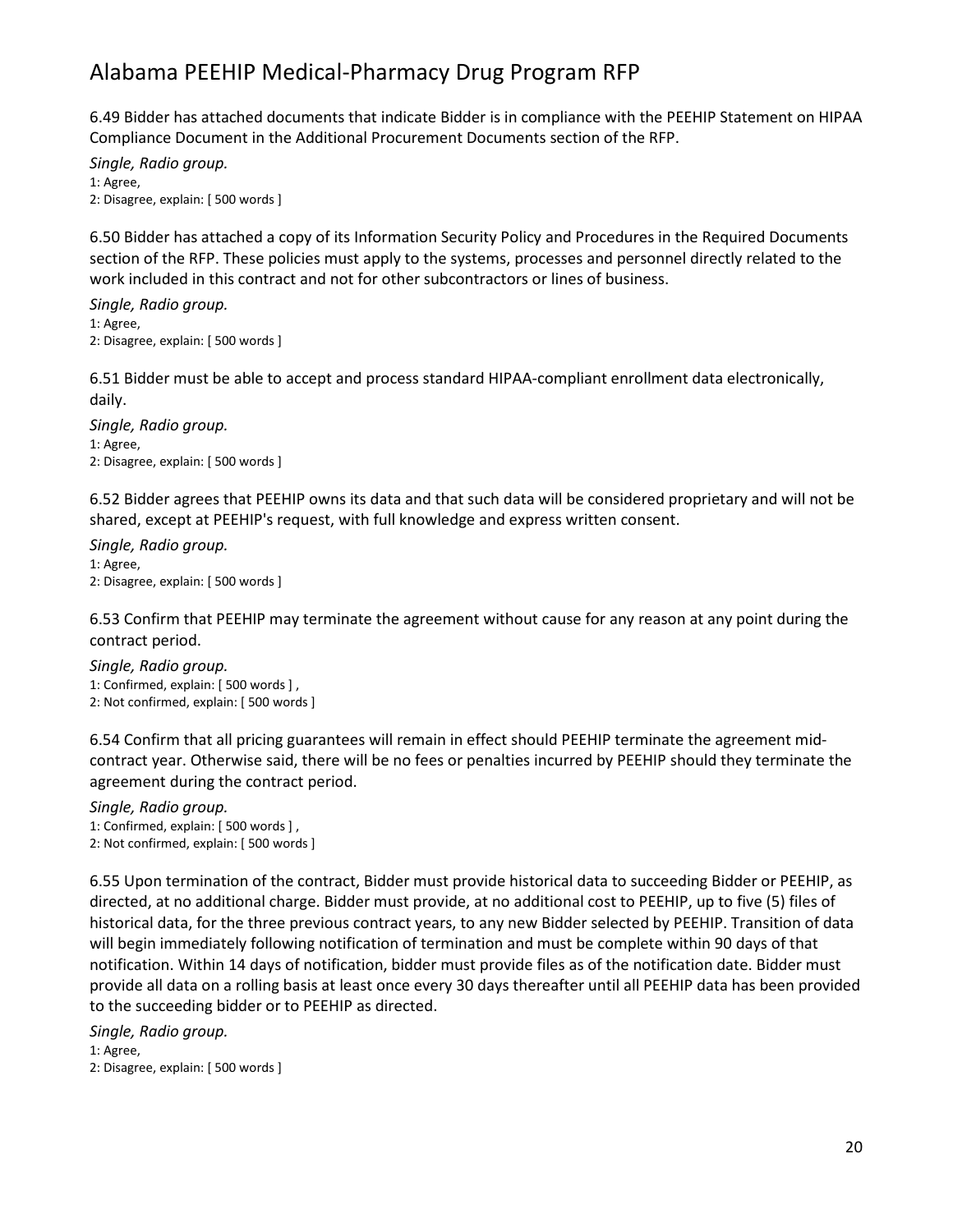6.49 Bidder has attached documents that indicate Bidder is in compliance with the PEEHIP Statement on HIPAA Compliance Document in the Additional Procurement Documents section of the RFP.

*Single, Radio group.*
1: Agree,
2: Disagree, explain: [ 500 words ]

6.50 Bidder has attached a copy of its Information Security Policy and Procedures in the Required Documents section of the RFP. These policies must apply to the systems, processes and personnel directly related to the work included in this contract and not for other subcontractors or lines of business.

*Single, Radio group.*
1: Agree,
2: Disagree, explain: [ 500 words ]

6.51 Bidder must be able to accept and process standard HIPAA-compliant enrollment data electronically, daily.

*Single, Radio group.*
1: Agree,
2: Disagree, explain: [ 500 words ]

6.52 Bidder agrees that PEEHIP owns its data and that such data will be considered proprietary and will not be shared, except at PEEHIP's request, with full knowledge and express written consent.

*Single, Radio group.*
1: Agree,
2: Disagree, explain: [ 500 words ]

6.53 Confirm that PEEHIP may terminate the agreement without cause for any reason at any point during the contract period.

*Single, Radio group.*
1: Confirmed, explain: [ 500 words ] ,
2: Not confirmed, explain: [ 500 words ]

6.54 Confirm that all pricing guarantees will remain in effect should PEEHIP terminate the agreement mid-contract year. Otherwise said, there will be no fees or penalties incurred by PEEHIP should they terminate the agreement during the contract period.

*Single, Radio group.*
1: Confirmed, explain: [ 500 words ] ,
2: Not confirmed, explain: [ 500 words ]

6.55 Upon termination of the contract, Bidder must provide historical data to succeeding Bidder or PEEHIP, as directed, at no additional charge. Bidder must provide, at no additional cost to PEEHIP, up to five (5) files of historical data, for the three previous contract years, to any new Bidder selected by PEEHIP. Transition of data will begin immediately following notification of termination and must be complete within 90 days of that notification. Within 14 days of notification, bidder must provide files as of the notification date. Bidder must provide all data on a rolling basis at least once every 30 days thereafter until all PEEHIP data has been provided to the succeeding bidder or to PEEHIP as directed.

*Single, Radio group.*
1: Agree,
2: Disagree, explain: [ 500 words ]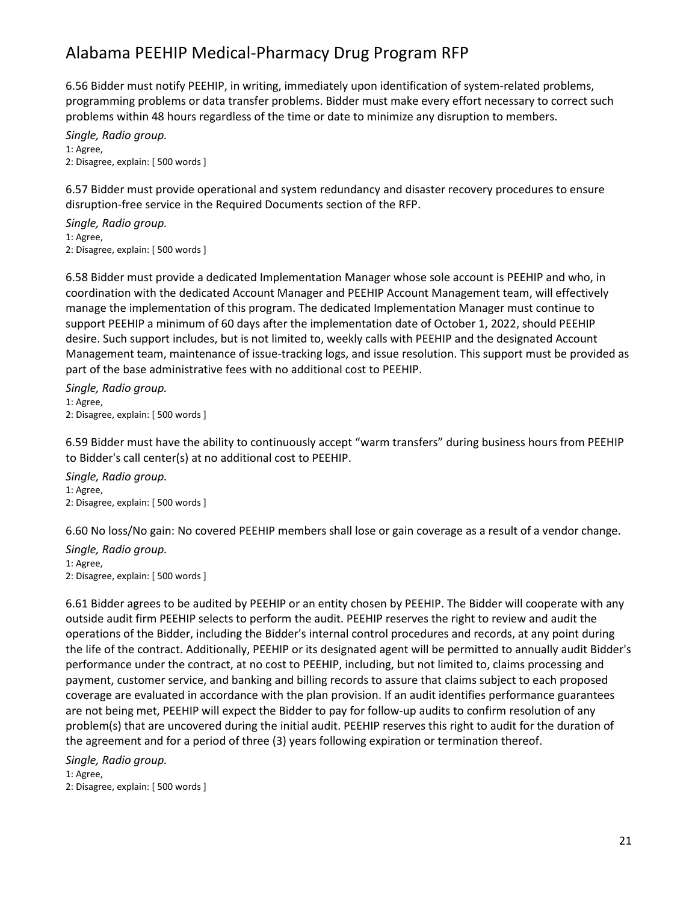6.56 Bidder must notify PEEHIP, in writing, immediately upon identification of system-related problems, programming problems or data transfer problems. Bidder must make every effort necessary to correct such problems within 48 hours regardless of the time or date to minimize any disruption to members.

*Single, Radio group.*
1: Agree,
2: Disagree, explain: [ 500 words ]

6.57 Bidder must provide operational and system redundancy and disaster recovery procedures to ensure disruption-free service in the Required Documents section of the RFP.

*Single, Radio group.*
1: Agree,
2: Disagree, explain: [ 500 words ]

6.58 Bidder must provide a dedicated Implementation Manager whose sole account is PEEHIP and who, in coordination with the dedicated Account Manager and PEEHIP Account Management team, will effectively manage the implementation of this program. The dedicated Implementation Manager must continue to support PEEHIP a minimum of 60 days after the implementation date of October 1, 2022, should PEEHIP desire. Such support includes, but is not limited to, weekly calls with PEEHIP and the designated Account Management team, maintenance of issue-tracking logs, and issue resolution. This support must be provided as part of the base administrative fees with no additional cost to PEEHIP.

*Single, Radio group.*
1: Agree,
2: Disagree, explain: [ 500 words ]

6.59 Bidder must have the ability to continuously accept "warm transfers" during business hours from PEEHIP to Bidder's call center(s) at no additional cost to PEEHIP.

*Single, Radio group.*
1: Agree,
2: Disagree, explain: [ 500 words ]

6.60 No loss/No gain: No covered PEEHIP members shall lose or gain coverage as a result of a vendor change.

*Single, Radio group.*
1: Agree,
2: Disagree, explain: [ 500 words ]

6.61 Bidder agrees to be audited by PEEHIP or an entity chosen by PEEHIP. The Bidder will cooperate with any outside audit firm PEEHIP selects to perform the audit. PEEHIP reserves the right to review and audit the operations of the Bidder, including the Bidder's internal control procedures and records, at any point during the life of the contract. Additionally, PEEHIP or its designated agent will be permitted to annually audit Bidder's performance under the contract, at no cost to PEEHIP, including, but not limited to, claims processing and payment, customer service, and banking and billing records to assure that claims subject to each proposed coverage are evaluated in accordance with the plan provision. If an audit identifies performance guarantees are not being met, PEEHIP will expect the Bidder to pay for follow-up audits to confirm resolution of any problem(s) that are uncovered during the initial audit. PEEHIP reserves this right to audit for the duration of the agreement and for a period of three (3) years following expiration or termination thereof.

*Single, Radio group.*
1: Agree,
2: Disagree, explain: [ 500 words ]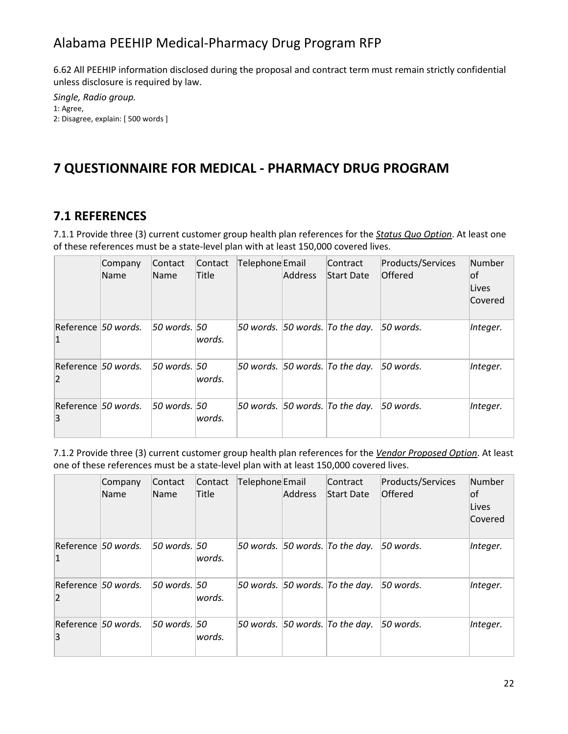6.62 All PEEHIP information disclosed during the proposal and contract term must remain strictly confidential unless disclosure is required by law.

*Single, Radio group.*
1: Agree,
2: Disagree, explain: [ 500 words ]

# 7 QUESTIONNAIRE FOR MEDICAL - PHARMACY DRUG PROGRAM

## 7.1 REFERENCES

7.1.1 Provide three (3) current customer group health plan references for the ***Status Quo Option***. At least one of these references must be a state-level plan with at least 150,000 covered lives.

| | Company Name | Contact Name | Contact Title | Telephone | Email Address | Contract Start Date | Products/Services Offered | Number of Lives Covered |
|---|---|---|---|---|---|---|---|---|
| Reference 1 | *50 words.* | *50 words.* | *50 words.* | *50 words.* | *50 words.* | *To the day.* | *50 words.* | *Integer.* |
| Reference 2 | *50 words.* | *50 words.* | *50 words.* | *50 words.* | *50 words.* | *To the day.* | *50 words.* | *Integer.* |
| Reference 3 | *50 words.* | *50 words.* | *50 words.* | *50 words.* | *50 words.* | *To the day.* | *50 words.* | *Integer.* |

7.1.2 Provide three (3) current customer group health plan references for the ***Vendor Proposed Option***. At least one of these references must be a state-level plan with at least 150,000 covered lives.

| | Company Name | Contact Name | Contact Title | Telephone | Email Address | Contract Start Date | Products/Services Offered | Number of Lives Covered |
|---|---|---|---|---|---|---|---|---|
| Reference 1 | *50 words.* | *50 words.* | *50 words.* | *50 words.* | *50 words.* | *To the day.* | *50 words.* | *Integer.* |
| Reference 2 | *50 words.* | *50 words.* | *50 words.* | *50 words.* | *50 words.* | *To the day.* | *50 words.* | *Integer.* |
| Reference 3 | *50 words.* | *50 words.* | *50 words.* | *50 words.* | *50 words.* | *To the day.* | *50 words.* | *Integer.* |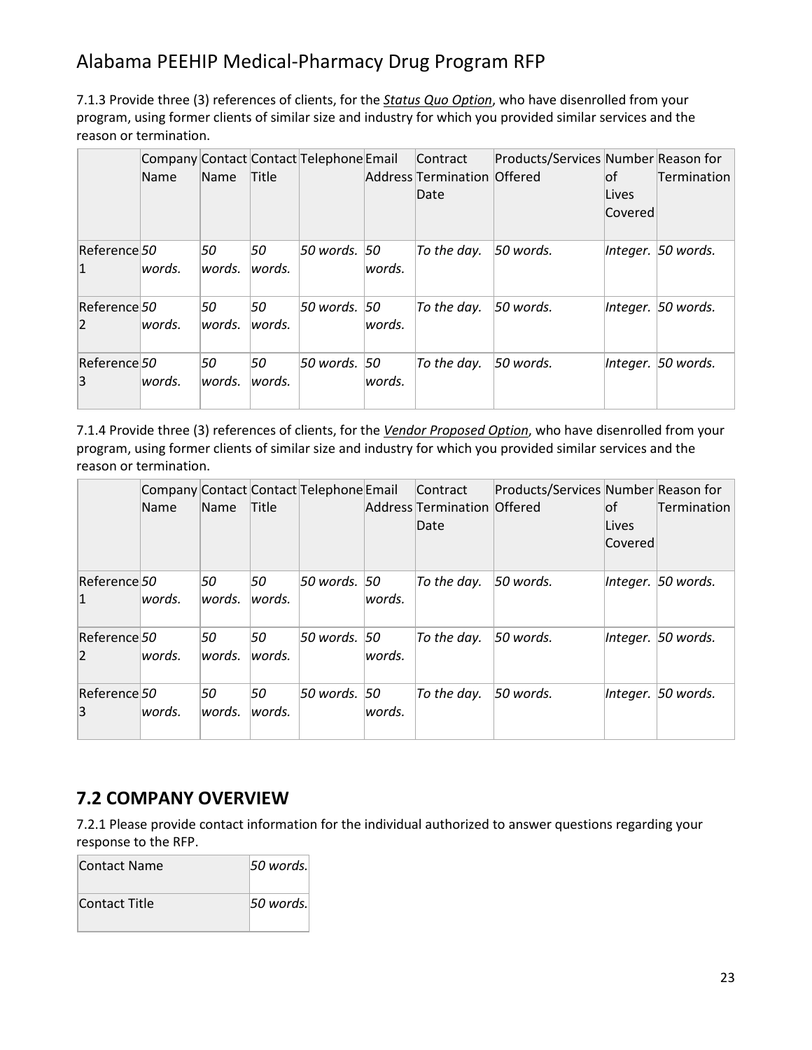7.1.3 Provide three (3) references of clients, for the ***Status Quo Option***, who have disenrolled from your program, using former clients of similar size and industry for which you provided similar services and the reason or termination.

| | Company Name | Contact Name | Contact Title | Telephone | Email Address | Contract Termination Date | Products/Services Offered | Number of Lives Covered | Reason for Termination |
|---|---|---|---|---|---|---|---|---|---|
| Reference 1 | *50 words.* | *50 words.* | *50 words.* | *50 words.* | *50 words.* | *To the day.* | *50 words.* | *Integer.* | *50 words.* |
| Reference 2 | *50 words.* | *50 words.* | *50 words.* | *50 words.* | *50 words.* | *To the day.* | *50 words.* | *Integer.* | *50 words.* |
| Reference 3 | *50 words.* | *50 words.* | *50 words.* | *50 words.* | *50 words.* | *To the day.* | *50 words.* | *Integer.* | *50 words.* |

7.1.4 Provide three (3) references of clients, for the ***Vendor Proposed Option***, who have disenrolled from your program, using former clients of similar size and industry for which you provided similar services and the reason or termination.

| | Company Name | Contact Name | Contact Title | Telephone | Email Address | Contract Termination Date | Products/Services Offered | Number of Lives Covered | Reason for Termination |
|---|---|---|---|---|---|---|---|---|---|
| Reference 1 | *50 words.* | *50 words.* | *50 words.* | *50 words.* | *50 words.* | *To the day.* | *50 words.* | *Integer.* | *50 words.* |
| Reference 2 | *50 words.* | *50 words.* | *50 words.* | *50 words.* | *50 words.* | *To the day.* | *50 words.* | *Integer.* | *50 words.* |
| Reference 3 | *50 words.* | *50 words.* | *50 words.* | *50 words.* | *50 words.* | *To the day.* | *50 words.* | *Integer.* | *50 words.* |

## 7.2 COMPANY OVERVIEW

7.2.1 Please provide contact information for the individual authorized to answer questions regarding your response to the RFP.

| | |
|---|---|
| Contact Name | *50 words.* |
| Contact Title | *50 words.* |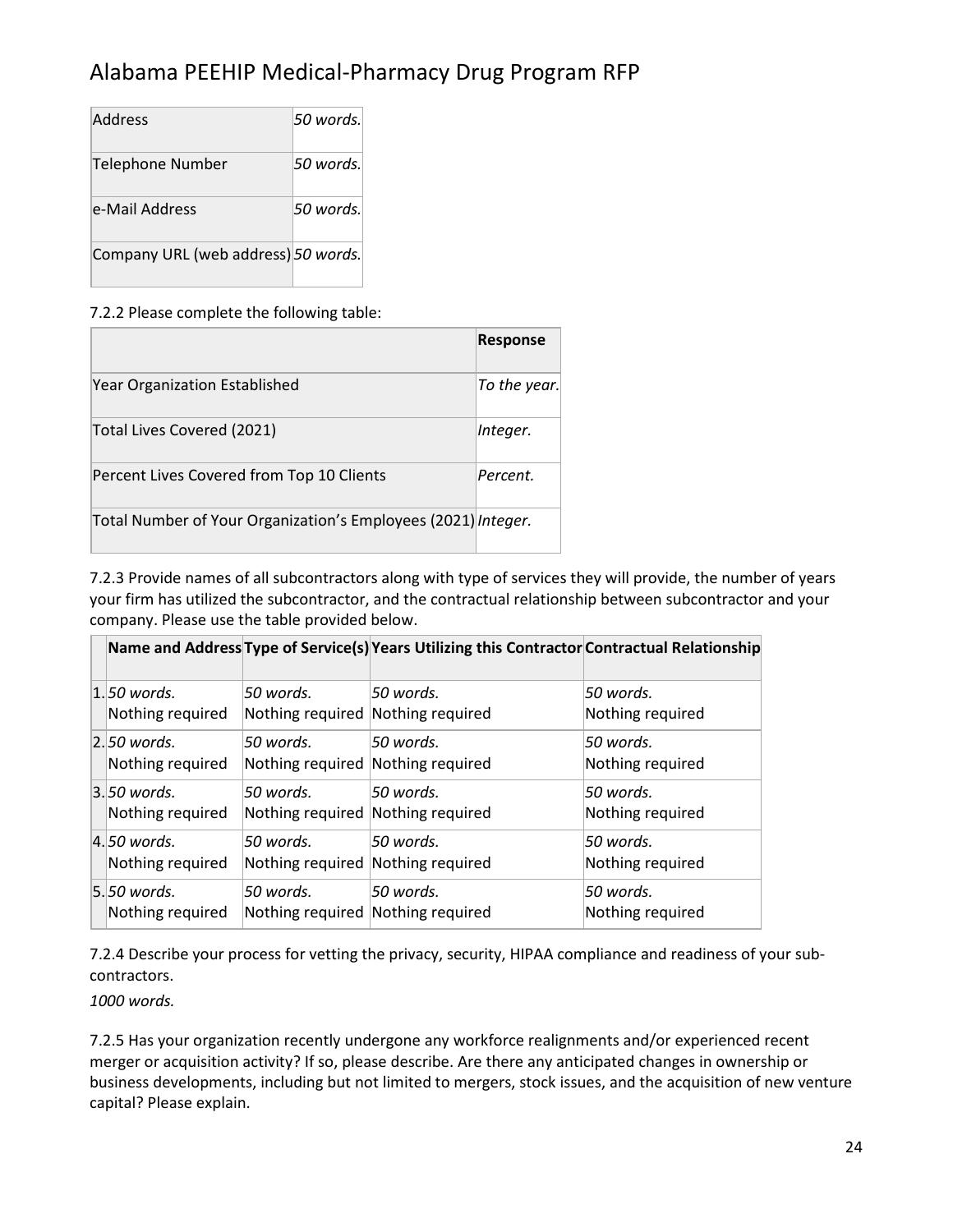| Address | *50 words.* |
|---|---|
| Telephone Number | *50 words.* |
| e-Mail Address | *50 words.* |
| Company URL (web address) | *50 words.* |

7.2.2 Please complete the following table:

| | Response |
|---|---|
| Year Organization Established | *To the year.* |
| Total Lives Covered (2021) | *Integer.* |
| Percent Lives Covered from Top 10 Clients | *Percent.* |
| Total Number of Your Organization's Employees (2021) | *Integer.* |

7.2.3 Provide names of all subcontractors along with type of services they will provide, the number of years your firm has utilized the subcontractor, and the contractual relationship between subcontractor and your company. Please use the table provided below.

| | Name and Address | Type of Service(s) | Years Utilizing this Contractor | Contractual Relationship |
|---|---|---|---|---|
| 1. | *50 words.* Nothing required | *50 words.* Nothing required | *50 words.* Nothing required | *50 words.* Nothing required |
| 2. | *50 words.* Nothing required | *50 words.* Nothing required | *50 words.* Nothing required | *50 words.* Nothing required |
| 3. | *50 words.* Nothing required | *50 words.* Nothing required | *50 words.* Nothing required | *50 words.* Nothing required |
| 4. | *50 words.* Nothing required | *50 words.* Nothing required | *50 words.* Nothing required | *50 words.* Nothing required |
| 5. | *50 words.* Nothing required | *50 words.* Nothing required | *50 words.* Nothing required | *50 words.* Nothing required |

7.2.4 Describe your process for vetting the privacy, security, HIPAA compliance and readiness of your sub-contractors.

*1000 words.*

7.2.5 Has your organization recently undergone any workforce realignments and/or experienced recent merger or acquisition activity? If so, please describe. Are there any anticipated changes in ownership or business developments, including but not limited to mergers, stock issues, and the acquisition of new venture capital? Please explain.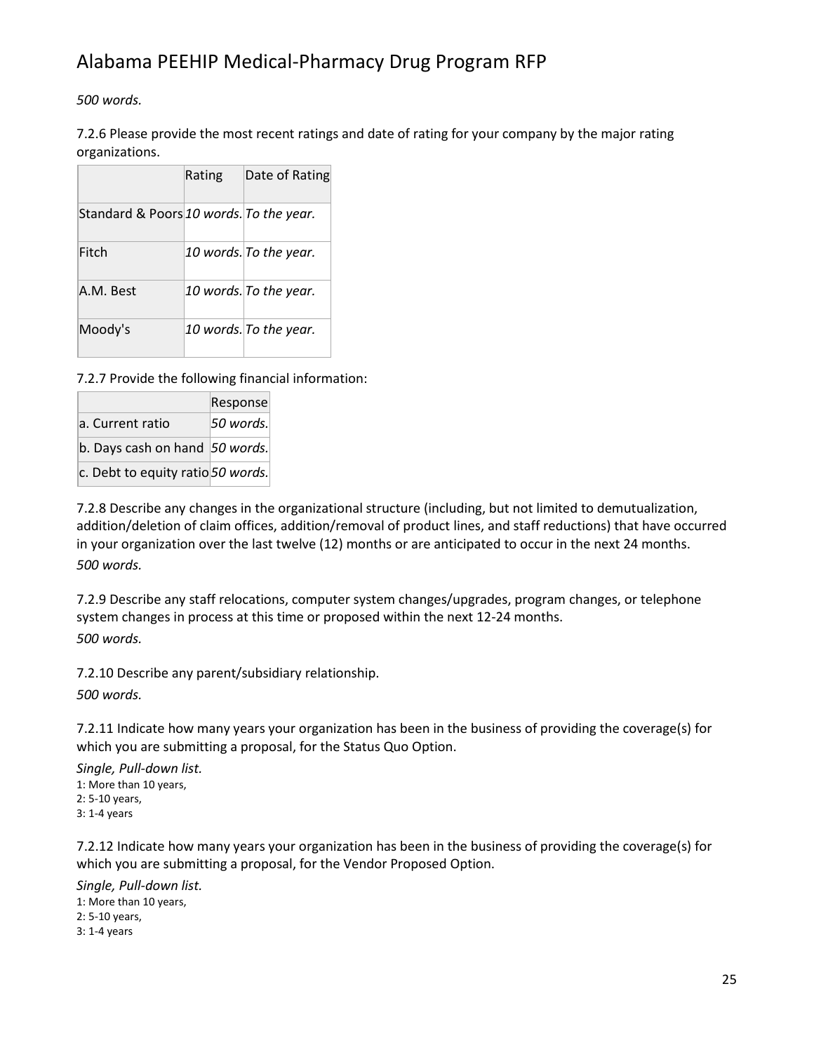*500 words.*

7.2.6 Please provide the most recent ratings and date of rating for your company by the major rating organizations.

| | Rating | Date of Rating |
|---|---|---|
| Standard & Poors | *10 words.* | *To the year.* |
| Fitch | *10 words.* | *To the year.* |
| A.M. Best | *10 words.* | *To the year.* |
| Moody's | *10 words.* | *To the year.* |

7.2.7 Provide the following financial information:

| | Response |
|---|---|
| a. Current ratio | *50 words.* |
| b. Days cash on hand | *50 words.* |
| c. Debt to equity ratio | *50 words.* |

7.2.8 Describe any changes in the organizational structure (including, but not limited to demutualization, addition/deletion of claim offices, addition/removal of product lines, and staff reductions) that have occurred in your organization over the last twelve (12) months or are anticipated to occur in the next 24 months.

*500 words.*

7.2.9 Describe any staff relocations, computer system changes/upgrades, program changes, or telephone system changes in process at this time or proposed within the next 12-24 months.

*500 words.*

7.2.10 Describe any parent/subsidiary relationship.

*500 words.*

7.2.11 Indicate how many years your organization has been in the business of providing the coverage(s) for which you are submitting a proposal, for the Status Quo Option.

*Single, Pull-down list.*

1: More than 10 years,
2: 5-10 years,
3: 1-4 years

7.2.12 Indicate how many years your organization has been in the business of providing the coverage(s) for which you are submitting a proposal, for the Vendor Proposed Option.

*Single, Pull-down list.*

1: More than 10 years,
2: 5-10 years,
3: 1-4 years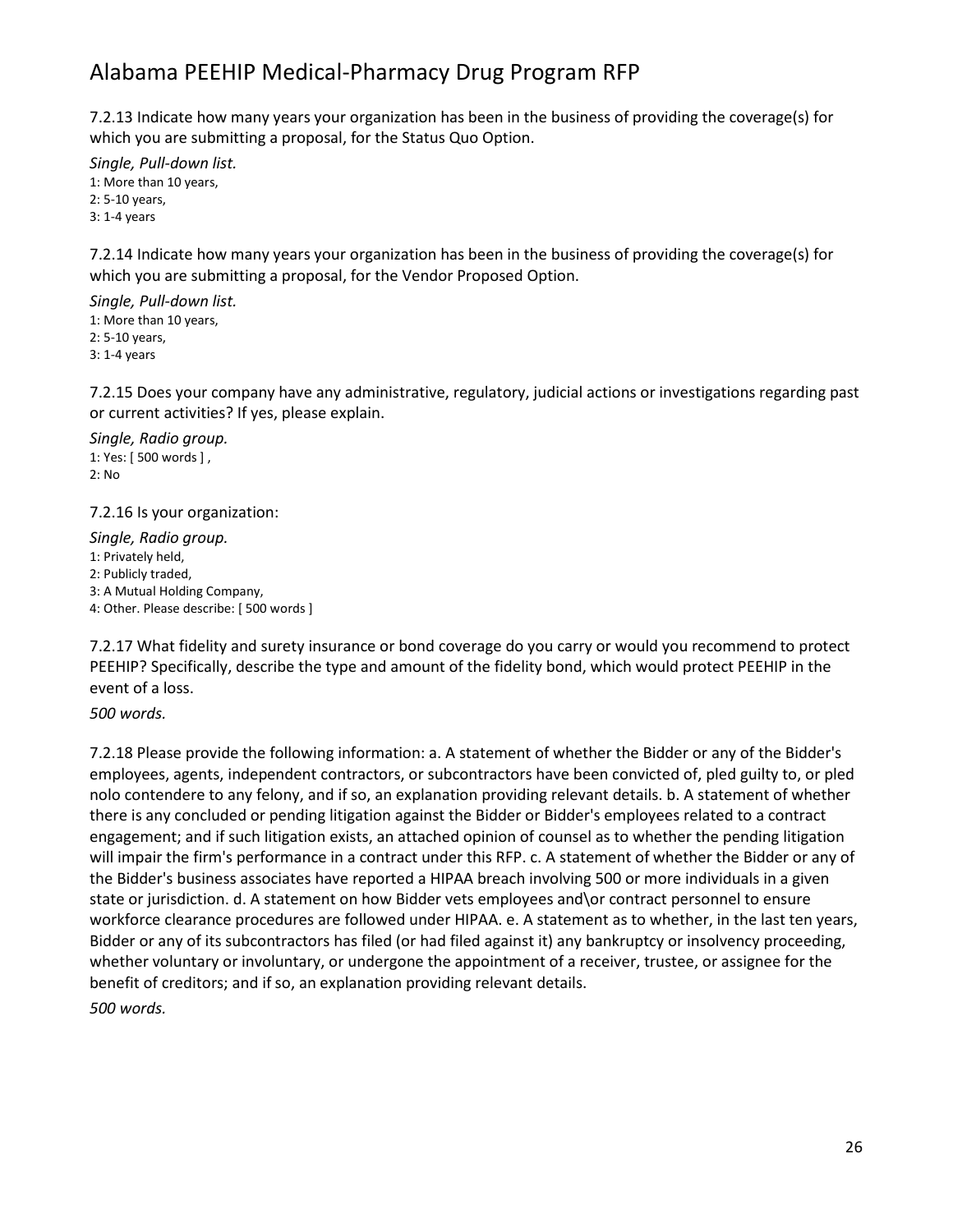7.2.13 Indicate how many years your organization has been in the business of providing the coverage(s) for which you are submitting a proposal, for the Status Quo Option.

*Single, Pull-down list.*

1: More than 10 years,
2: 5-10 years,
3: 1-4 years

7.2.14 Indicate how many years your organization has been in the business of providing the coverage(s) for which you are submitting a proposal, for the Vendor Proposed Option.

*Single, Pull-down list.*

1: More than 10 years,
2: 5-10 years,
3: 1-4 years

7.2.15 Does your company have any administrative, regulatory, judicial actions or investigations regarding past or current activities? If yes, please explain.

*Single, Radio group.*

1: Yes: [ 500 words ] ,
2: No

7.2.16 Is your organization:

*Single, Radio group.*

1: Privately held,
2: Publicly traded,
3: A Mutual Holding Company,
4: Other. Please describe: [ 500 words ]

7.2.17 What fidelity and surety insurance or bond coverage do you carry or would you recommend to protect PEEHIP? Specifically, describe the type and amount of the fidelity bond, which would protect PEEHIP in the event of a loss.

*500 words.*

7.2.18 Please provide the following information: a. A statement of whether the Bidder or any of the Bidder's employees, agents, independent contractors, or subcontractors have been convicted of, pled guilty to, or pled nolo contendere to any felony, and if so, an explanation providing relevant details. b. A statement of whether there is any concluded or pending litigation against the Bidder or Bidder's employees related to a contract engagement; and if such litigation exists, an attached opinion of counsel as to whether the pending litigation will impair the firm's performance in a contract under this RFP. c. A statement of whether the Bidder or any of the Bidder's business associates have reported a HIPAA breach involving 500 or more individuals in a given state or jurisdiction. d. A statement on how Bidder vets employees and\or contract personnel to ensure workforce clearance procedures are followed under HIPAA. e. A statement as to whether, in the last ten years, Bidder or any of its subcontractors has filed (or had filed against it) any bankruptcy or insolvency proceeding, whether voluntary or involuntary, or undergone the appointment of a receiver, trustee, or assignee for the benefit of creditors; and if so, an explanation providing relevant details.

*500 words.*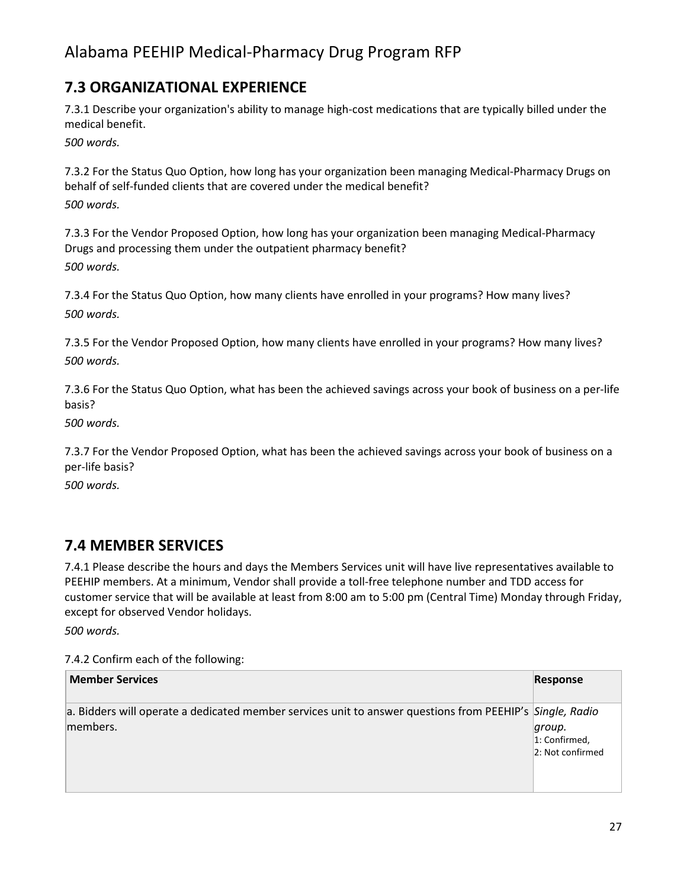## 7.3 ORGANIZATIONAL EXPERIENCE

7.3.1 Describe your organization's ability to manage high-cost medications that are typically billed under the medical benefit.

*500 words.*

7.3.2 For the Status Quo Option, how long has your organization been managing Medical-Pharmacy Drugs on behalf of self-funded clients that are covered under the medical benefit?

*500 words.*

7.3.3 For the Vendor Proposed Option, how long has your organization been managing Medical-Pharmacy Drugs and processing them under the outpatient pharmacy benefit?

*500 words.*

7.3.4 For the Status Quo Option, how many clients have enrolled in your programs? How many lives?

*500 words.*

7.3.5 For the Vendor Proposed Option, how many clients have enrolled in your programs? How many lives?

*500 words.*

7.3.6 For the Status Quo Option, what has been the achieved savings across your book of business on a per-life basis?

*500 words.*

7.3.7 For the Vendor Proposed Option, what has been the achieved savings across your book of business on a per-life basis?

*500 words.*

## 7.4 MEMBER SERVICES

7.4.1 Please describe the hours and days the Members Services unit will have live representatives available to PEEHIP members. At a minimum, Vendor shall provide a toll-free telephone number and TDD access for customer service that will be available at least from 8:00 am to 5:00 pm (Central Time) Monday through Friday, except for observed Vendor holidays.

*500 words.*

7.4.2 Confirm each of the following:

| Member Services | Response |
|---|---|
| a. Bidders will operate a dedicated member services unit to answer questions from PEEHIP's members. | *Single, Radio group.* 1: Confirmed, 2: Not confirmed |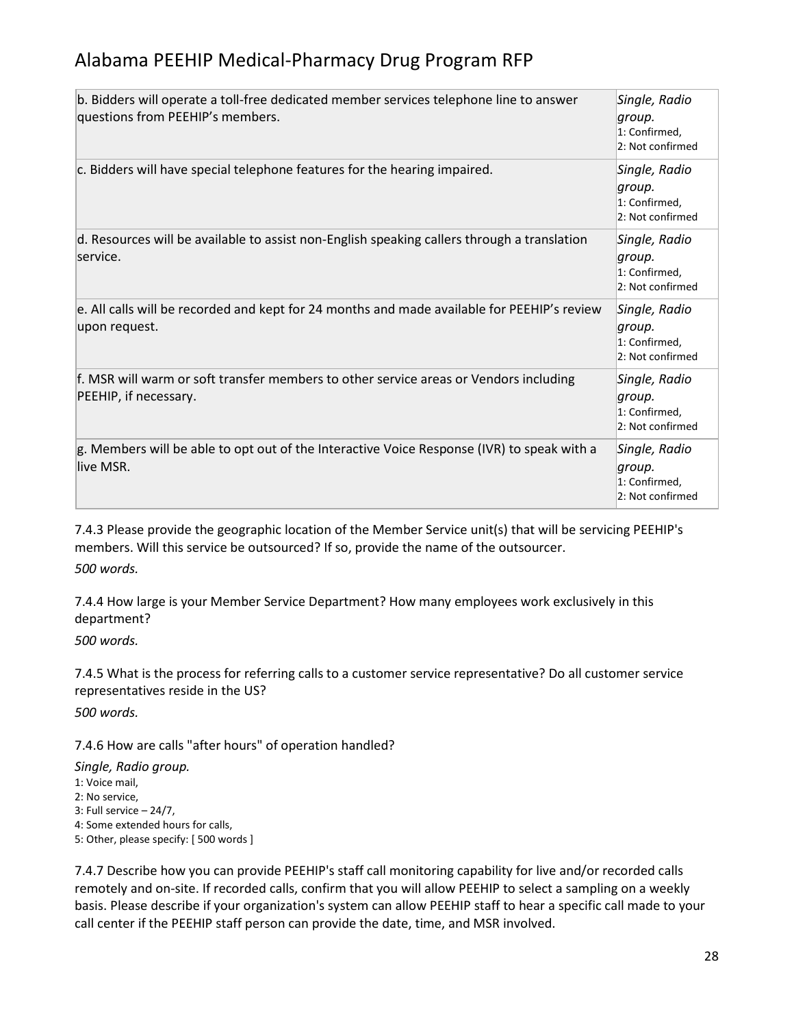| | |
|---|---|
| b. Bidders will operate a toll-free dedicated member services telephone line to answer questions from PEEHIP's members. | *Single, Radio group.* 1: Confirmed, 2: Not confirmed |
| c. Bidders will have special telephone features for the hearing impaired. | *Single, Radio group.* 1: Confirmed, 2: Not confirmed |
| d. Resources will be available to assist non-English speaking callers through a translation service. | *Single, Radio group.* 1: Confirmed, 2: Not confirmed |
| e. All calls will be recorded and kept for 24 months and made available for PEEHIP's review upon request. | *Single, Radio group.* 1: Confirmed, 2: Not confirmed |
| f. MSR will warm or soft transfer members to other service areas or Vendors including PEEHIP, if necessary. | *Single, Radio group.* 1: Confirmed, 2: Not confirmed |
| g. Members will be able to opt out of the Interactive Voice Response (IVR) to speak with a live MSR. | *Single, Radio group.* 1: Confirmed, 2: Not confirmed |

7.4.3 Please provide the geographic location of the Member Service unit(s) that will be servicing PEEHIP's members. Will this service be outsourced? If so, provide the name of the outsourcer.

*500 words.*

7.4.4 How large is your Member Service Department? How many employees work exclusively in this department?

*500 words.*

7.4.5 What is the process for referring calls to a customer service representative? Do all customer service representatives reside in the US?

*500 words.*

7.4.6 How are calls "after hours" of operation handled?

*Single, Radio group.*
1: Voice mail,
2: No service,
3: Full service – 24/7,
4: Some extended hours for calls,
5: Other, please specify: [ 500 words ]

7.4.7 Describe how you can provide PEEHIP's staff call monitoring capability for live and/or recorded calls remotely and on-site. If recorded calls, confirm that you will allow PEEHIP to select a sampling on a weekly basis. Please describe if your organization's system can allow PEEHIP staff to hear a specific call made to your call center if the PEEHIP staff person can provide the date, time, and MSR involved.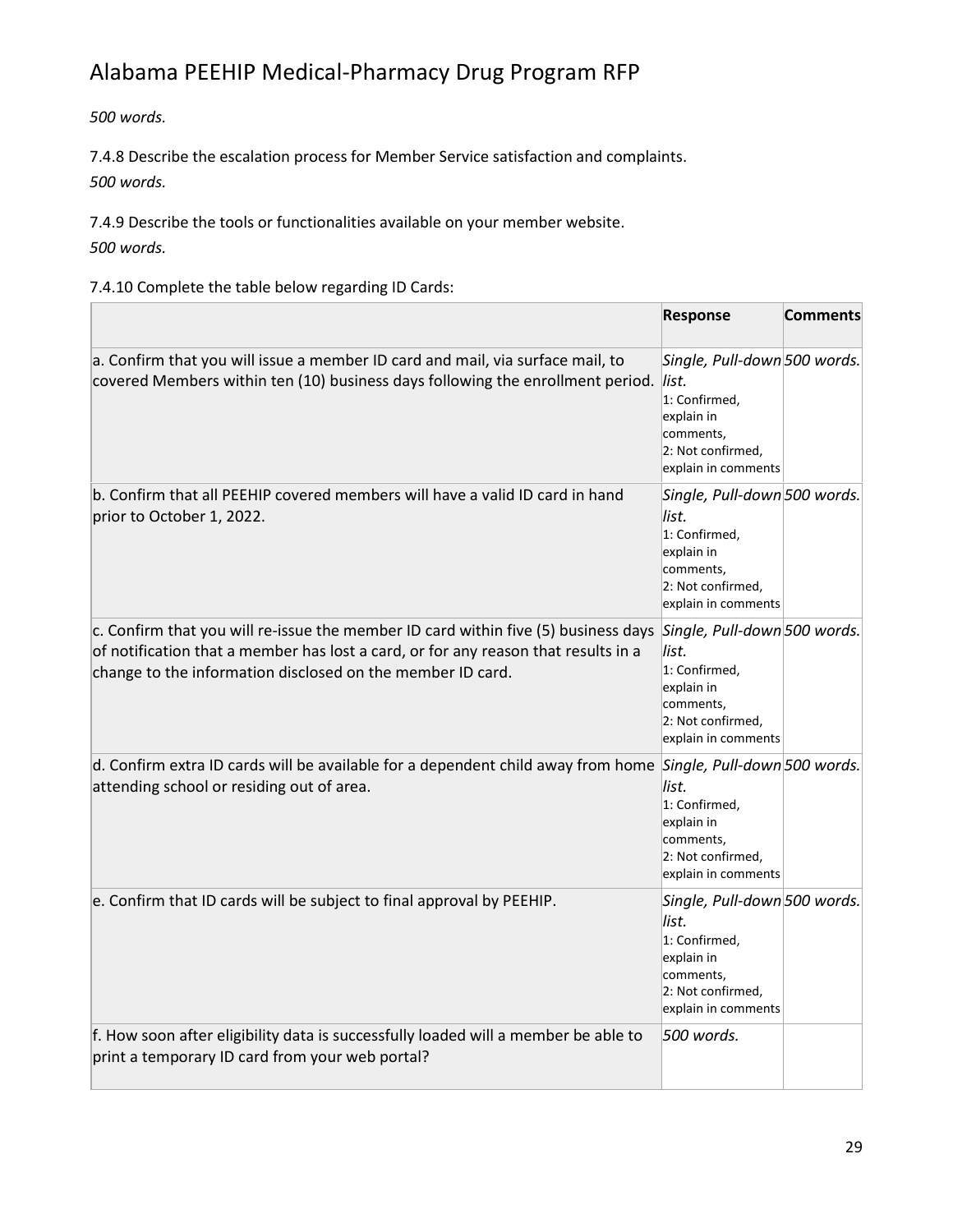*500 words.*

7.4.8 Describe the escalation process for Member Service satisfaction and complaints.
*500 words.*

7.4.9 Describe the tools or functionalities available on your member website.
*500 words.*

7.4.10 Complete the table below regarding ID Cards:

| | Response | Comments |
|---|---|---|
| a. Confirm that you will issue a member ID card and mail, via surface mail, to covered Members within ten (10) business days following the enrollment period. | *Single, Pull-down list.* 1: Confirmed, explain in comments, 2: Not confirmed, explain in comments | *500 words.* |
| b. Confirm that all PEEHIP covered members will have a valid ID card in hand prior to October 1, 2022. | *Single, Pull-down list.* 1: Confirmed, explain in comments, 2: Not confirmed, explain in comments | *500 words.* |
| c. Confirm that you will re-issue the member ID card within five (5) business days of notification that a member has lost a card, or for any reason that results in a change to the information disclosed on the member ID card. | *Single, Pull-down list.* 1: Confirmed, explain in comments, 2: Not confirmed, explain in comments | *500 words.* |
| d. Confirm extra ID cards will be available for a dependent child away from home attending school or residing out of area. | *Single, Pull-down list.* 1: Confirmed, explain in comments, 2: Not confirmed, explain in comments | *500 words.* |
| e. Confirm that ID cards will be subject to final approval by PEEHIP. | *Single, Pull-down list.* 1: Confirmed, explain in comments, 2: Not confirmed, explain in comments | *500 words.* |
| f. How soon after eligibility data is successfully loaded will a member be able to print a temporary ID card from your web portal? | *500 words.* | |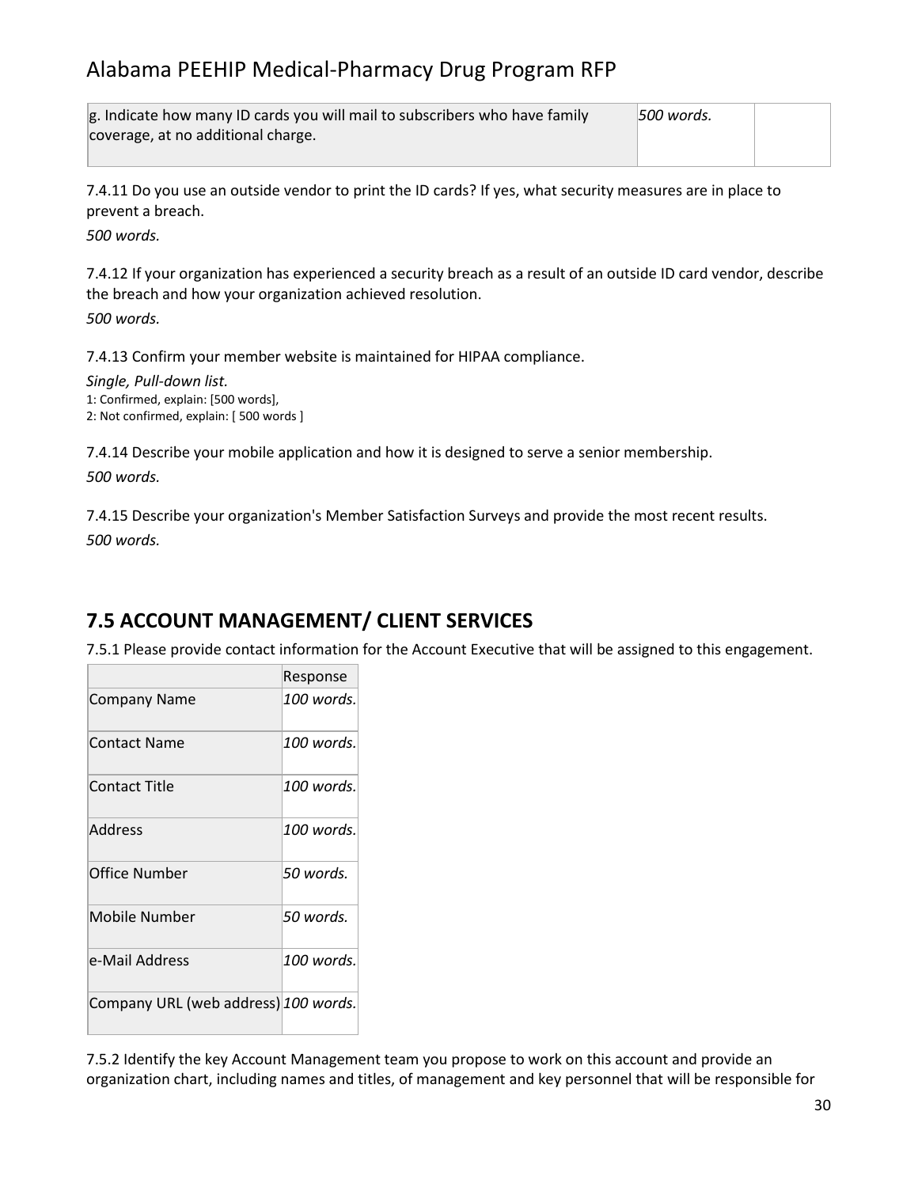| g. Indicate how many ID cards you will mail to subscribers who have family coverage, at no additional charge. | *500 words.* | |
|---|---|---|

7.4.11 Do you use an outside vendor to print the ID cards? If yes, what security measures are in place to prevent a breach.

*500 words.*

7.4.12 If your organization has experienced a security breach as a result of an outside ID card vendor, describe the breach and how your organization achieved resolution.

*500 words.*

7.4.13 Confirm your member website is maintained for HIPAA compliance.

*Single, Pull-down list.*

1: Confirmed, explain: [500 words],
2: Not confirmed, explain: [ 500 words ]

7.4.14 Describe your mobile application and how it is designed to serve a senior membership.

*500 words.*

7.4.15 Describe your organization's Member Satisfaction Surveys and provide the most recent results.

*500 words.*

## 7.5 ACCOUNT MANAGEMENT/ CLIENT SERVICES

7.5.1 Please provide contact information for the Account Executive that will be assigned to this engagement.

| | Response |
|---|---|
| Company Name | *100 words.* |
| Contact Name | *100 words.* |
| Contact Title | *100 words.* |
| Address | *100 words.* |
| Office Number | *50 words.* |
| Mobile Number | *50 words.* |
| e-Mail Address | *100 words.* |
| Company URL (web address) | *100 words.* |

7.5.2 Identify the key Account Management team you propose to work on this account and provide an organization chart, including names and titles, of management and key personnel that will be responsible for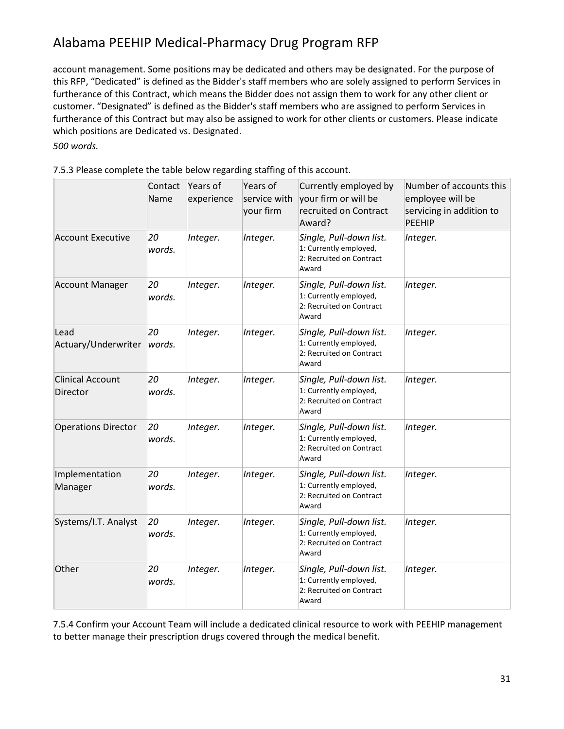account management. Some positions may be dedicated and others may be designated. For the purpose of this RFP, "Dedicated" is defined as the Bidder's staff members who are solely assigned to perform Services in furtherance of this Contract, which means the Bidder does not assign them to work for any other client or customer. "Designated" is defined as the Bidder's staff members who are assigned to perform Services in furtherance of this Contract but may also be assigned to work for other clients or customers. Please indicate which positions are Dedicated vs. Designated.

*500 words.*

7.5.3 Please complete the table below regarding staffing of this account.

| | Contact Name | Years of experience | Years of service with your firm | Currently employed by your firm or will be recruited on Contract Award? | Number of accounts this employee will be servicing in addition to PEEHIP |
|---|---|---|---|---|---|
| Account Executive | *20 words.* | *Integer.* | *Integer.* | *Single, Pull-down list.* 1: Currently employed, 2: Recruited on Contract Award | *Integer.* |
| Account Manager | *20 words.* | *Integer.* | *Integer.* | *Single, Pull-down list.* 1: Currently employed, 2: Recruited on Contract Award | *Integer.* |
| Lead Actuary/Underwriter | *20 words.* | *Integer.* | *Integer.* | *Single, Pull-down list.* 1: Currently employed, 2: Recruited on Contract Award | *Integer.* |
| Clinical Account Director | *20 words.* | *Integer.* | *Integer.* | *Single, Pull-down list.* 1: Currently employed, 2: Recruited on Contract Award | *Integer.* |
| Operations Director | *20 words.* | *Integer.* | *Integer.* | *Single, Pull-down list.* 1: Currently employed, 2: Recruited on Contract Award | *Integer.* |
| Implementation Manager | *20 words.* | *Integer.* | *Integer.* | *Single, Pull-down list.* 1: Currently employed, 2: Recruited on Contract Award | *Integer.* |
| Systems/I.T. Analyst | *20 words.* | *Integer.* | *Integer.* | *Single, Pull-down list.* 1: Currently employed, 2: Recruited on Contract Award | *Integer.* |
| Other | *20 words.* | *Integer.* | *Integer.* | *Single, Pull-down list.* 1: Currently employed, 2: Recruited on Contract Award | *Integer.* |

7.5.4 Confirm your Account Team will include a dedicated clinical resource to work with PEEHIP management to better manage their prescription drugs covered through the medical benefit.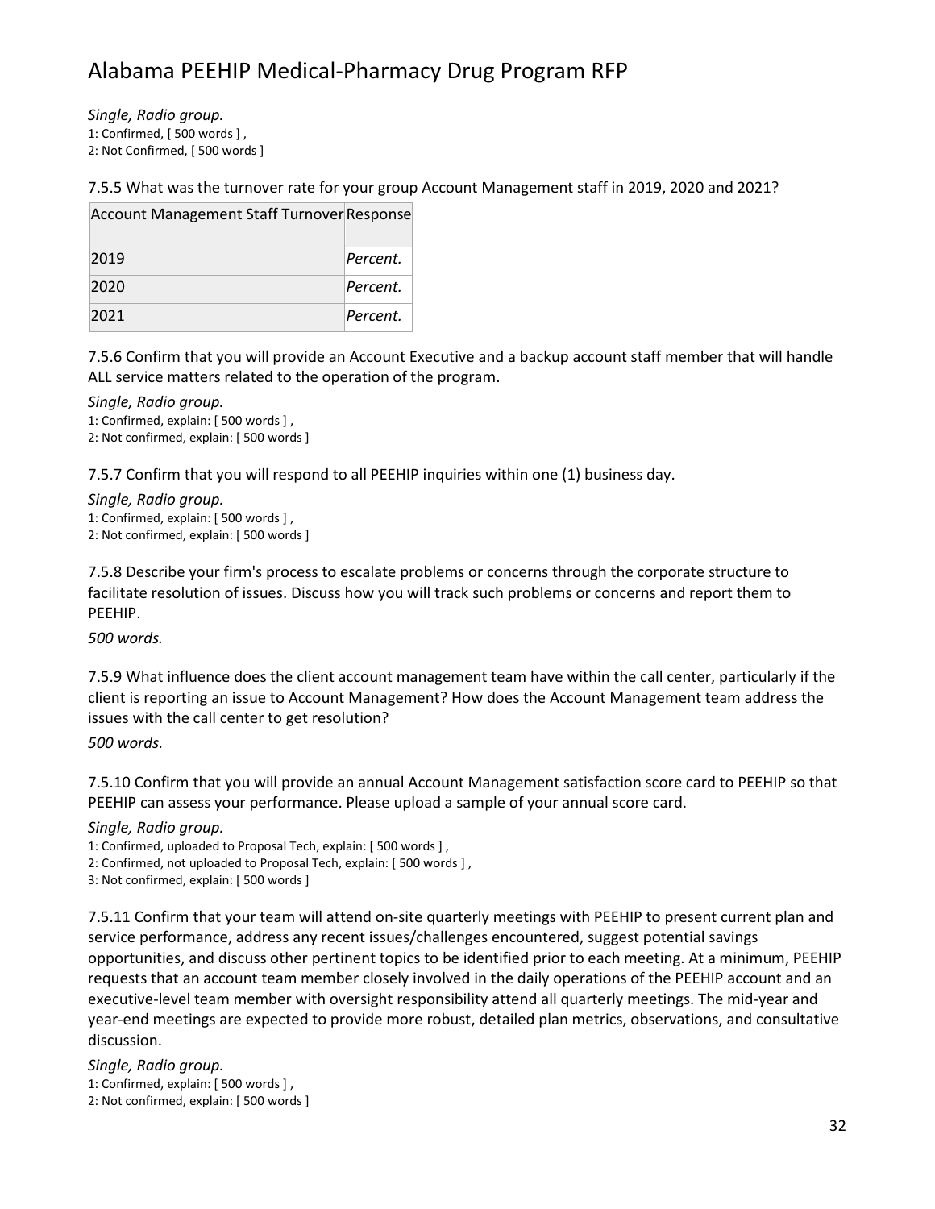*Single, Radio group.*
1: Confirmed, [ 500 words ] ,
2: Not Confirmed, [ 500 words ]

7.5.5 What was the turnover rate for your group Account Management staff in 2019, 2020 and 2021?

| Account Management Staff Turnover | Response |
|---|---|
| 2019 | *Percent.* |
| 2020 | *Percent.* |
| 2021 | *Percent.* |

7.5.6 Confirm that you will provide an Account Executive and a backup account staff member that will handle ALL service matters related to the operation of the program.

*Single, Radio group.*
1: Confirmed, explain: [ 500 words ] ,
2: Not confirmed, explain: [ 500 words ]

7.5.7 Confirm that you will respond to all PEEHIP inquiries within one (1) business day.

*Single, Radio group.*
1: Confirmed, explain: [ 500 words ] ,
2: Not confirmed, explain: [ 500 words ]

7.5.8 Describe your firm's process to escalate problems or concerns through the corporate structure to facilitate resolution of issues. Discuss how you will track such problems or concerns and report them to PEEHIP.

*500 words.*

7.5.9 What influence does the client account management team have within the call center, particularly if the client is reporting an issue to Account Management? How does the Account Management team address the issues with the call center to get resolution?

*500 words.*

7.5.10 Confirm that you will provide an annual Account Management satisfaction score card to PEEHIP so that PEEHIP can assess your performance. Please upload a sample of your annual score card.

*Single, Radio group.*
1: Confirmed, uploaded to Proposal Tech, explain: [ 500 words ] ,
2: Confirmed, not uploaded to Proposal Tech, explain: [ 500 words ] ,
3: Not confirmed, explain: [ 500 words ]

7.5.11 Confirm that your team will attend on-site quarterly meetings with PEEHIP to present current plan and service performance, address any recent issues/challenges encountered, suggest potential savings opportunities, and discuss other pertinent topics to be identified prior to each meeting. At a minimum, PEEHIP requests that an account team member closely involved in the daily operations of the PEEHIP account and an executive-level team member with oversight responsibility attend all quarterly meetings. The mid-year and year-end meetings are expected to provide more robust, detailed plan metrics, observations, and consultative discussion.

*Single, Radio group.*
1: Confirmed, explain: [ 500 words ] ,
2: Not confirmed, explain: [ 500 words ]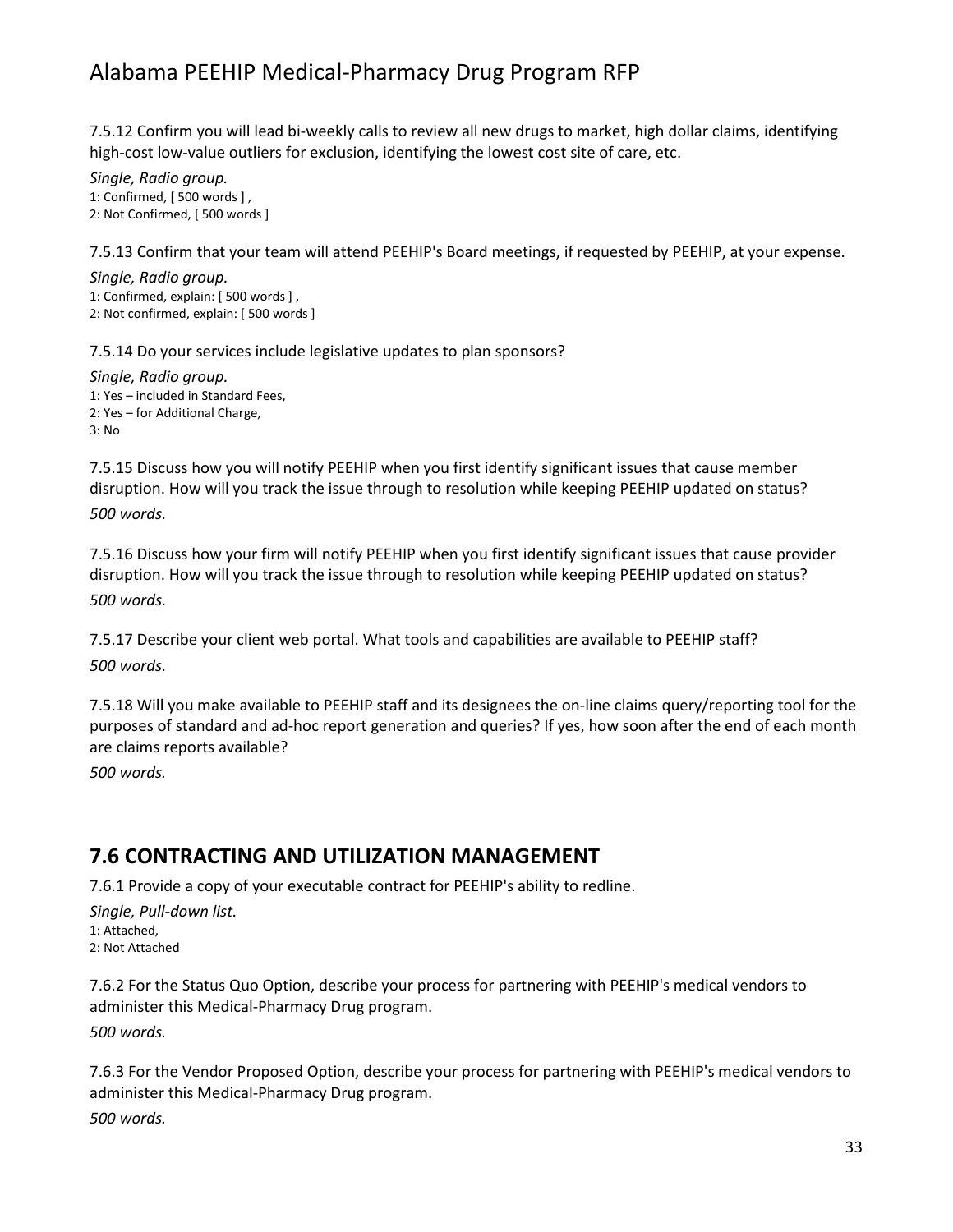7.5.12 Confirm you will lead bi-weekly calls to review all new drugs to market, high dollar claims, identifying high-cost low-value outliers for exclusion, identifying the lowest cost site of care, etc.

*Single, Radio group.*
1: Confirmed, [ 500 words ] ,
2: Not Confirmed, [ 500 words ]

7.5.13 Confirm that your team will attend PEEHIP's Board meetings, if requested by PEEHIP, at your expense.

*Single, Radio group.*
1: Confirmed, explain: [ 500 words ] ,
2: Not confirmed, explain: [ 500 words ]

7.5.14 Do your services include legislative updates to plan sponsors?

*Single, Radio group.*
1: Yes – included in Standard Fees,
2: Yes – for Additional Charge,
3: No

7.5.15 Discuss how you will notify PEEHIP when you first identify significant issues that cause member disruption. How will you track the issue through to resolution while keeping PEEHIP updated on status?
*500 words.*

7.5.16 Discuss how your firm will notify PEEHIP when you first identify significant issues that cause provider disruption. How will you track the issue through to resolution while keeping PEEHIP updated on status?
*500 words.*

7.5.17 Describe your client web portal. What tools and capabilities are available to PEEHIP staff?
*500 words.*

7.5.18 Will you make available to PEEHIP staff and its designees the on-line claims query/reporting tool for the purposes of standard and ad-hoc report generation and queries? If yes, how soon after the end of each month are claims reports available?
*500 words.*

## 7.6 CONTRACTING AND UTILIZATION MANAGEMENT

7.6.1 Provide a copy of your executable contract for PEEHIP's ability to redline.

*Single, Pull-down list.*
1: Attached,
2: Not Attached

7.6.2 For the Status Quo Option, describe your process for partnering with PEEHIP's medical vendors to administer this Medical-Pharmacy Drug program.
*500 words.*

7.6.3 For the Vendor Proposed Option, describe your process for partnering with PEEHIP's medical vendors to administer this Medical-Pharmacy Drug program.
*500 words.*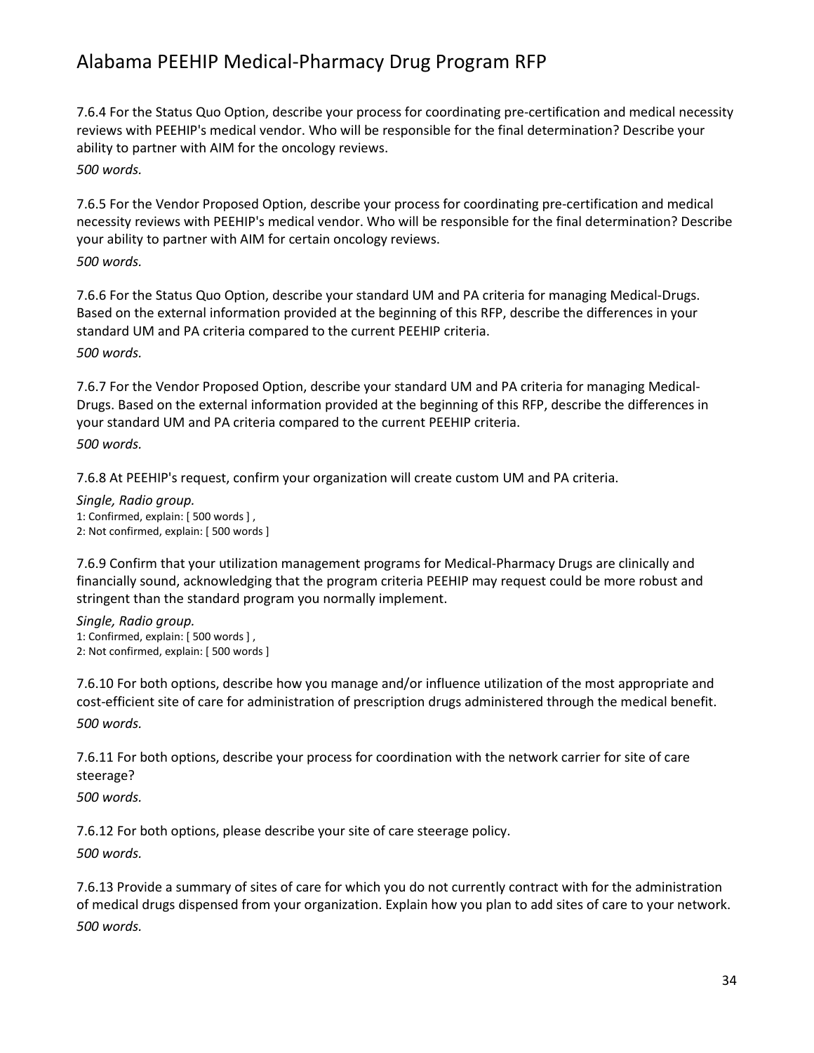7.6.4 For the Status Quo Option, describe your process for coordinating pre-certification and medical necessity reviews with PEEHIP's medical vendor. Who will be responsible for the final determination? Describe your ability to partner with AIM for the oncology reviews.

*500 words.*

7.6.5 For the Vendor Proposed Option, describe your process for coordinating pre-certification and medical necessity reviews with PEEHIP's medical vendor. Who will be responsible for the final determination? Describe your ability to partner with AIM for certain oncology reviews.

*500 words.*

7.6.6 For the Status Quo Option, describe your standard UM and PA criteria for managing Medical-Drugs. Based on the external information provided at the beginning of this RFP, describe the differences in your standard UM and PA criteria compared to the current PEEHIP criteria.

*500 words.*

7.6.7 For the Vendor Proposed Option, describe your standard UM and PA criteria for managing Medical-Drugs. Based on the external information provided at the beginning of this RFP, describe the differences in your standard UM and PA criteria compared to the current PEEHIP criteria.

*500 words.*

7.6.8 At PEEHIP's request, confirm your organization will create custom UM and PA criteria.

*Single, Radio group.*
1: Confirmed, explain: [ 500 words ] ,
2: Not confirmed, explain: [ 500 words ]

7.6.9 Confirm that your utilization management programs for Medical-Pharmacy Drugs are clinically and financially sound, acknowledging that the program criteria PEEHIP may request could be more robust and stringent than the standard program you normally implement.

*Single, Radio group.*
1: Confirmed, explain: [ 500 words ] ,
2: Not confirmed, explain: [ 500 words ]

7.6.10 For both options, describe how you manage and/or influence utilization of the most appropriate and cost-efficient site of care for administration of prescription drugs administered through the medical benefit.

*500 words.*

7.6.11 For both options, describe your process for coordination with the network carrier for site of care steerage?

*500 words.*

7.6.12 For both options, please describe your site of care steerage policy.

*500 words.*

7.6.13 Provide a summary of sites of care for which you do not currently contract with for the administration of medical drugs dispensed from your organization. Explain how you plan to add sites of care to your network.

*500 words.*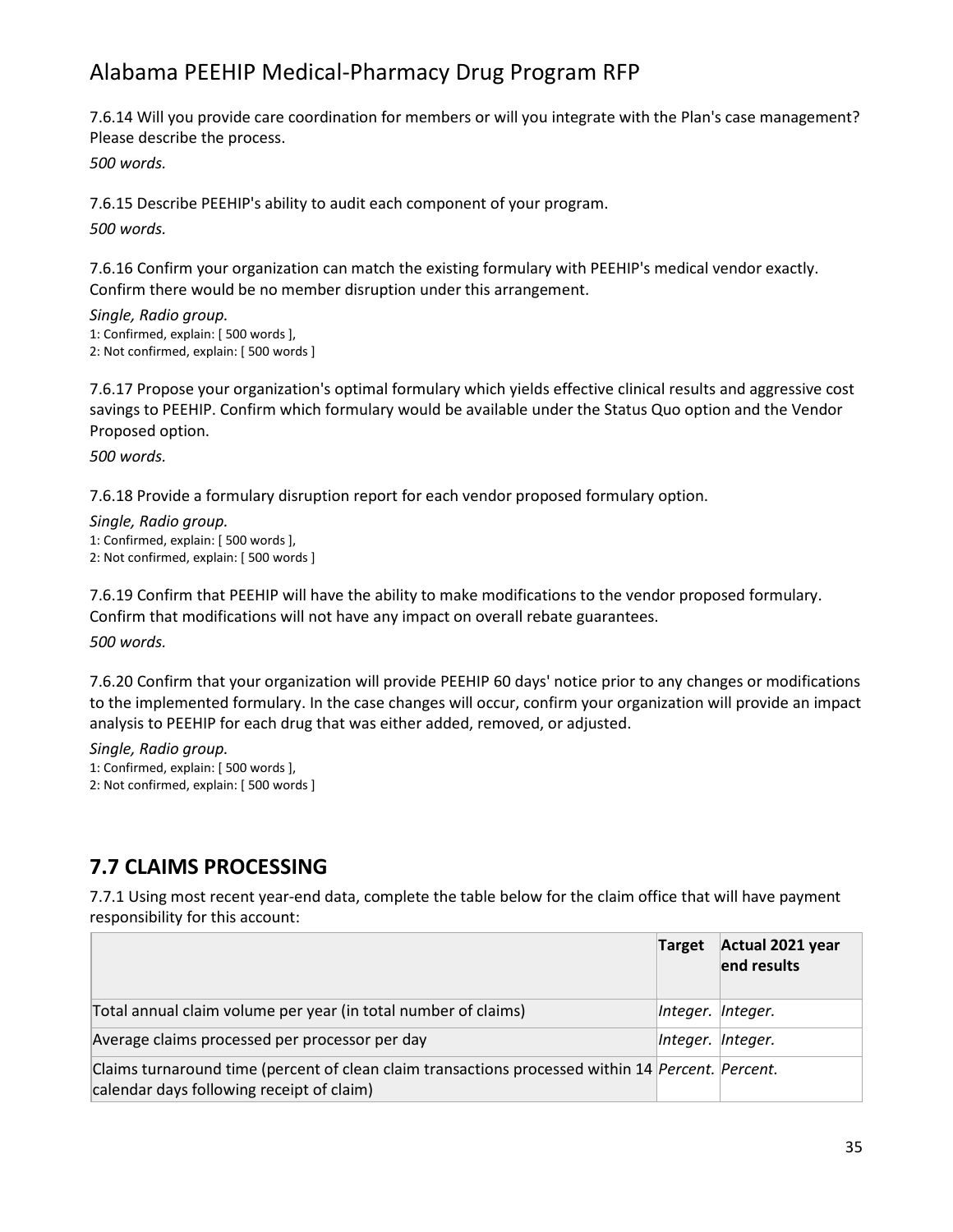7.6.14 Will you provide care coordination for members or will you integrate with the Plan's case management? Please describe the process.

*500 words.*

7.6.15 Describe PEEHIP's ability to audit each component of your program.

*500 words.*

7.6.16 Confirm your organization can match the existing formulary with PEEHIP's medical vendor exactly. Confirm there would be no member disruption under this arrangement.

*Single, Radio group.*
1: Confirmed, explain: [ 500 words ],
2: Not confirmed, explain: [ 500 words ]

7.6.17 Propose your organization's optimal formulary which yields effective clinical results and aggressive cost savings to PEEHIP. Confirm which formulary would be available under the Status Quo option and the Vendor Proposed option.

*500 words.*

7.6.18 Provide a formulary disruption report for each vendor proposed formulary option.

*Single, Radio group.*
1: Confirmed, explain: [ 500 words ],
2: Not confirmed, explain: [ 500 words ]

7.6.19 Confirm that PEEHIP will have the ability to make modifications to the vendor proposed formulary. Confirm that modifications will not have any impact on overall rebate guarantees.

*500 words.*

7.6.20 Confirm that your organization will provide PEEHIP 60 days' notice prior to any changes or modifications to the implemented formulary. In the case changes will occur, confirm your organization will provide an impact analysis to PEEHIP for each drug that was either added, removed, or adjusted.

*Single, Radio group.*
1: Confirmed, explain: [ 500 words ],
2: Not confirmed, explain: [ 500 words ]

## 7.7 CLAIMS PROCESSING

7.7.1 Using most recent year-end data, complete the table below for the claim office that will have payment responsibility for this account:

| | Target | Actual 2021 year end results |
|---|---|---|
| Total annual claim volume per year (in total number of claims) | *Integer.* | *Integer.* |
| Average claims processed per processor per day | *Integer.* | *Integer.* |
| Claims turnaround time (percent of clean claim transactions processed within 14 calendar days following receipt of claim) | *Percent.* | *Percent.* |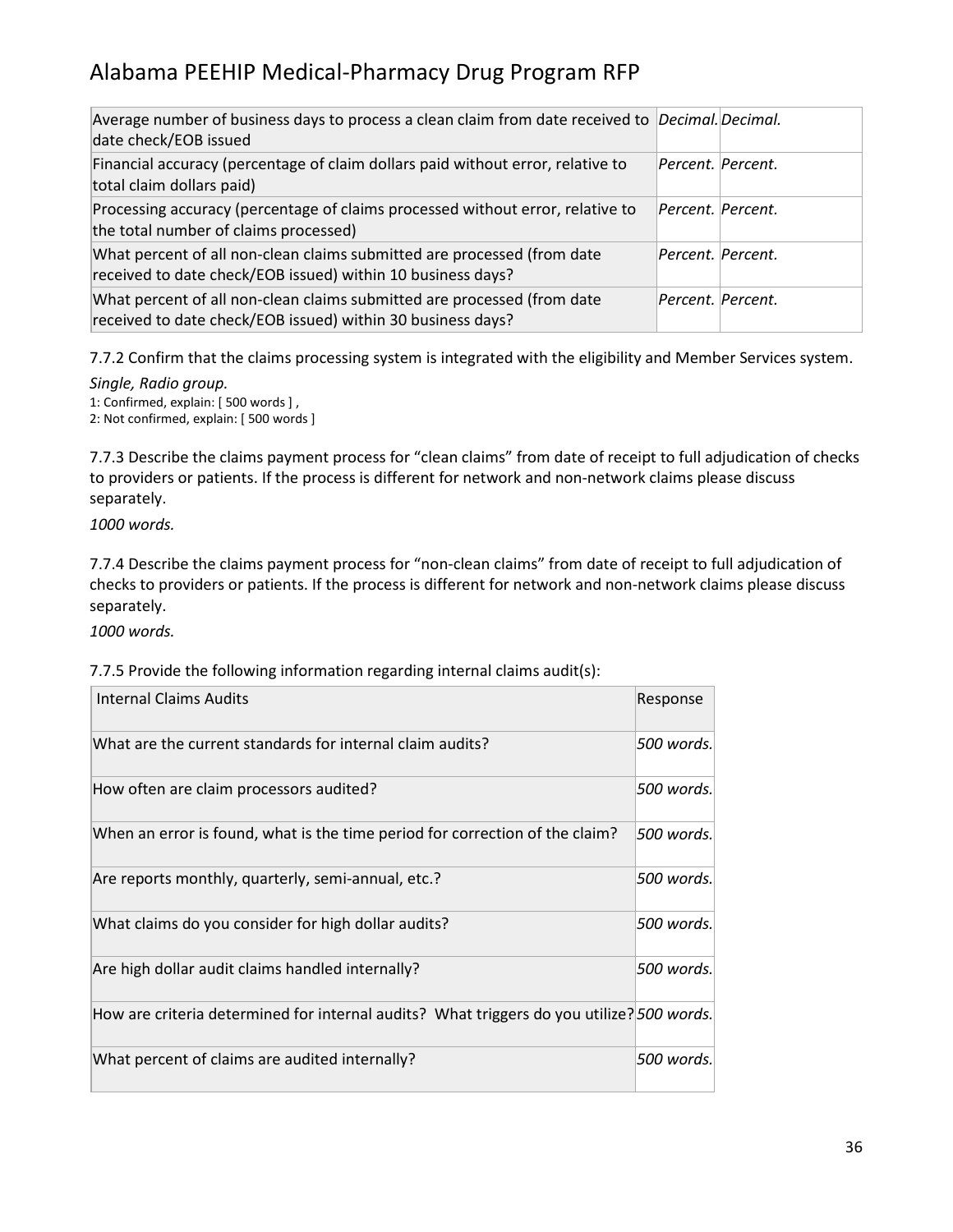| | | |
|---|---|---|
| Average number of business days to process a clean claim from date received to date check/EOB issued | *Decimal.* | *Decimal.* |
| Financial accuracy (percentage of claim dollars paid without error, relative to total claim dollars paid) | *Percent.* | *Percent.* |
| Processing accuracy (percentage of claims processed without error, relative to the total number of claims processed) | *Percent.* | *Percent.* |
| What percent of all non-clean claims submitted are processed (from date received to date check/EOB issued) within 10 business days? | *Percent.* | *Percent.* |
| What percent of all non-clean claims submitted are processed (from date received to date check/EOB issued) within 30 business days? | *Percent.* | *Percent.* |

7.7.2 Confirm that the claims processing system is integrated with the eligibility and Member Services system.

*Single, Radio group.*

1: Confirmed, explain: [ 500 words ] ,
2: Not confirmed, explain: [ 500 words ]

7.7.3 Describe the claims payment process for “clean claims” from date of receipt to full adjudication of checks to providers or patients. If the process is different for network and non-network claims please discuss separately.

*1000 words.*

7.7.4 Describe the claims payment process for “non-clean claims” from date of receipt to full adjudication of checks to providers or patients. If the process is different for network and non-network claims please discuss separately.

*1000 words.*

7.7.5 Provide the following information regarding internal claims audit(s):

| Internal Claims Audits | Response |
|---|---|
| What are the current standards for internal claim audits? | *500 words.* |
| How often are claim processors audited? | *500 words.* |
| When an error is found, what is the time period for correction of the claim? | *500 words.* |
| Are reports monthly, quarterly, semi-annual, etc.? | *500 words.* |
| What claims do you consider for high dollar audits? | *500 words.* |
| Are high dollar audit claims handled internally? | *500 words.* |
| How are criteria determined for internal audits? What triggers do you utilize? | *500 words.* |
| What percent of claims are audited internally? | *500 words.* |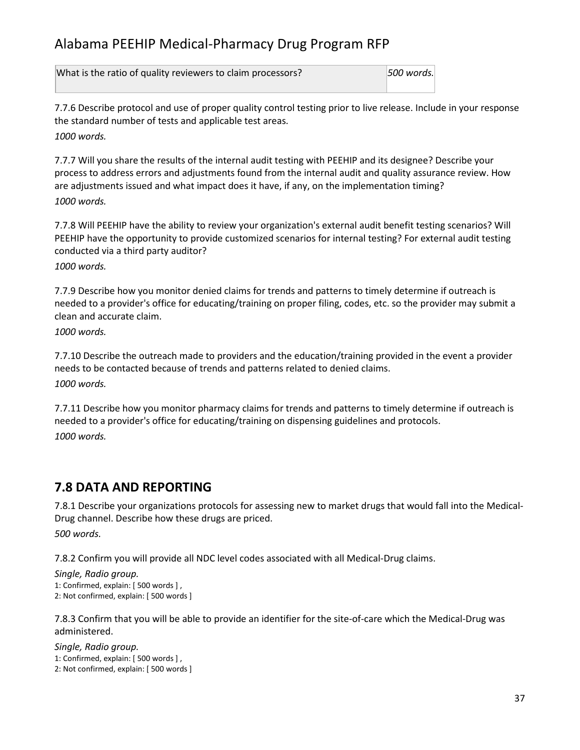| What is the ratio of quality reviewers to claim processors? | *500 words.* |
|---|---|

7.7.6 Describe protocol and use of proper quality control testing prior to live release. Include in your response the standard number of tests and applicable test areas.

*1000 words.*

7.7.7 Will you share the results of the internal audit testing with PEEHIP and its designee? Describe your process to address errors and adjustments found from the internal audit and quality assurance review. How are adjustments issued and what impact does it have, if any, on the implementation timing?

*1000 words.*

7.7.8 Will PEEHIP have the ability to review your organization's external audit benefit testing scenarios? Will PEEHIP have the opportunity to provide customized scenarios for internal testing? For external audit testing conducted via a third party auditor?

*1000 words.*

7.7.9 Describe how you monitor denied claims for trends and patterns to timely determine if outreach is needed to a provider's office for educating/training on proper filing, codes, etc. so the provider may submit a clean and accurate claim.

*1000 words.*

7.7.10 Describe the outreach made to providers and the education/training provided in the event a provider needs to be contacted because of trends and patterns related to denied claims.

*1000 words.*

7.7.11 Describe how you monitor pharmacy claims for trends and patterns to timely determine if outreach is needed to a provider's office for educating/training on dispensing guidelines and protocols.

*1000 words.*

## 7.8 DATA AND REPORTING

7.8.1 Describe your organizations protocols for assessing new to market drugs that would fall into the Medical-Drug channel. Describe how these drugs are priced.

*500 words.*

7.8.2 Confirm you will provide all NDC level codes associated with all Medical-Drug claims.

*Single, Radio group.*
1: Confirmed, explain: [ 500 words ] ,
2: Not confirmed, explain: [ 500 words ]

7.8.3 Confirm that you will be able to provide an identifier for the site-of-care which the Medical-Drug was administered.

*Single, Radio group.*
1: Confirmed, explain: [ 500 words ] ,
2: Not confirmed, explain: [ 500 words ]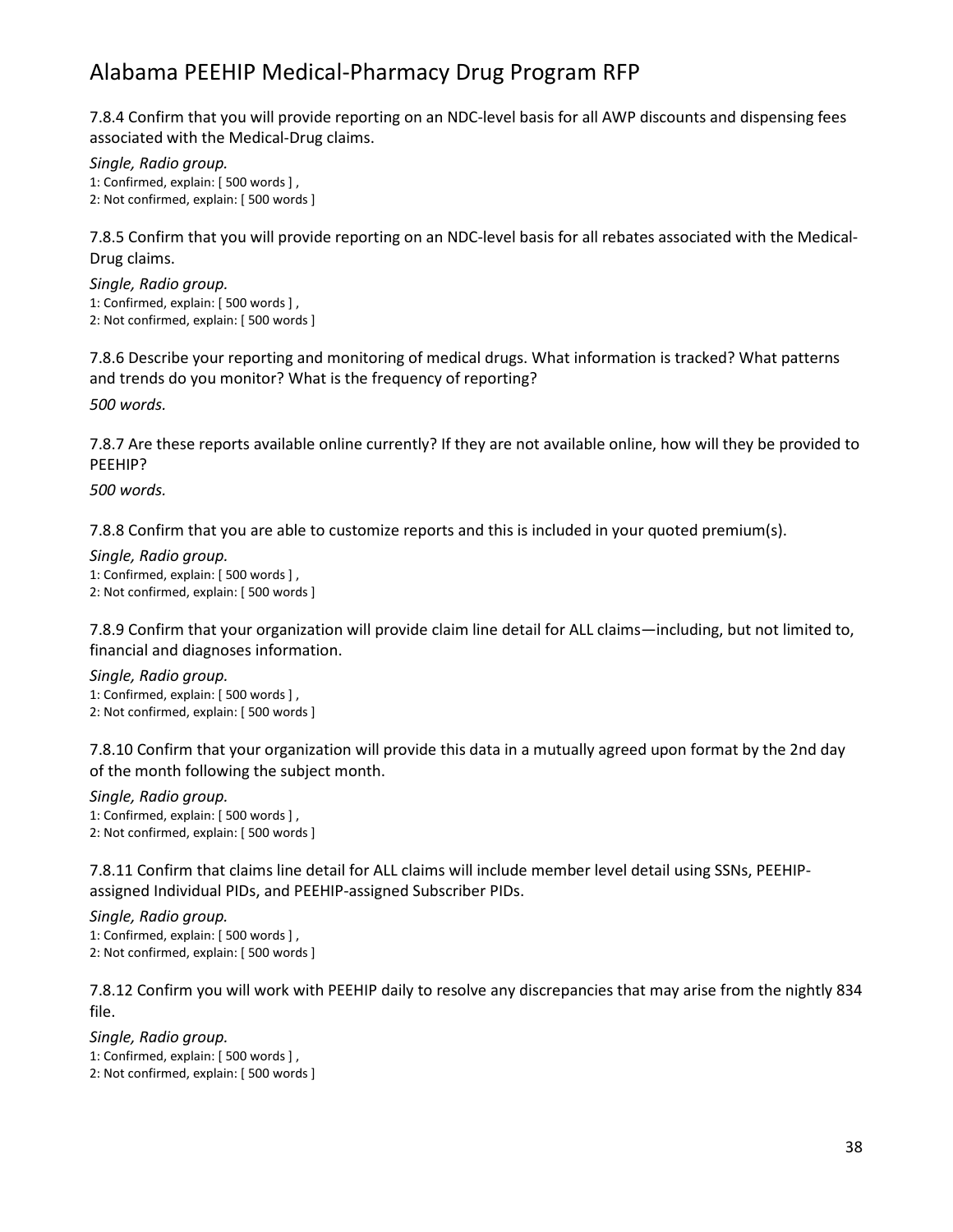7.8.4 Confirm that you will provide reporting on an NDC-level basis for all AWP discounts and dispensing fees associated with the Medical-Drug claims.

*Single, Radio group.*
1: Confirmed, explain: [ 500 words ] ,
2: Not confirmed, explain: [ 500 words ]

7.8.5 Confirm that you will provide reporting on an NDC-level basis for all rebates associated with the Medical-Drug claims.

*Single, Radio group.*
1: Confirmed, explain: [ 500 words ] ,
2: Not confirmed, explain: [ 500 words ]

7.8.6 Describe your reporting and monitoring of medical drugs. What information is tracked? What patterns and trends do you monitor? What is the frequency of reporting?

*500 words.*

7.8.7 Are these reports available online currently? If they are not available online, how will they be provided to PEEHIP?

*500 words.*

7.8.8 Confirm that you are able to customize reports and this is included in your quoted premium(s).

*Single, Radio group.*
1: Confirmed, explain: [ 500 words ] ,
2: Not confirmed, explain: [ 500 words ]

7.8.9 Confirm that your organization will provide claim line detail for ALL claims—including, but not limited to, financial and diagnoses information.

*Single, Radio group.*
1: Confirmed, explain: [ 500 words ] ,
2: Not confirmed, explain: [ 500 words ]

7.8.10 Confirm that your organization will provide this data in a mutually agreed upon format by the 2nd day of the month following the subject month.

*Single, Radio group.*
1: Confirmed, explain: [ 500 words ] ,
2: Not confirmed, explain: [ 500 words ]

7.8.11 Confirm that claims line detail for ALL claims will include member level detail using SSNs, PEEHIP-assigned Individual PIDs, and PEEHIP-assigned Subscriber PIDs.

*Single, Radio group.*
1: Confirmed, explain: [ 500 words ] ,
2: Not confirmed, explain: [ 500 words ]

7.8.12 Confirm you will work with PEEHIP daily to resolve any discrepancies that may arise from the nightly 834 file.

*Single, Radio group.*
1: Confirmed, explain: [ 500 words ] ,
2: Not confirmed, explain: [ 500 words ]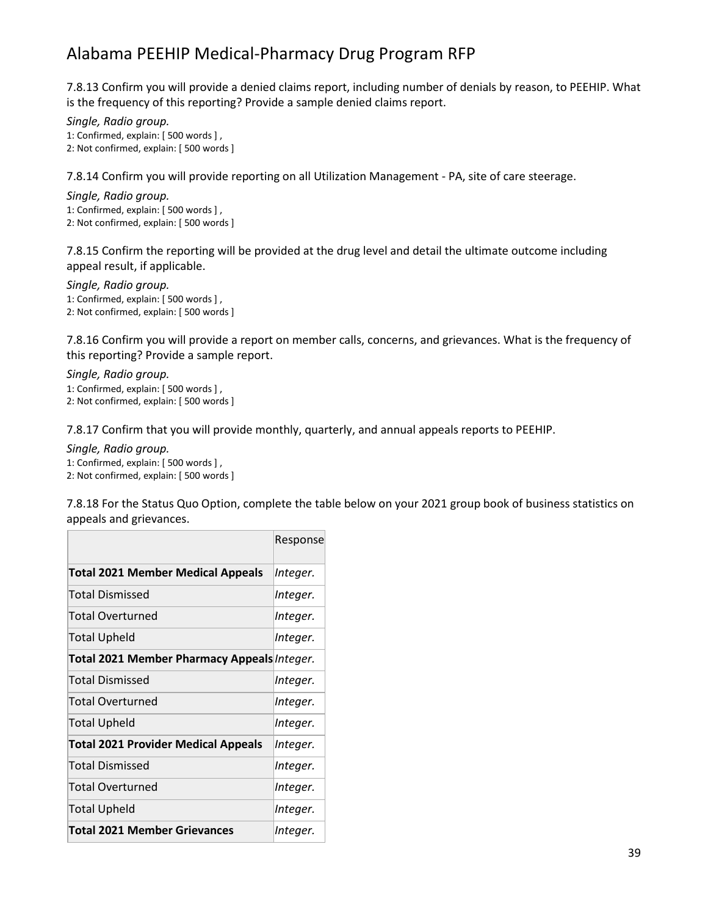7.8.13 Confirm you will provide a denied claims report, including number of denials by reason, to PEEHIP. What is the frequency of this reporting? Provide a sample denied claims report.

*Single, Radio group.*
1: Confirmed, explain: [ 500 words ] ,
2: Not confirmed, explain: [ 500 words ]

7.8.14 Confirm you will provide reporting on all Utilization Management - PA, site of care steerage.

*Single, Radio group.*
1: Confirmed, explain: [ 500 words ] ,
2: Not confirmed, explain: [ 500 words ]

7.8.15 Confirm the reporting will be provided at the drug level and detail the ultimate outcome including appeal result, if applicable.

*Single, Radio group.*
1: Confirmed, explain: [ 500 words ] ,
2: Not confirmed, explain: [ 500 words ]

7.8.16 Confirm you will provide a report on member calls, concerns, and grievances. What is the frequency of this reporting? Provide a sample report.

*Single, Radio group.*
1: Confirmed, explain: [ 500 words ] ,
2: Not confirmed, explain: [ 500 words ]

7.8.17 Confirm that you will provide monthly, quarterly, and annual appeals reports to PEEHIP.

*Single, Radio group.*
1: Confirmed, explain: [ 500 words ] ,
2: Not confirmed, explain: [ 500 words ]

7.8.18 For the Status Quo Option, complete the table below on your 2021 group book of business statistics on appeals and grievances.

| | Response |
|---|---|
| **Total 2021 Member Medical Appeals** | *Integer.* |
| Total Dismissed | *Integer.* |
| Total Overturned | *Integer.* |
| Total Upheld | *Integer.* |
| **Total 2021 Member Pharmacy Appeals** | *Integer.* |
| Total Dismissed | *Integer.* |
| Total Overturned | *Integer.* |
| Total Upheld | *Integer.* |
| **Total 2021 Provider Medical Appeals** | *Integer.* |
| Total Dismissed | *Integer.* |
| Total Overturned | *Integer.* |
| Total Upheld | *Integer.* |
| **Total 2021 Member Grievances** | *Integer.* |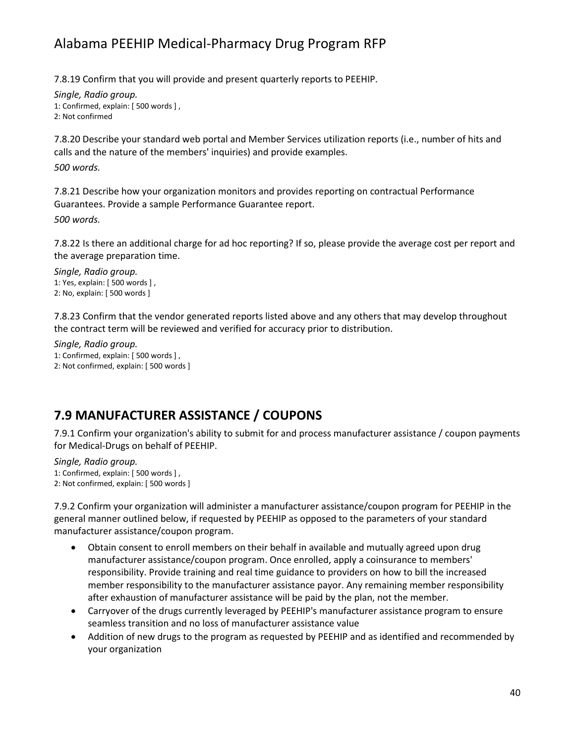7.8.19 Confirm that you will provide and present quarterly reports to PEEHIP.

*Single, Radio group.*
1: Confirmed, explain: [ 500 words ] ,
2: Not confirmed

7.8.20 Describe your standard web portal and Member Services utilization reports (i.e., number of hits and calls and the nature of the members' inquiries) and provide examples.

*500 words.*

7.8.21 Describe how your organization monitors and provides reporting on contractual Performance Guarantees. Provide a sample Performance Guarantee report.

*500 words.*

7.8.22 Is there an additional charge for ad hoc reporting? If so, please provide the average cost per report and the average preparation time.

*Single, Radio group.*
1: Yes, explain: [ 500 words ] ,
2: No, explain: [ 500 words ]

7.8.23 Confirm that the vendor generated reports listed above and any others that may develop throughout the contract term will be reviewed and verified for accuracy prior to distribution.

*Single, Radio group.*
1: Confirmed, explain: [ 500 words ] ,
2: Not confirmed, explain: [ 500 words ]

## 7.9 MANUFACTURER ASSISTANCE / COUPONS

7.9.1 Confirm your organization's ability to submit for and process manufacturer assistance / coupon payments for Medical-Drugs on behalf of PEEHIP.

*Single, Radio group.*
1: Confirmed, explain: [ 500 words ] ,
2: Not confirmed, explain: [ 500 words ]

7.9.2 Confirm your organization will administer a manufacturer assistance/coupon program for PEEHIP in the general manner outlined below, if requested by PEEHIP as opposed to the parameters of your standard manufacturer assistance/coupon program.

- Obtain consent to enroll members on their behalf in available and mutually agreed upon drug manufacturer assistance/coupon program. Once enrolled, apply a coinsurance to members' responsibility. Provide training and real time guidance to providers on how to bill the increased member responsibility to the manufacturer assistance payor. Any remaining member responsibility after exhaustion of manufacturer assistance will be paid by the plan, not the member.
- Carryover of the drugs currently leveraged by PEEHIP's manufacturer assistance program to ensure seamless transition and no loss of manufacturer assistance value
- Addition of new drugs to the program as requested by PEEHIP and as identified and recommended by your organization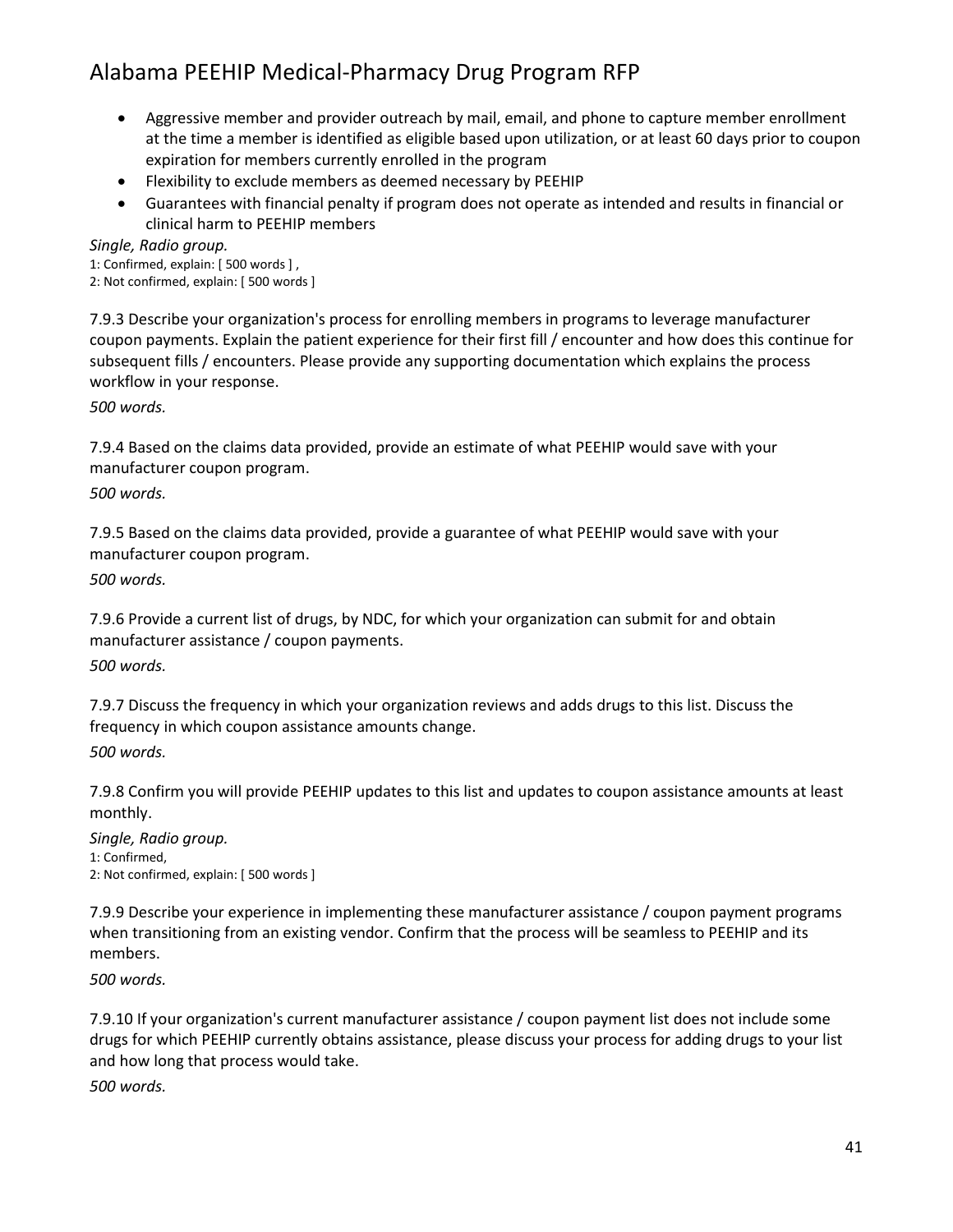- Aggressive member and provider outreach by mail, email, and phone to capture member enrollment at the time a member is identified as eligible based upon utilization, or at least 60 days prior to coupon expiration for members currently enrolled in the program
- Flexibility to exclude members as deemed necessary by PEEHIP
- Guarantees with financial penalty if program does not operate as intended and results in financial or clinical harm to PEEHIP members

*Single, Radio group.*
1: Confirmed, explain: [ 500 words ] ,
2: Not confirmed, explain: [ 500 words ]

7.9.3 Describe your organization's process for enrolling members in programs to leverage manufacturer coupon payments. Explain the patient experience for their first fill / encounter and how does this continue for subsequent fills / encounters. Please provide any supporting documentation which explains the process workflow in your response.

*500 words.*

7.9.4 Based on the claims data provided, provide an estimate of what PEEHIP would save with your manufacturer coupon program.

*500 words.*

7.9.5 Based on the claims data provided, provide a guarantee of what PEEHIP would save with your manufacturer coupon program.

*500 words.*

7.9.6 Provide a current list of drugs, by NDC, for which your organization can submit for and obtain manufacturer assistance / coupon payments.

*500 words.*

7.9.7 Discuss the frequency in which your organization reviews and adds drugs to this list. Discuss the frequency in which coupon assistance amounts change.

*500 words.*

7.9.8 Confirm you will provide PEEHIP updates to this list and updates to coupon assistance amounts at least monthly.

*Single, Radio group.*
1: Confirmed,
2: Not confirmed, explain: [ 500 words ]

7.9.9 Describe your experience in implementing these manufacturer assistance / coupon payment programs when transitioning from an existing vendor. Confirm that the process will be seamless to PEEHIP and its members.

*500 words.*

7.9.10 If your organization's current manufacturer assistance / coupon payment list does not include some drugs for which PEEHIP currently obtains assistance, please discuss your process for adding drugs to your list and how long that process would take.

*500 words.*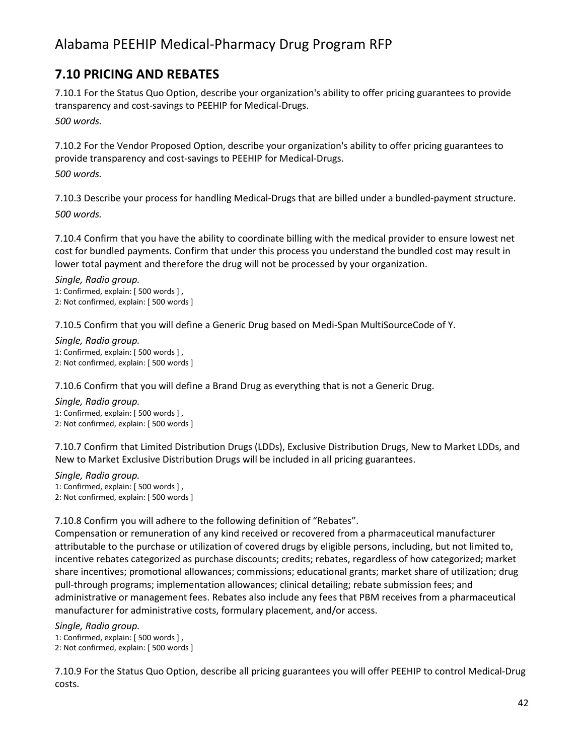## 7.10 PRICING AND REBATES

7.10.1 For the Status Quo Option, describe your organization's ability to offer pricing guarantees to provide transparency and cost-savings to PEEHIP for Medical-Drugs.

*500 words.*

7.10.2 For the Vendor Proposed Option, describe your organization's ability to offer pricing guarantees to provide transparency and cost-savings to PEEHIP for Medical-Drugs.

*500 words.*

7.10.3 Describe your process for handling Medical-Drugs that are billed under a bundled-payment structure.

*500 words.*

7.10.4 Confirm that you have the ability to coordinate billing with the medical provider to ensure lowest net cost for bundled payments. Confirm that under this process you understand the bundled cost may result in lower total payment and therefore the drug will not be processed by your organization.

*Single, Radio group.*

1: Confirmed, explain: [ 500 words ] ,
2: Not confirmed, explain: [ 500 words ]

7.10.5 Confirm that you will define a Generic Drug based on Medi-Span MultiSourceCode of Y.

*Single, Radio group.*

1: Confirmed, explain: [ 500 words ] ,
2: Not confirmed, explain: [ 500 words ]

7.10.6 Confirm that you will define a Brand Drug as everything that is not a Generic Drug.

*Single, Radio group.*

1: Confirmed, explain: [ 500 words ] ,
2: Not confirmed, explain: [ 500 words ]

7.10.7 Confirm that Limited Distribution Drugs (LDDs), Exclusive Distribution Drugs, New to Market LDDs, and New to Market Exclusive Distribution Drugs will be included in all pricing guarantees.

*Single, Radio group.*

1: Confirmed, explain: [ 500 words ] ,
2: Not confirmed, explain: [ 500 words ]

7.10.8 Confirm you will adhere to the following definition of "Rebates".

Compensation or remuneration of any kind received or recovered from a pharmaceutical manufacturer attributable to the purchase or utilization of covered drugs by eligible persons, including, but not limited to, incentive rebates categorized as purchase discounts; credits; rebates, regardless of how categorized; market share incentives; promotional allowances; commissions; educational grants; market share of utilization; drug pull-through programs; implementation allowances; clinical detailing; rebate submission fees; and administrative or management fees. Rebates also include any fees that PBM receives from a pharmaceutical manufacturer for administrative costs, formulary placement, and/or access.

*Single, Radio group.*

1: Confirmed, explain: [ 500 words ] ,
2: Not confirmed, explain: [ 500 words ]

7.10.9 For the Status Quo Option, describe all pricing guarantees you will offer PEEHIP to control Medical-Drug costs.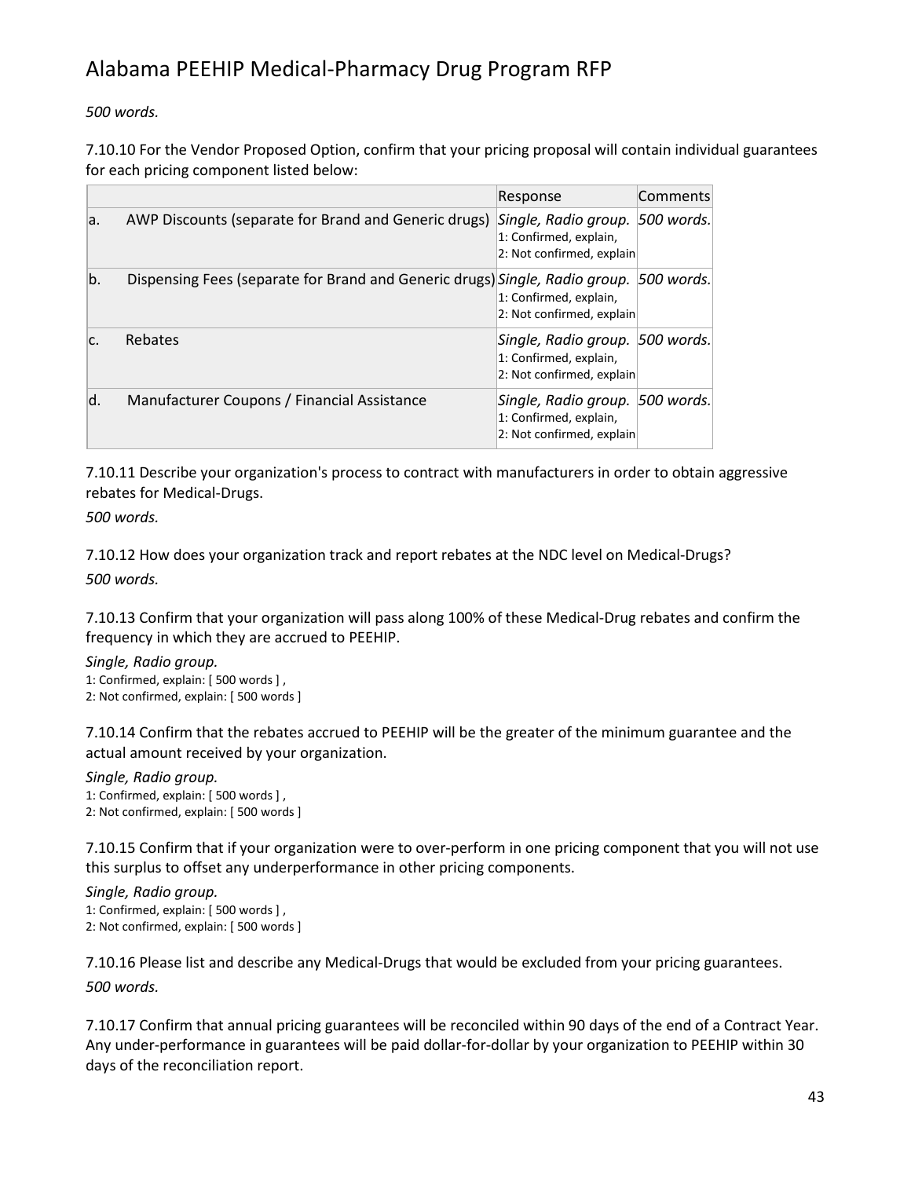*500 words.*

7.10.10 For the Vendor Proposed Option, confirm that your pricing proposal will contain individual guarantees for each pricing component listed below:

| | | Response | Comments |
|---|---|---|---|
| a. | AWP Discounts (separate for Brand and Generic drugs) | *Single, Radio group.* 1: Confirmed, explain, 2: Not confirmed, explain | *500 words.* |
| b. | Dispensing Fees (separate for Brand and Generic drugs) | *Single, Radio group.* 1: Confirmed, explain, 2: Not confirmed, explain | *500 words.* |
| c. | Rebates | *Single, Radio group.* 1: Confirmed, explain, 2: Not confirmed, explain | *500 words.* |
| d. | Manufacturer Coupons / Financial Assistance | *Single, Radio group.* 1: Confirmed, explain, 2: Not confirmed, explain | *500 words.* |

7.10.11 Describe your organization's process to contract with manufacturers in order to obtain aggressive rebates for Medical-Drugs.

*500 words.*

7.10.12 How does your organization track and report rebates at the NDC level on Medical-Drugs?

*500 words.*

7.10.13 Confirm that your organization will pass along 100% of these Medical-Drug rebates and confirm the frequency in which they are accrued to PEEHIP.

*Single, Radio group.*
1: Confirmed, explain: [ 500 words ] ,
2: Not confirmed, explain: [ 500 words ]

7.10.14 Confirm that the rebates accrued to PEEHIP will be the greater of the minimum guarantee and the actual amount received by your organization.

*Single, Radio group.*
1: Confirmed, explain: [ 500 words ] ,
2: Not confirmed, explain: [ 500 words ]

7.10.15 Confirm that if your organization were to over-perform in one pricing component that you will not use this surplus to offset any underperformance in other pricing components.

*Single, Radio group.*
1: Confirmed, explain: [ 500 words ] ,
2: Not confirmed, explain: [ 500 words ]

7.10.16 Please list and describe any Medical-Drugs that would be excluded from your pricing guarantees.

*500 words.*

7.10.17 Confirm that annual pricing guarantees will be reconciled within 90 days of the end of a Contract Year. Any under-performance in guarantees will be paid dollar-for-dollar by your organization to PEEHIP within 30 days of the reconciliation report.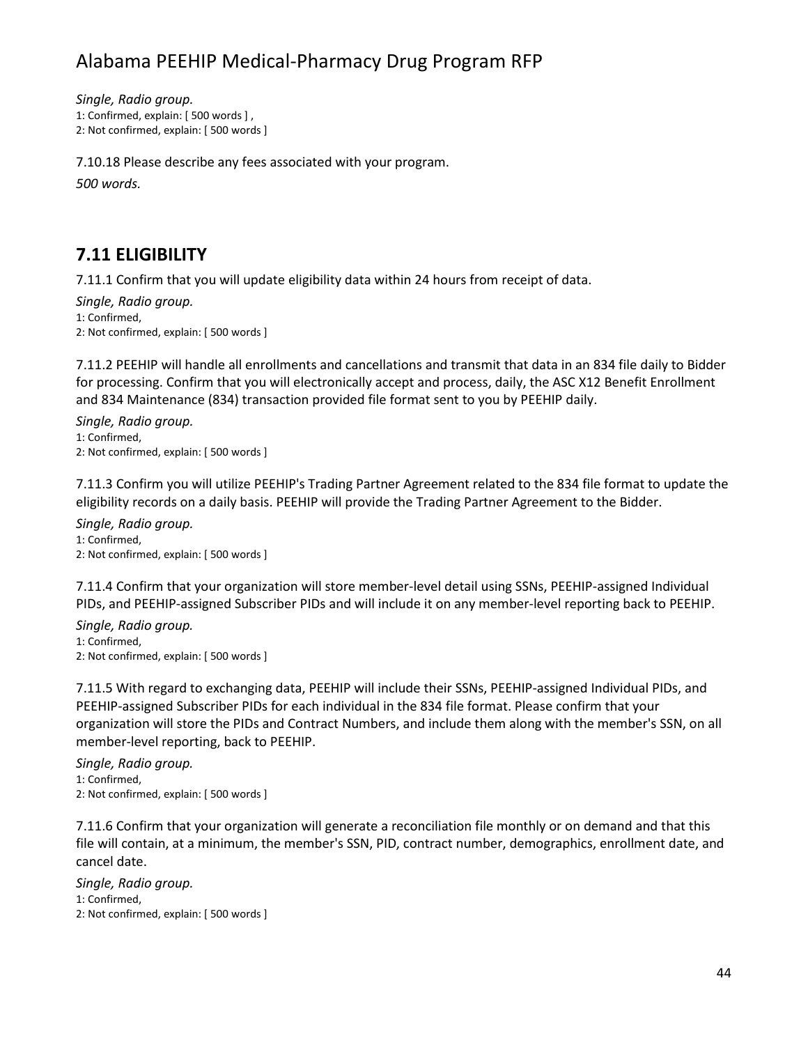*Single, Radio group.*
1: Confirmed, explain: [ 500 words ] ,
2: Not confirmed, explain: [ 500 words ]

7.10.18 Please describe any fees associated with your program.

*500 words.*

## 7.11 ELIGIBILITY

7.11.1 Confirm that you will update eligibility data within 24 hours from receipt of data.

*Single, Radio group.*
1: Confirmed,
2: Not confirmed, explain: [ 500 words ]

7.11.2 PEEHIP will handle all enrollments and cancellations and transmit that data in an 834 file daily to Bidder for processing. Confirm that you will electronically accept and process, daily, the ASC X12 Benefit Enrollment and 834 Maintenance (834) transaction provided file format sent to you by PEEHIP daily.

*Single, Radio group.*
1: Confirmed,
2: Not confirmed, explain: [ 500 words ]

7.11.3 Confirm you will utilize PEEHIP's Trading Partner Agreement related to the 834 file format to update the eligibility records on a daily basis. PEEHIP will provide the Trading Partner Agreement to the Bidder.

*Single, Radio group.*
1: Confirmed,
2: Not confirmed, explain: [ 500 words ]

7.11.4 Confirm that your organization will store member-level detail using SSNs, PEEHIP-assigned Individual PIDs, and PEEHIP-assigned Subscriber PIDs and will include it on any member-level reporting back to PEEHIP.

*Single, Radio group.*
1: Confirmed,
2: Not confirmed, explain: [ 500 words ]

7.11.5 With regard to exchanging data, PEEHIP will include their SSNs, PEEHIP-assigned Individual PIDs, and PEEHIP-assigned Subscriber PIDs for each individual in the 834 file format. Please confirm that your organization will store the PIDs and Contract Numbers, and include them along with the member's SSN, on all member-level reporting, back to PEEHIP.

*Single, Radio group.*
1: Confirmed,
2: Not confirmed, explain: [ 500 words ]

7.11.6 Confirm that your organization will generate a reconciliation file monthly or on demand and that this file will contain, at a minimum, the member's SSN, PID, contract number, demographics, enrollment date, and cancel date.

*Single, Radio group.*
1: Confirmed,
2: Not confirmed, explain: [ 500 words ]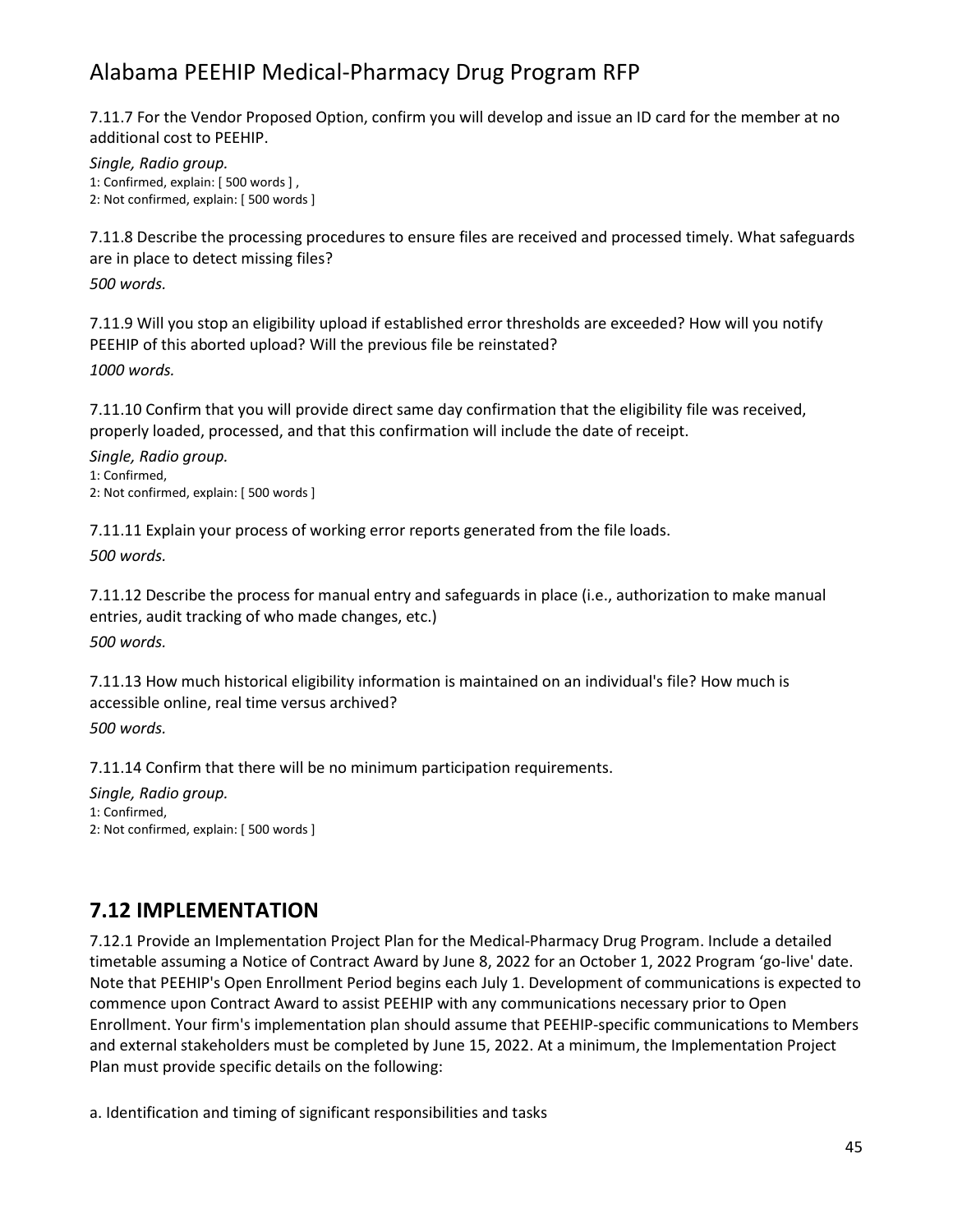7.11.7 For the Vendor Proposed Option, confirm you will develop and issue an ID card for the member at no additional cost to PEEHIP.

*Single, Radio group.*
1: Confirmed, explain: [ 500 words ] ,
2: Not confirmed, explain: [ 500 words ]

7.11.8 Describe the processing procedures to ensure files are received and processed timely. What safeguards are in place to detect missing files?

*500 words.*

7.11.9 Will you stop an eligibility upload if established error thresholds are exceeded? How will you notify PEEHIP of this aborted upload? Will the previous file be reinstated?

*1000 words.*

7.11.10 Confirm that you will provide direct same day confirmation that the eligibility file was received, properly loaded, processed, and that this confirmation will include the date of receipt.

*Single, Radio group.*
1: Confirmed,
2: Not confirmed, explain: [ 500 words ]

7.11.11 Explain your process of working error reports generated from the file loads.

*500 words.*

7.11.12 Describe the process for manual entry and safeguards in place (i.e., authorization to make manual entries, audit tracking of who made changes, etc.)

*500 words.*

7.11.13 How much historical eligibility information is maintained on an individual's file? How much is accessible online, real time versus archived?

*500 words.*

7.11.14 Confirm that there will be no minimum participation requirements.

*Single, Radio group.*
1: Confirmed,
2: Not confirmed, explain: [ 500 words ]

## 7.12 IMPLEMENTATION

7.12.1 Provide an Implementation Project Plan for the Medical-Pharmacy Drug Program. Include a detailed timetable assuming a Notice of Contract Award by June 8, 2022 for an October 1, 2022 Program 'go-live' date. Note that PEEHIP's Open Enrollment Period begins each July 1. Development of communications is expected to commence upon Contract Award to assist PEEHIP with any communications necessary prior to Open Enrollment. Your firm's implementation plan should assume that PEEHIP-specific communications to Members and external stakeholders must be completed by June 15, 2022. At a minimum, the Implementation Project Plan must provide specific details on the following:

a. Identification and timing of significant responsibilities and tasks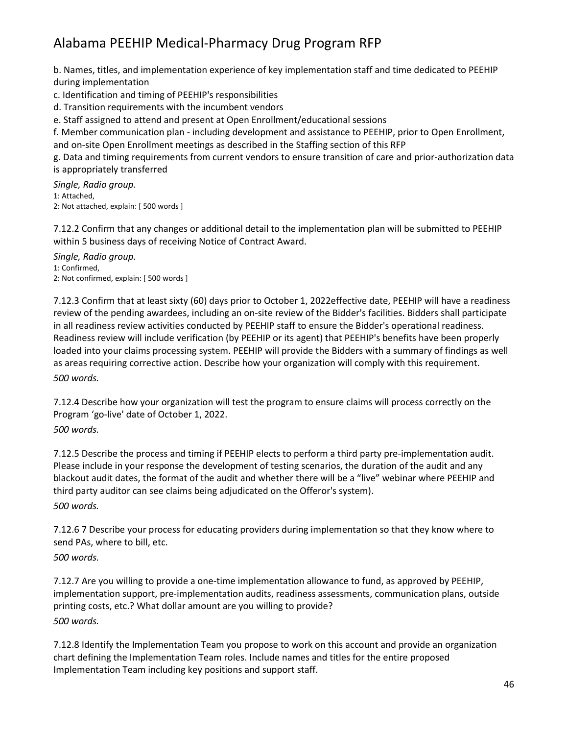b. Names, titles, and implementation experience of key implementation staff and time dedicated to PEEHIP during implementation

c. Identification and timing of PEEHIP's responsibilities

d. Transition requirements with the incumbent vendors

e. Staff assigned to attend and present at Open Enrollment/educational sessions

f. Member communication plan - including development and assistance to PEEHIP, prior to Open Enrollment, and on-site Open Enrollment meetings as described in the Staffing section of this RFP

g. Data and timing requirements from current vendors to ensure transition of care and prior-authorization data is appropriately transferred

*Single, Radio group.*

1: Attached,
2: Not attached, explain: [ 500 words ]

7.12.2 Confirm that any changes or additional detail to the implementation plan will be submitted to PEEHIP within 5 business days of receiving Notice of Contract Award.

*Single, Radio group.*

1: Confirmed,
2: Not confirmed, explain: [ 500 words ]

7.12.3 Confirm that at least sixty (60) days prior to October 1, 2022effective date, PEEHIP will have a readiness review of the pending awardees, including an on-site review of the Bidder's facilities. Bidders shall participate in all readiness review activities conducted by PEEHIP staff to ensure the Bidder's operational readiness. Readiness review will include verification (by PEEHIP or its agent) that PEEHIP's benefits have been properly loaded into your claims processing system. PEEHIP will provide the Bidders with a summary of findings as well as areas requiring corrective action. Describe how your organization will comply with this requirement.

*500 words.*

7.12.4 Describe how your organization will test the program to ensure claims will process correctly on the Program 'go-live' date of October 1, 2022.

*500 words.*

7.12.5 Describe the process and timing if PEEHIP elects to perform a third party pre-implementation audit. Please include in your response the development of testing scenarios, the duration of the audit and any blackout audit dates, the format of the audit and whether there will be a "live" webinar where PEEHIP and third party auditor can see claims being adjudicated on the Offeror's system).

*500 words.*

7.12.6 7 Describe your process for educating providers during implementation so that they know where to send PAs, where to bill, etc.

*500 words.*

7.12.7 Are you willing to provide a one-time implementation allowance to fund, as approved by PEEHIP, implementation support, pre-implementation audits, readiness assessments, communication plans, outside printing costs, etc.? What dollar amount are you willing to provide?

*500 words.*

7.12.8 Identify the Implementation Team you propose to work on this account and provide an organization chart defining the Implementation Team roles. Include names and titles for the entire proposed Implementation Team including key positions and support staff.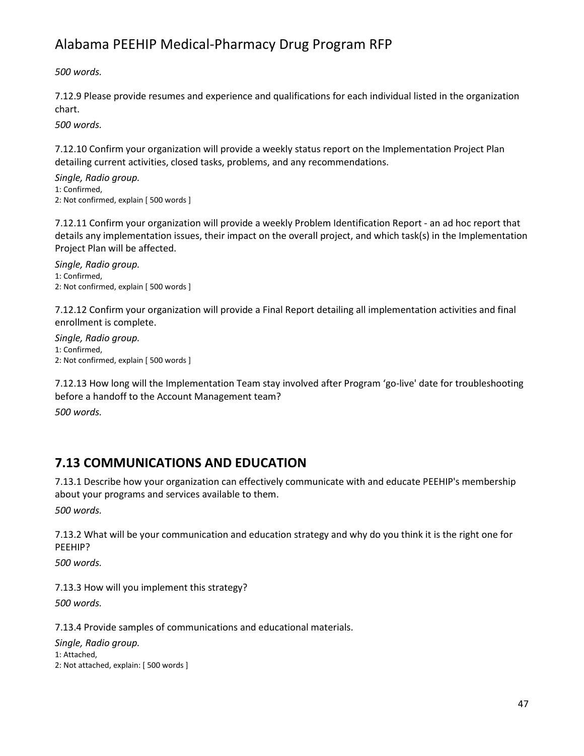*500 words.*

7.12.9 Please provide resumes and experience and qualifications for each individual listed in the organization chart.

*500 words.*

7.12.10 Confirm your organization will provide a weekly status report on the Implementation Project Plan detailing current activities, closed tasks, problems, and any recommendations.

*Single, Radio group.*
1: Confirmed,
2: Not confirmed, explain [ 500 words ]

7.12.11 Confirm your organization will provide a weekly Problem Identification Report - an ad hoc report that details any implementation issues, their impact on the overall project, and which task(s) in the Implementation Project Plan will be affected.

*Single, Radio group.*
1: Confirmed,
2: Not confirmed, explain [ 500 words ]

7.12.12 Confirm your organization will provide a Final Report detailing all implementation activities and final enrollment is complete.

*Single, Radio group.*
1: Confirmed,
2: Not confirmed, explain [ 500 words ]

7.12.13 How long will the Implementation Team stay involved after Program 'go-live' date for troubleshooting before a handoff to the Account Management team?

*500 words.*

## 7.13 COMMUNICATIONS AND EDUCATION

7.13.1 Describe how your organization can effectively communicate with and educate PEEHIP's membership about your programs and services available to them.

*500 words.*

7.13.2 What will be your communication and education strategy and why do you think it is the right one for PEEHIP?

*500 words.*

7.13.3 How will you implement this strategy?

*500 words.*

7.13.4 Provide samples of communications and educational materials.

*Single, Radio group.*
1: Attached,
2: Not attached, explain: [ 500 words ]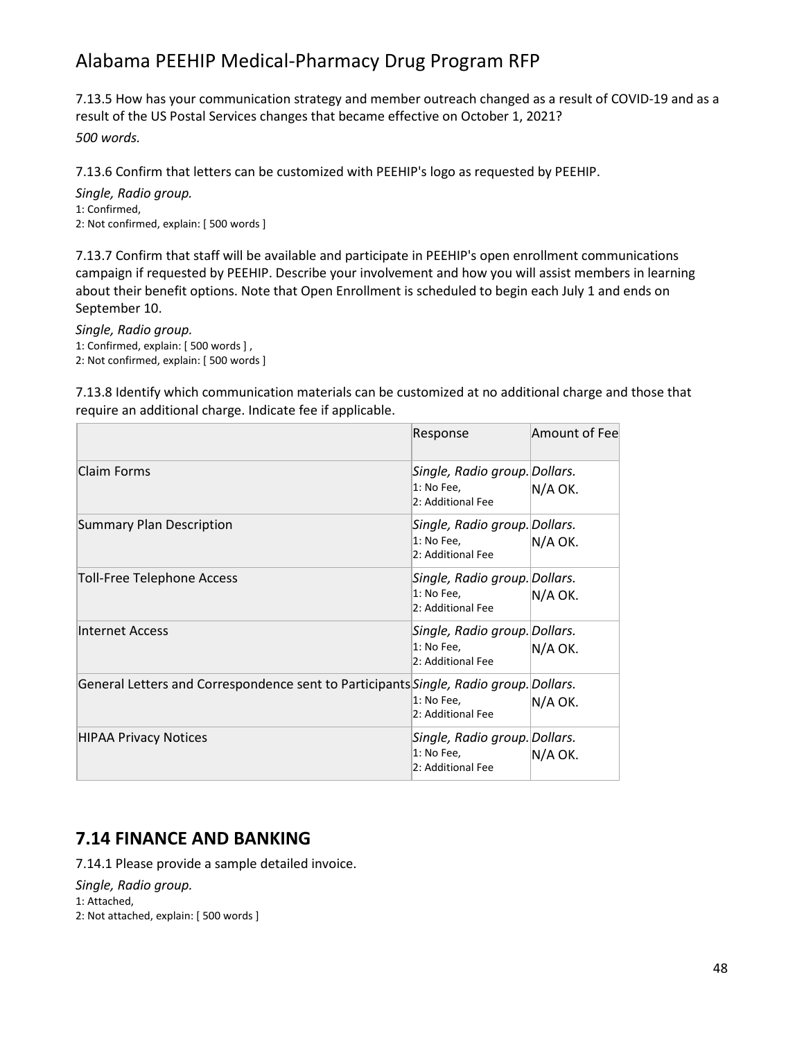7.13.5 How has your communication strategy and member outreach changed as a result of COVID-19 and as a result of the US Postal Services changes that became effective on October 1, 2021?

*500 words.*

7.13.6 Confirm that letters can be customized with PEEHIP's logo as requested by PEEHIP.

*Single, Radio group.*
1: Confirmed,
2: Not confirmed, explain: [ 500 words ]

7.13.7 Confirm that staff will be available and participate in PEEHIP's open enrollment communications campaign if requested by PEEHIP. Describe your involvement and how you will assist members in learning about their benefit options. Note that Open Enrollment is scheduled to begin each July 1 and ends on September 10.

*Single, Radio group.*
1: Confirmed, explain: [ 500 words ] ,
2: Not confirmed, explain: [ 500 words ]

7.13.8 Identify which communication materials can be customized at no additional charge and those that require an additional charge. Indicate fee if applicable.

| | Response | Amount of Fee |
|---|---|---|
| Claim Forms | *Single, Radio group.* 1: No Fee, 2: Additional Fee | *Dollars.* N/A OK. |
| Summary Plan Description | *Single, Radio group.* 1: No Fee, 2: Additional Fee | *Dollars.* N/A OK. |
| Toll-Free Telephone Access | *Single, Radio group.* 1: No Fee, 2: Additional Fee | *Dollars.* N/A OK. |
| Internet Access | *Single, Radio group.* 1: No Fee, 2: Additional Fee | *Dollars.* N/A OK. |
| General Letters and Correspondence sent to Participants | *Single, Radio group.* 1: No Fee, 2: Additional Fee | *Dollars.* N/A OK. |
| HIPAA Privacy Notices | *Single, Radio group.* 1: No Fee, 2: Additional Fee | *Dollars.* N/A OK. |

## 7.14 FINANCE AND BANKING

7.14.1 Please provide a sample detailed invoice.

*Single, Radio group.*
1: Attached,
2: Not attached, explain: [ 500 words ]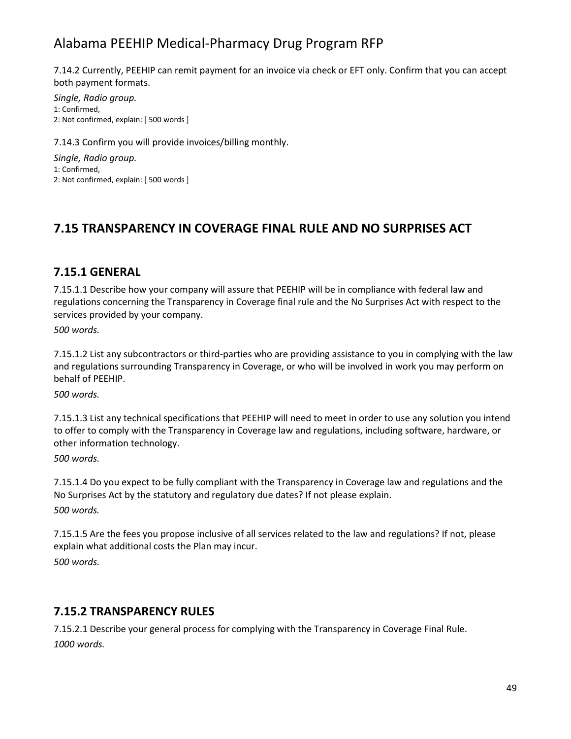7.14.2 Currently, PEEHIP can remit payment for an invoice via check or EFT only. Confirm that you can accept both payment formats.

*Single, Radio group.*
1: Confirmed,
2: Not confirmed, explain: [ 500 words ]

7.14.3 Confirm you will provide invoices/billing monthly.

*Single, Radio group.*
1: Confirmed,
2: Not confirmed, explain: [ 500 words ]

## 7.15 TRANSPARENCY IN COVERAGE FINAL RULE AND NO SURPRISES ACT

### 7.15.1 GENERAL

7.15.1.1 Describe how your company will assure that PEEHIP will be in compliance with federal law and regulations concerning the Transparency in Coverage final rule and the No Surprises Act with respect to the services provided by your company.
*500 words.*

7.15.1.2 List any subcontractors or third-parties who are providing assistance to you in complying with the law and regulations surrounding Transparency in Coverage, or who will be involved in work you may perform on behalf of PEEHIP.
*500 words.*

7.15.1.3 List any technical specifications that PEEHIP will need to meet in order to use any solution you intend to offer to comply with the Transparency in Coverage law and regulations, including software, hardware, or other information technology.
*500 words.*

7.15.1.4 Do you expect to be fully compliant with the Transparency in Coverage law and regulations and the No Surprises Act by the statutory and regulatory due dates? If not please explain.
*500 words.*

7.15.1.5 Are the fees you propose inclusive of all services related to the law and regulations? If not, please explain what additional costs the Plan may incur.
*500 words.*

### 7.15.2 TRANSPARENCY RULES

7.15.2.1 Describe your general process for complying with the Transparency in Coverage Final Rule.
*1000 words.*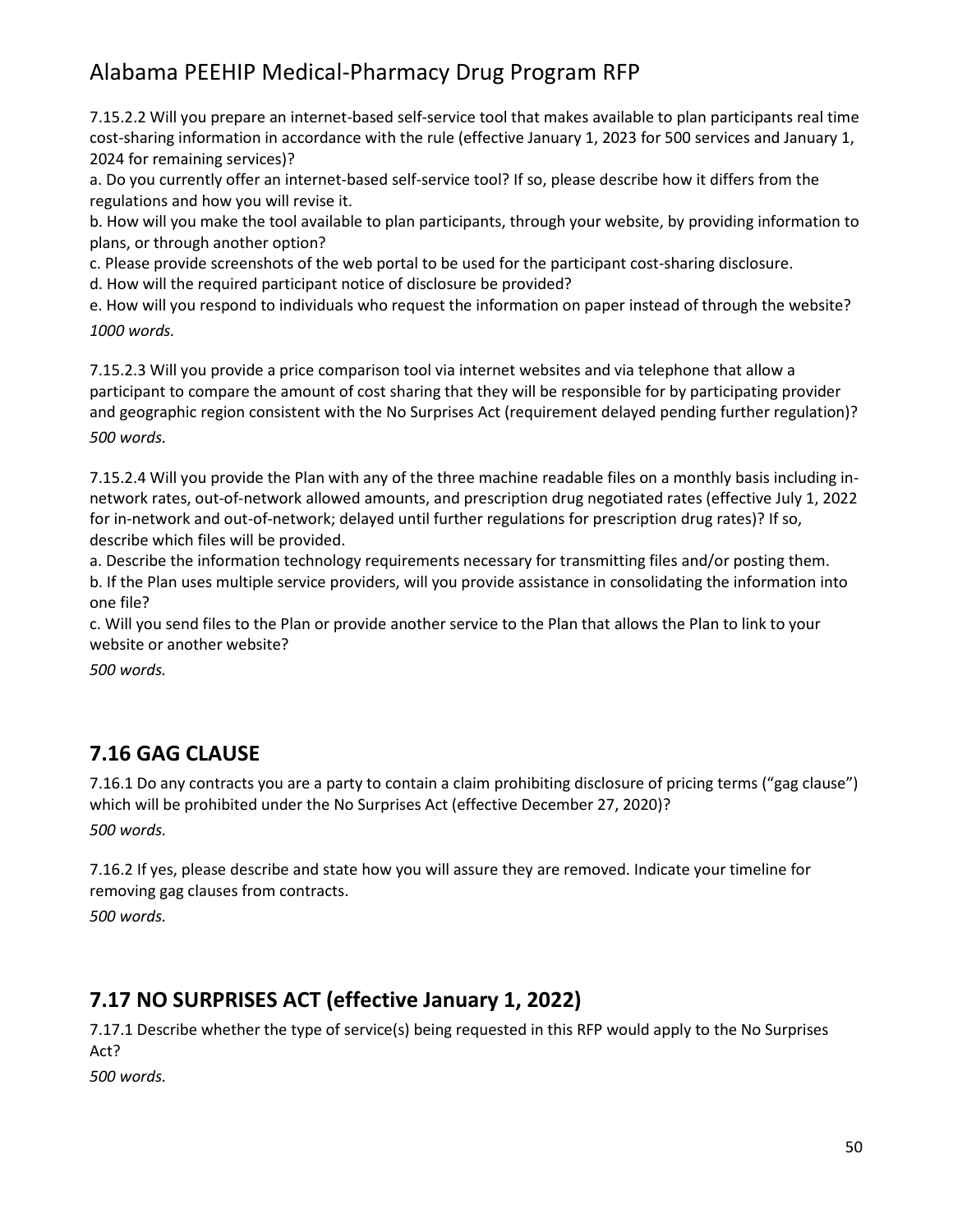7.15.2.2 Will you prepare an internet-based self-service tool that makes available to plan participants real time cost-sharing information in accordance with the rule (effective January 1, 2023 for 500 services and January 1, 2024 for remaining services)?

a. Do you currently offer an internet-based self-service tool? If so, please describe how it differs from the regulations and how you will revise it.

b. How will you make the tool available to plan participants, through your website, by providing information to plans, or through another option?

c. Please provide screenshots of the web portal to be used for the participant cost-sharing disclosure.

d. How will the required participant notice of disclosure be provided?

e. How will you respond to individuals who request the information on paper instead of through the website?

*1000 words.*

7.15.2.3 Will you provide a price comparison tool via internet websites and via telephone that allow a participant to compare the amount of cost sharing that they will be responsible for by participating provider and geographic region consistent with the No Surprises Act (requirement delayed pending further regulation)?

*500 words.*

7.15.2.4 Will you provide the Plan with any of the three machine readable files on a monthly basis including in-network rates, out-of-network allowed amounts, and prescription drug negotiated rates (effective July 1, 2022 for in-network and out-of-network; delayed until further regulations for prescription drug rates)? If so, describe which files will be provided.

a. Describe the information technology requirements necessary for transmitting files and/or posting them.

b. If the Plan uses multiple service providers, will you provide assistance in consolidating the information into one file?

c. Will you send files to the Plan or provide another service to the Plan that allows the Plan to link to your website or another website?

*500 words.*

## 7.16 GAG CLAUSE

7.16.1 Do any contracts you are a party to contain a claim prohibiting disclosure of pricing terms ("gag clause") which will be prohibited under the No Surprises Act (effective December 27, 2020)?

*500 words.*

7.16.2 If yes, please describe and state how you will assure they are removed. Indicate your timeline for removing gag clauses from contracts.

*500 words.*

## 7.17 NO SURPRISES ACT (effective January 1, 2022)

7.17.1 Describe whether the type of service(s) being requested in this RFP would apply to the No Surprises Act?

*500 words.*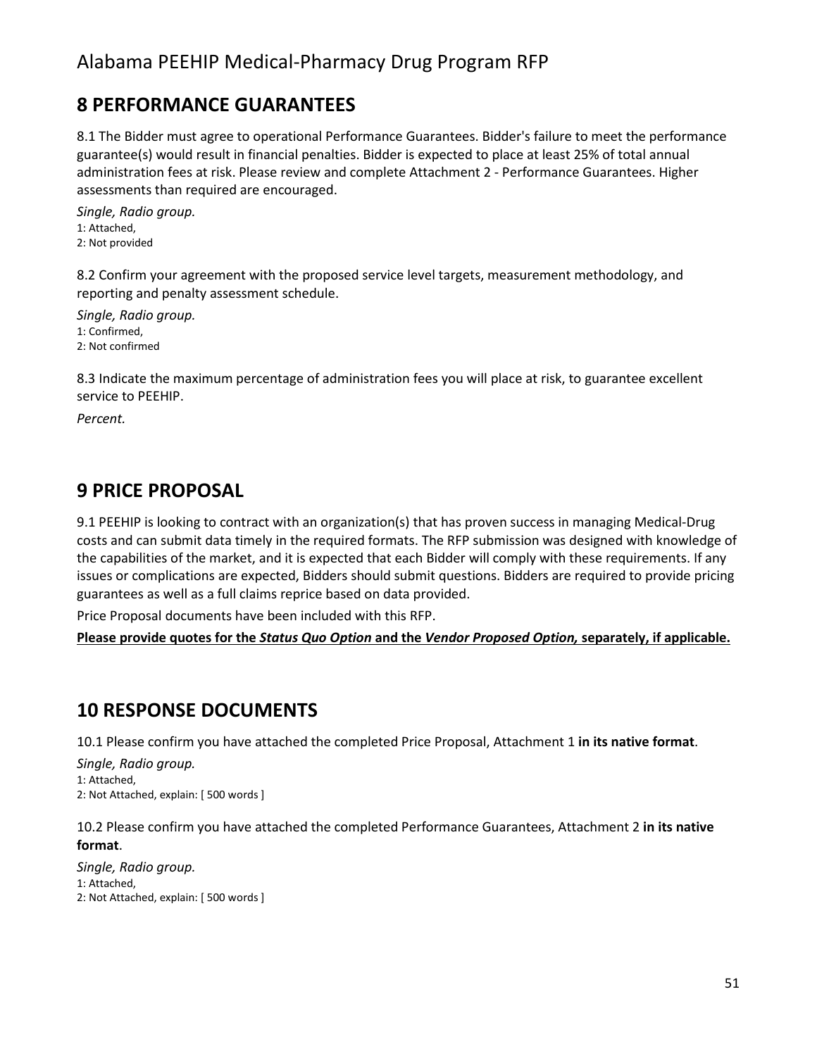## 8 PERFORMANCE GUARANTEES

8.1 The Bidder must agree to operational Performance Guarantees. Bidder's failure to meet the performance guarantee(s) would result in financial penalties. Bidder is expected to place at least 25% of total annual administration fees at risk. Please review and complete Attachment 2 - Performance Guarantees. Higher assessments than required are encouraged.

*Single, Radio group.*
1: Attached,
2: Not provided

8.2 Confirm your agreement with the proposed service level targets, measurement methodology, and reporting and penalty assessment schedule.

*Single, Radio group.*
1: Confirmed,
2: Not confirmed

8.3 Indicate the maximum percentage of administration fees you will place at risk, to guarantee excellent service to PEEHIP.

*Percent.*

## 9 PRICE PROPOSAL

9.1 PEEHIP is looking to contract with an organization(s) that has proven success in managing Medical-Drug costs and can submit data timely in the required formats. The RFP submission was designed with knowledge of the capabilities of the market, and it is expected that each Bidder will comply with these requirements. If any issues or complications are expected, Bidders should submit questions. Bidders are required to provide pricing guarantees as well as a full claims reprice based on data provided.

Price Proposal documents have been included with this RFP.

**Please provide quotes for the *Status Quo Option* and the *Vendor Proposed Option,* separately, if applicable.**

## 10 RESPONSE DOCUMENTS

10.1 Please confirm you have attached the completed Price Proposal, Attachment 1 **in its native format**.

*Single, Radio group.*
1: Attached,
2: Not Attached, explain: [ 500 words ]

10.2 Please confirm you have attached the completed Performance Guarantees, Attachment 2 **in its native format**.

*Single, Radio group.*
1: Attached,
2: Not Attached, explain: [ 500 words ]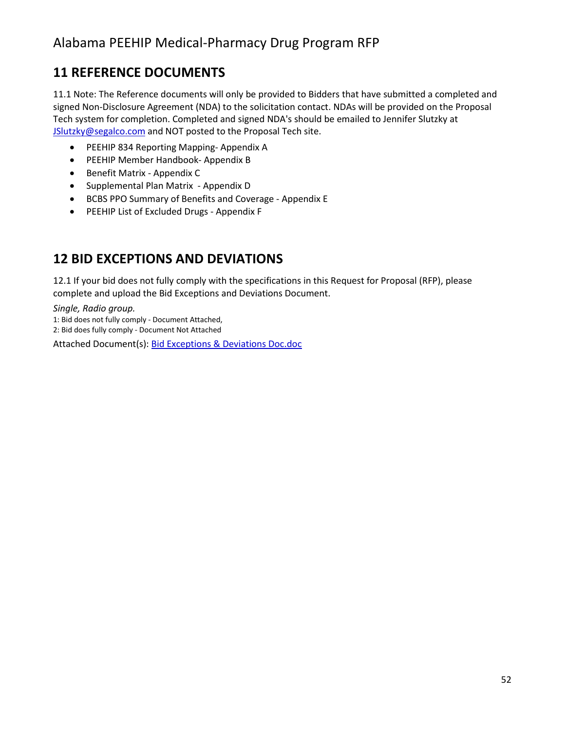## 11 REFERENCE DOCUMENTS

11.1 Note: The Reference documents will only be provided to Bidders that have submitted a completed and signed Non-Disclosure Agreement (NDA) to the solicitation contact. NDAs will be provided on the Proposal Tech system for completion. Completed and signed NDA's should be emailed to Jennifer Slutzky at JSlutzky@segalco.com and NOT posted to the Proposal Tech site.

- PEEHIP 834 Reporting Mapping- Appendix A
- PEEHIP Member Handbook- Appendix B
- Benefit Matrix - Appendix C
- Supplemental Plan Matrix - Appendix D
- BCBS PPO Summary of Benefits and Coverage - Appendix E
- PEEHIP List of Excluded Drugs - Appendix F

## 12 BID EXCEPTIONS AND DEVIATIONS

12.1 If your bid does not fully comply with the specifications in this Request for Proposal (RFP), please complete and upload the Bid Exceptions and Deviations Document.

*Single, Radio group.*

1: Bid does not fully comply - Document Attached,

2: Bid does fully comply - Document Not Attached

Attached Document(s): Bid Exceptions & Deviations Doc.doc